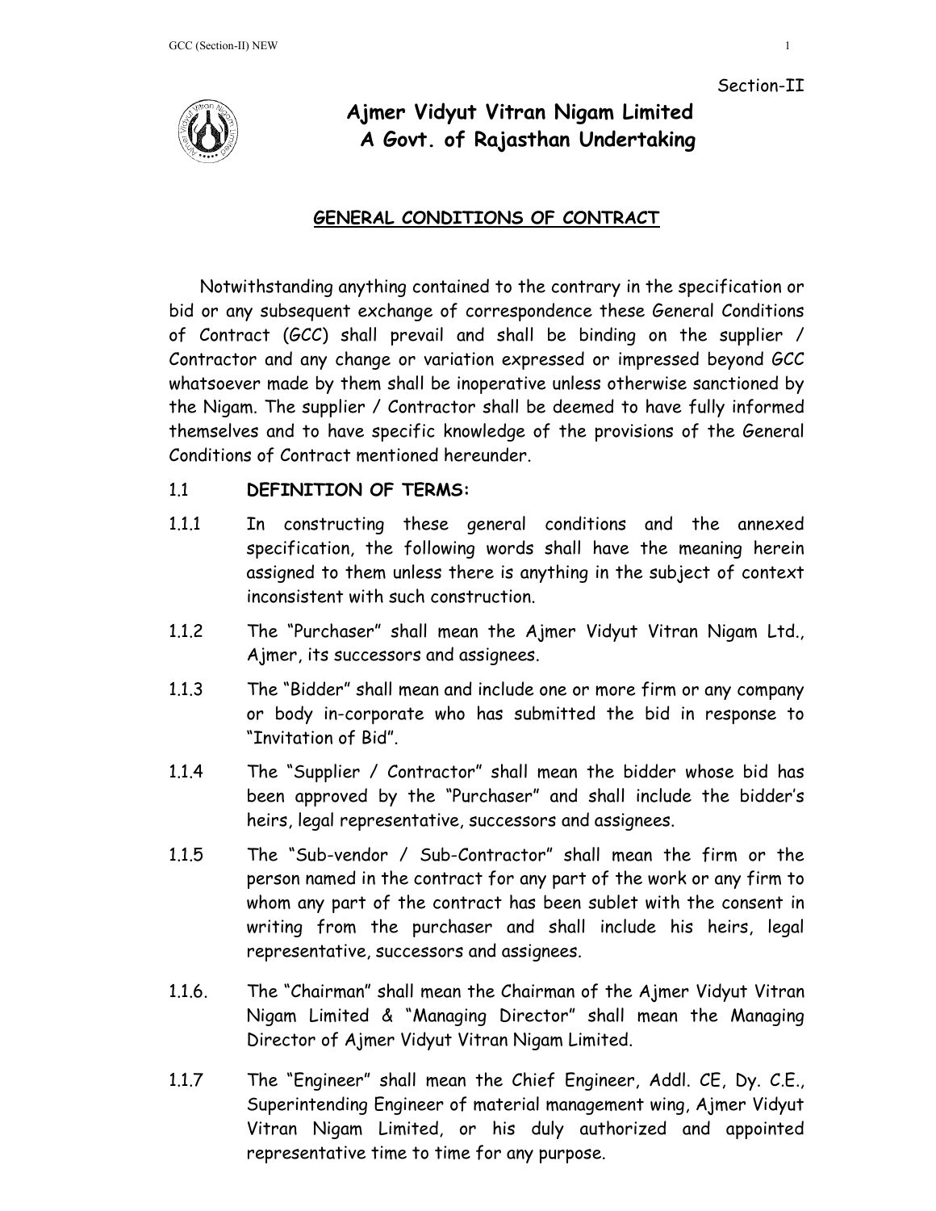Section-II

# Ajmer Vidyut Vitran Nigam Limited
# A Govt. of Rajasthan Undertaking

## GENERAL CONDITIONS OF CONTRACT

Notwithstanding anything contained to the contrary in the specification or bid or any subsequent exchange of correspondence these General Conditions of Contract (GCC) shall prevail and shall be binding on the supplier / Contractor and any change or variation expressed or impressed beyond GCC whatsoever made by them shall be inoperative unless otherwise sanctioned by the Nigam. The supplier / Contractor shall be deemed to have fully informed themselves and to have specific knowledge of the provisions of the General Conditions of Contract mentioned hereunder.

1.1 **DEFINITION OF TERMS:**

1.1.1 In constructing these general conditions and the annexed specification, the following words shall have the meaning herein assigned to them unless there is anything in the subject of context inconsistent with such construction.

1.1.2 The "Purchaser" shall mean the Ajmer Vidyut Vitran Nigam Ltd., Ajmer, its successors and assignees.

1.1.3 The "Bidder" shall mean and include one or more firm or any company or body in-corporate who has submitted the bid in response to "Invitation of Bid".

1.1.4 The "Supplier / Contractor" shall mean the bidder whose bid has been approved by the "Purchaser" and shall include the bidder's heirs, legal representative, successors and assignees.

1.1.5 The "Sub-vendor / Sub-Contractor" shall mean the firm or the person named in the contract for any part of the work or any firm to whom any part of the contract has been sublet with the consent in writing from the purchaser and shall include his heirs, legal representative, successors and assignees.

1.1.6. The "Chairman" shall mean the Chairman of the Ajmer Vidyut Vitran Nigam Limited & "Managing Director" shall mean the Managing Director of Ajmer Vidyut Vitran Nigam Limited.

1.1.7 The "Engineer" shall mean the Chief Engineer, Addl. CE, Dy. C.E., Superintending Engineer of material management wing, Ajmer Vidyut Vitran Nigam Limited, or his duly authorized and appointed representative time to time for any purpose.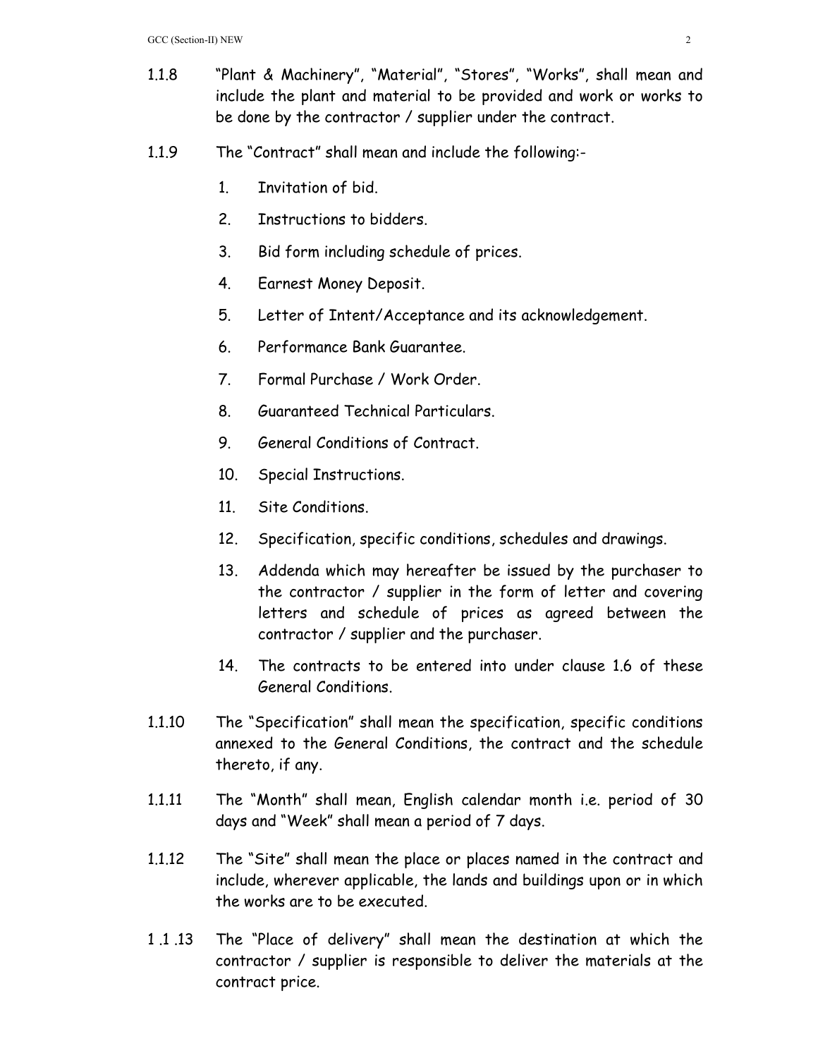1.1.8 "Plant & Machinery", "Material", "Stores", "Works", shall mean and include the plant and material to be provided and work or works to be done by the contractor / supplier under the contract.

1.1.9 The "Contract" shall mean and include the following:-

1. Invitation of bid.
2. Instructions to bidders.
3. Bid form including schedule of prices.
4. Earnest Money Deposit.
5. Letter of Intent/Acceptance and its acknowledgement.
6. Performance Bank Guarantee.
7. Formal Purchase / Work Order.
8. Guaranteed Technical Particulars.
9. General Conditions of Contract.
10. Special Instructions.
11. Site Conditions.
12. Specification, specific conditions, schedules and drawings.
13. Addenda which may hereafter be issued by the purchaser to the contractor / supplier in the form of letter and covering letters and schedule of prices as agreed between the contractor / supplier and the purchaser.
14. The contracts to be entered into under clause 1.6 of these General Conditions.

1.1.10 The "Specification" shall mean the specification, specific conditions annexed to the General Conditions, the contract and the schedule thereto, if any.

1.1.11 The "Month" shall mean, English calendar month i.e. period of 30 days and "Week" shall mean a period of 7 days.

1.1.12 The "Site" shall mean the place or places named in the contract and include, wherever applicable, the lands and buildings upon or in which the works are to be executed.

1 .1 .13 The "Place of delivery" shall mean the destination at which the contractor / supplier is responsible to deliver the materials at the contract price.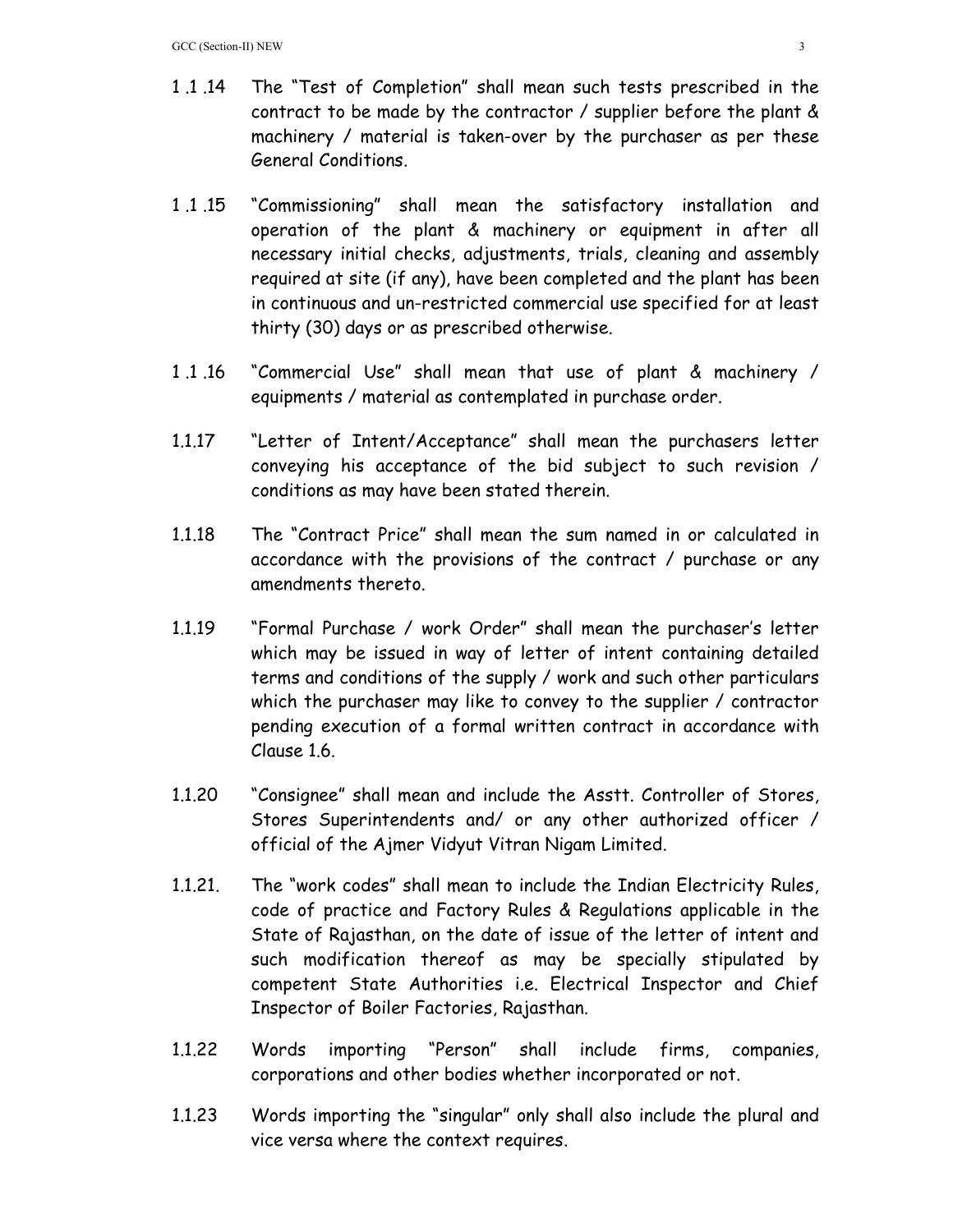1 .1 .14 The "Test of Completion" shall mean such tests prescribed in the contract to be made by the contractor / supplier before the plant & machinery / material is taken-over by the purchaser as per these General Conditions.

1 .1 .15 "Commissioning" shall mean the satisfactory installation and operation of the plant & machinery or equipment in after all necessary initial checks, adjustments, trials, cleaning and assembly required at site (if any), have been completed and the plant has been in continuous and un-restricted commercial use specified for at least thirty (30) days or as prescribed otherwise.

1 .1 .16 "Commercial Use" shall mean that use of plant & machinery / equipments / material as contemplated in purchase order.

1.1.17 "Letter of Intent/Acceptance" shall mean the purchasers letter conveying his acceptance of the bid subject to such revision / conditions as may have been stated therein.

1.1.18 The "Contract Price" shall mean the sum named in or calculated in accordance with the provisions of the contract / purchase or any amendments thereto.

1.1.19 "Formal Purchase / work Order" shall mean the purchaser's letter which may be issued in way of letter of intent containing detailed terms and conditions of the supply / work and such other particulars which the purchaser may like to convey to the supplier / contractor pending execution of a formal written contract in accordance with Clause 1.6.

1.1.20 "Consignee" shall mean and include the Asstt. Controller of Stores, Stores Superintendents and/ or any other authorized officer / official of the Ajmer Vidyut Vitran Nigam Limited.

1.1.21. The "work codes" shall mean to include the Indian Electricity Rules, code of practice and Factory Rules & Regulations applicable in the State of Rajasthan, on the date of issue of the letter of intent and such modification thereof as may be specially stipulated by competent State Authorities i.e. Electrical Inspector and Chief Inspector of Boiler Factories, Rajasthan.

1.1.22 Words importing "Person" shall include firms, companies, corporations and other bodies whether incorporated or not.

1.1.23 Words importing the "singular" only shall also include the plural and vice versa where the context requires.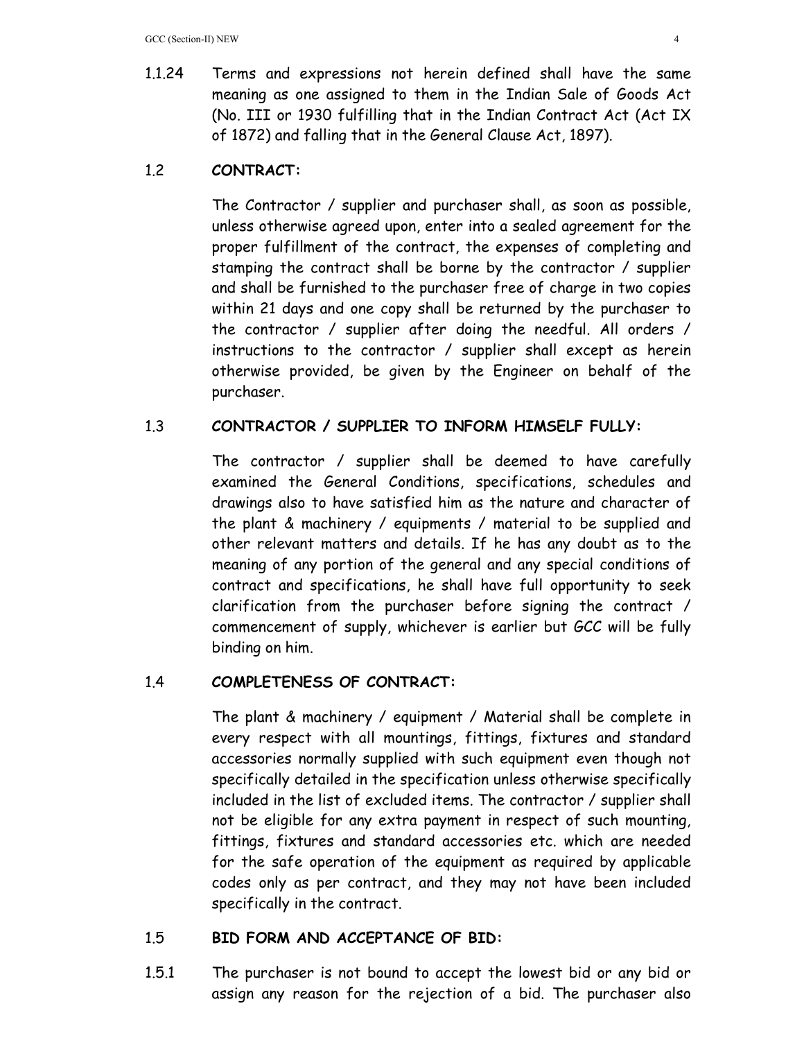1.1.24 Terms and expressions not herein defined shall have the same meaning as one assigned to them in the Indian Sale of Goods Act (No. III or 1930 fulfilling that in the Indian Contract Act (Act IX of 1872) and falling that in the General Clause Act, 1897).

## 1.2 CONTRACT:

The Contractor / supplier and purchaser shall, as soon as possible, unless otherwise agreed upon, enter into a sealed agreement for the proper fulfillment of the contract, the expenses of completing and stamping the contract shall be borne by the contractor / supplier and shall be furnished to the purchaser free of charge in two copies within 21 days and one copy shall be returned by the purchaser to the contractor / supplier after doing the needful. All orders / instructions to the contractor / supplier shall except as herein otherwise provided, be given by the Engineer on behalf of the purchaser.

## 1.3 CONTRACTOR / SUPPLIER TO INFORM HIMSELF FULLY:

The contractor / supplier shall be deemed to have carefully examined the General Conditions, specifications, schedules and drawings also to have satisfied him as the nature and character of the plant & machinery / equipments / material to be supplied and other relevant matters and details. If he has any doubt as to the meaning of any portion of the general and any special conditions of contract and specifications, he shall have full opportunity to seek clarification from the purchaser before signing the contract / commencement of supply, whichever is earlier but GCC will be fully binding on him.

## 1.4 COMPLETENESS OF CONTRACT:

The plant & machinery / equipment / Material shall be complete in every respect with all mountings, fittings, fixtures and standard accessories normally supplied with such equipment even though not specifically detailed in the specification unless otherwise specifically included in the list of excluded items. The contractor / supplier shall not be eligible for any extra payment in respect of such mounting, fittings, fixtures and standard accessories etc. which are needed for the safe operation of the equipment as required by applicable codes only as per contract, and they may not have been included specifically in the contract.

## 1.5 BID FORM AND ACCEPTANCE OF BID:

1.5.1 The purchaser is not bound to accept the lowest bid or any bid or assign any reason for the rejection of a bid. The purchaser also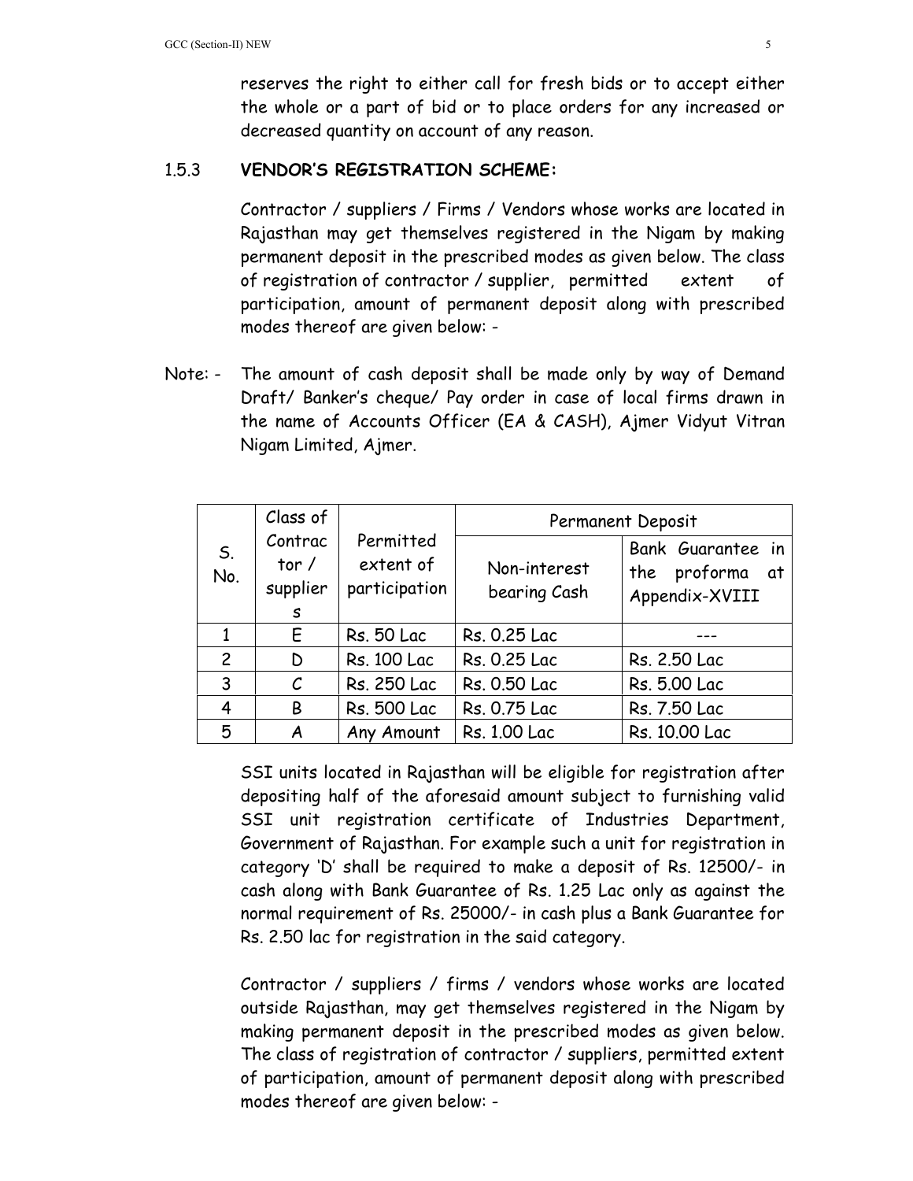reserves the right to either call for fresh bids or to accept either the whole or a part of bid or to place orders for any increased or decreased quantity on account of any reason.

### 1.5.3 VENDOR'S REGISTRATION SCHEME:

Contractor / suppliers / Firms / Vendors whose works are located in Rajasthan may get themselves registered in the Nigam by making permanent deposit in the prescribed modes as given below. The class of registration of contractor / supplier, permitted extent of participation, amount of permanent deposit along with prescribed modes thereof are given below: -

Note: - The amount of cash deposit shall be made only by way of Demand Draft/ Banker's cheque/ Pay order in case of local firms drawn in the name of Accounts Officer (EA & CASH), Ajmer Vidyut Vitran Nigam Limited, Ajmer.

| S. No. | Class of Contractor / suppliers | Permitted extent of participation | Permanent Deposit | |
|---|---|---|---|---|
| | | | Non-interest bearing Cash | Bank Guarantee in the proforma at Appendix-XVIII |
| 1 | E | Rs. 50 Lac | Rs. 0.25 Lac | --- |
| 2 | D | Rs. 100 Lac | Rs. 0.25 Lac | Rs. 2.50 Lac |
| 3 | C | Rs. 250 Lac | Rs. 0.50 Lac | Rs. 5.00 Lac |
| 4 | B | Rs. 500 Lac | Rs. 0.75 Lac | Rs. 7.50 Lac |
| 5 | A | Any Amount | Rs. 1.00 Lac | Rs. 10.00 Lac |

SSI units located in Rajasthan will be eligible for registration after depositing half of the aforesaid amount subject to furnishing valid SSI unit registration certificate of Industries Department, Government of Rajasthan. For example such a unit for registration in category 'D' shall be required to make a deposit of Rs. 12500/- in cash along with Bank Guarantee of Rs. 1.25 Lac only as against the normal requirement of Rs. 25000/- in cash plus a Bank Guarantee for Rs. 2.50 lac for registration in the said category.

Contractor / suppliers / firms / vendors whose works are located outside Rajasthan, may get themselves registered in the Nigam by making permanent deposit in the prescribed modes as given below. The class of registration of contractor / suppliers, permitted extent of participation, amount of permanent deposit along with prescribed modes thereof are given below: -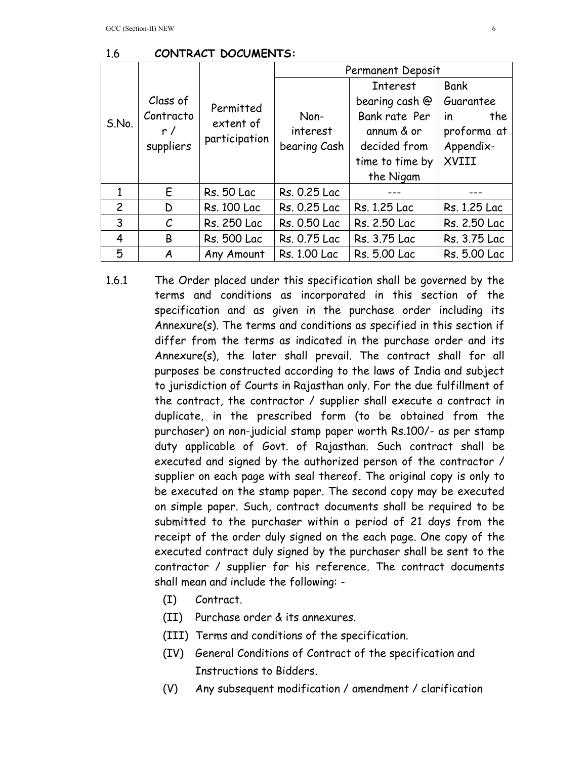## 1.6 CONTRACT DOCUMENTS:

| S.No. | Class of Contractor / suppliers | Permitted extent of participation | Permanent Deposit | | |
|---|---|---|---|---|---|
| | | | Non-interest bearing Cash | Interest bearing cash @ Bank rate Per annum & or decided from time to time by the Nigam | Bank Guarantee in the proforma at Appendix-XVIII |
| 1 | E | Rs. 50 Lac | Rs. 0.25 Lac | --- | --- |
| 2 | D | Rs. 100 Lac | Rs. 0.25 Lac | Rs. 1.25 Lac | Rs. 1.25 Lac |
| 3 | C | Rs. 250 Lac | Rs. 0.50 Lac | Rs. 2.50 Lac | Rs. 2.50 Lac |
| 4 | B | Rs. 500 Lac | Rs. 0.75 Lac | Rs. 3.75 Lac | Rs. 3.75 Lac |
| 5 | A | Any Amount | Rs. 1.00 Lac | Rs. 5.00 Lac | Rs. 5.00 Lac |

1.6.1 The Order placed under this specification shall be governed by the terms and conditions as incorporated in this section of the specification and as given in the purchase order including its Annexure(s). The terms and conditions as specified in this section if differ from the terms as indicated in the purchase order and its Annexure(s), the later shall prevail. The contract shall for all purposes be constructed according to the laws of India and subject to jurisdiction of Courts in Rajasthan only. For the due fulfillment of the contract, the contractor / supplier shall execute a contract in duplicate, in the prescribed form (to be obtained from the purchaser) on non-judicial stamp paper worth Rs.100/- as per stamp duty applicable of Govt. of Rajasthan. Such contract shall be executed and signed by the authorized person of the contractor / supplier on each page with seal thereof. The original copy is only to be executed on the stamp paper. The second copy may be executed on simple paper. Such, contract documents shall be required to be submitted to the purchaser within a period of 21 days from the receipt of the order duly signed on the each page. One copy of the executed contract duly signed by the purchaser shall be sent to the contractor / supplier for his reference. The contract documents shall mean and include the following: -

(I) Contract.

(II) Purchase order & its annexures.

(III) Terms and conditions of the specification.

(IV) General Conditions of Contract of the specification and Instructions to Bidders.

(V) Any subsequent modification / amendment / clarification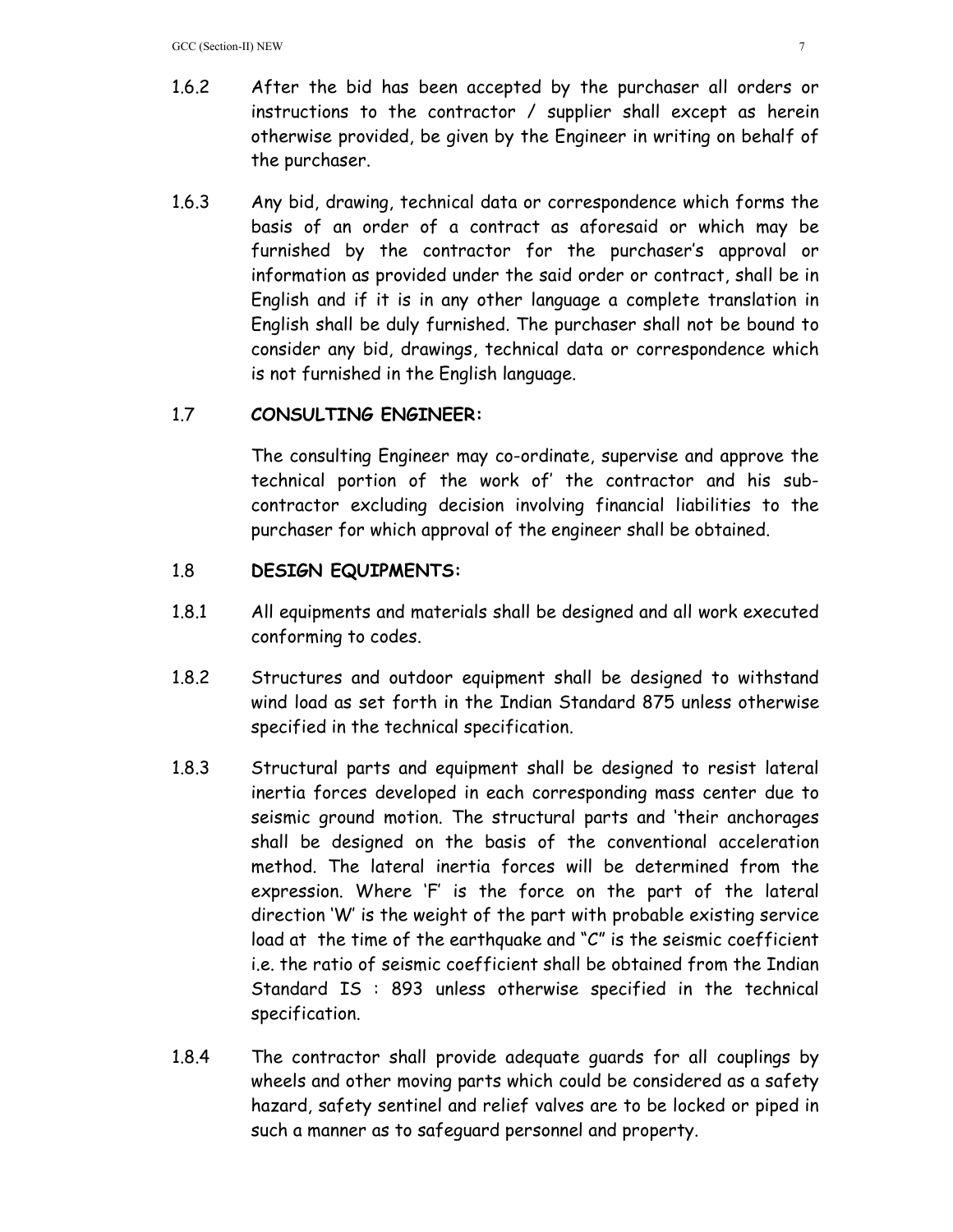1.6.2 After the bid has been accepted by the purchaser all orders or instructions to the contractor / supplier shall except as herein otherwise provided, be given by the Engineer in writing on behalf of the purchaser.

1.6.3 Any bid, drawing, technical data or correspondence which forms the basis of an order of a contract as aforesaid or which may be furnished by the contractor for the purchaser's approval or information as provided under the said order or contract, shall be in English and if it is in any other language a complete translation in English shall be duly furnished. The purchaser shall not be bound to consider any bid, drawings, technical data or correspondence which is not furnished in the English language.

### 1.7 CONSULTING ENGINEER:

The consulting Engineer may co-ordinate, supervise and approve the technical portion of the work of' the contractor and his sub-contractor excluding decision involving financial liabilities to the purchaser for which approval of the engineer shall be obtained.

### 1.8 DESIGN EQUIPMENTS:

1.8.1 All equipments and materials shall be designed and all work executed conforming to codes.

1.8.2 Structures and outdoor equipment shall be designed to withstand wind load as set forth in the Indian Standard 875 unless otherwise specified in the technical specification.

1.8.3 Structural parts and equipment shall be designed to resist lateral inertia forces developed in each corresponding mass center due to seismic ground motion. The structural parts and 'their anchorages shall be designed on the basis of the conventional acceleration method. The lateral inertia forces will be determined from the expression. Where 'F' is the force on the part of the lateral direction 'W' is the weight of the part with probable existing service load at the time of the earthquake and "C" is the seismic coefficient i.e. the ratio of seismic coefficient shall be obtained from the Indian Standard IS : 893 unless otherwise specified in the technical specification.

1.8.4 The contractor shall provide adequate guards for all couplings by wheels and other moving parts which could be considered as a safety hazard, safety sentinel and relief valves are to be locked or piped in such a manner as to safeguard personnel and property.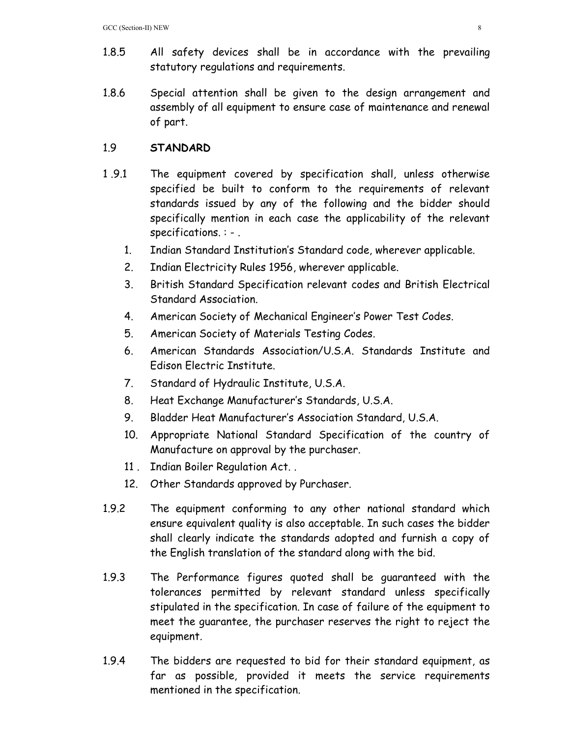1.8.5 All safety devices shall be in accordance with the prevailing statutory regulations and requirements.

1.8.6 Special attention shall be given to the design arrangement and assembly of all equipment to ensure case of maintenance and renewal of part.

## 1.9 STANDARD

1 .9.1 The equipment covered by specification shall, unless otherwise specified be built to conform to the requirements of relevant standards issued by any of the following and the bidder should specifically mention in each case the applicability of the relevant specifications. : - .

1. Indian Standard Institution's Standard code, wherever applicable.
2. Indian Electricity Rules 1956, wherever applicable.
3. British Standard Specification relevant codes and British Electrical Standard Association.
4. American Society of Mechanical Engineer's Power Test Codes.
5. American Society of Materials Testing Codes.
6. American Standards Association/U.S.A. Standards Institute and Edison Electric Institute.
7. Standard of Hydraulic Institute, U.S.A.
8. Heat Exchange Manufacturer's Standards, U.S.A.
9. Bladder Heat Manufacturer's Association Standard, U.S.A.
10. Appropriate National Standard Specification of the country of Manufacture on approval by the purchaser.
11. Indian Boiler Regulation Act. .
12. Other Standards approved by Purchaser.

1.9.2 The equipment conforming to any other national standard which ensure equivalent quality is also acceptable. In such cases the bidder shall clearly indicate the standards adopted and furnish a copy of the English translation of the standard along with the bid.

1.9.3 The Performance figures quoted shall be guaranteed with the tolerances permitted by relevant standard unless specifically stipulated in the specification. In case of failure of the equipment to meet the guarantee, the purchaser reserves the right to reject the equipment.

1.9.4 The bidders are requested to bid for their standard equipment, as far as possible, provided it meets the service requirements mentioned in the specification.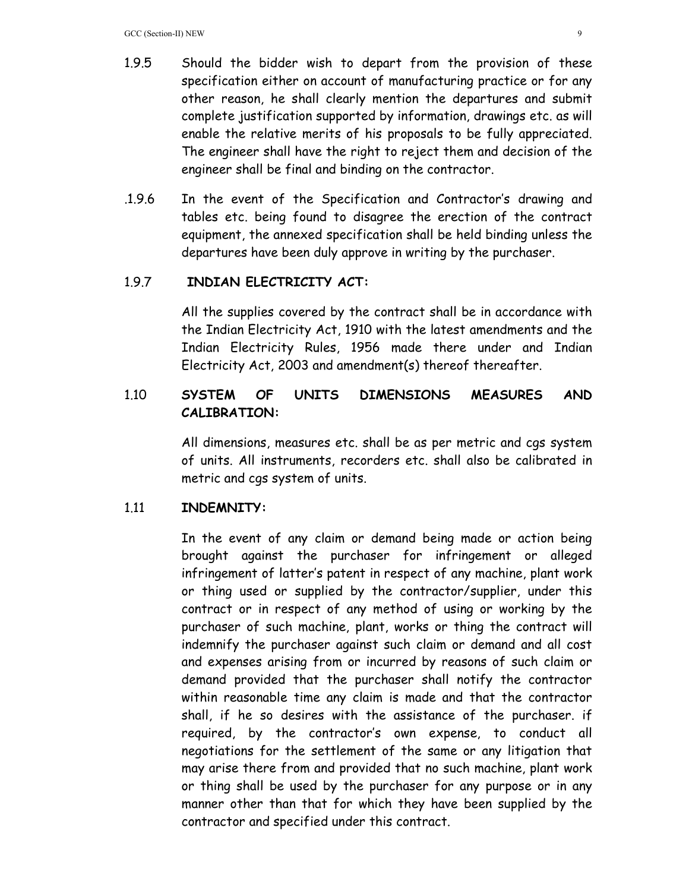1.9.5 Should the bidder wish to depart from the provision of these specification either on account of manufacturing practice or for any other reason, he shall clearly mention the departures and submit complete justification supported by information, drawings etc. as will enable the relative merits of his proposals to be fully appreciated. The engineer shall have the right to reject them and decision of the engineer shall be final and binding on the contractor.

.1.9.6 In the event of the Specification and Contractor's drawing and tables etc. being found to disagree the erection of the contract equipment, the annexed specification shall be held binding unless the departures have been duly approve in writing by the purchaser.

### 1.9.7 INDIAN ELECTRICITY ACT:

All the supplies covered by the contract shall be in accordance with the Indian Electricity Act, 1910 with the latest amendments and the Indian Electricity Rules, 1956 made there under and Indian Electricity Act, 2003 and amendment(s) thereof thereafter.

## 1.10 SYSTEM OF UNITS DIMENSIONS MEASURES AND CALIBRATION:

All dimensions, measures etc. shall be as per metric and cgs system of units. All instruments, recorders etc. shall also be calibrated in metric and cgs system of units.

## 1.11 INDEMNITY:

In the event of any claim or demand being made or action being brought against the purchaser for infringement or alleged infringement of latter's patent in respect of any machine, plant work or thing used or supplied by the contractor/supplier, under this contract or in respect of any method of using or working by the purchaser of such machine, plant, works or thing the contract will indemnify the purchaser against such claim or demand and all cost and expenses arising from or incurred by reasons of such claim or demand provided that the purchaser shall notify the contractor within reasonable time any claim is made and that the contractor shall, if he so desires with the assistance of the purchaser. if required, by the contractor's own expense, to conduct all negotiations for the settlement of the same or any litigation that may arise there from and provided that no such machine, plant work or thing shall be used by the purchaser for any purpose or in any manner other than that for which they have been supplied by the contractor and specified under this contract.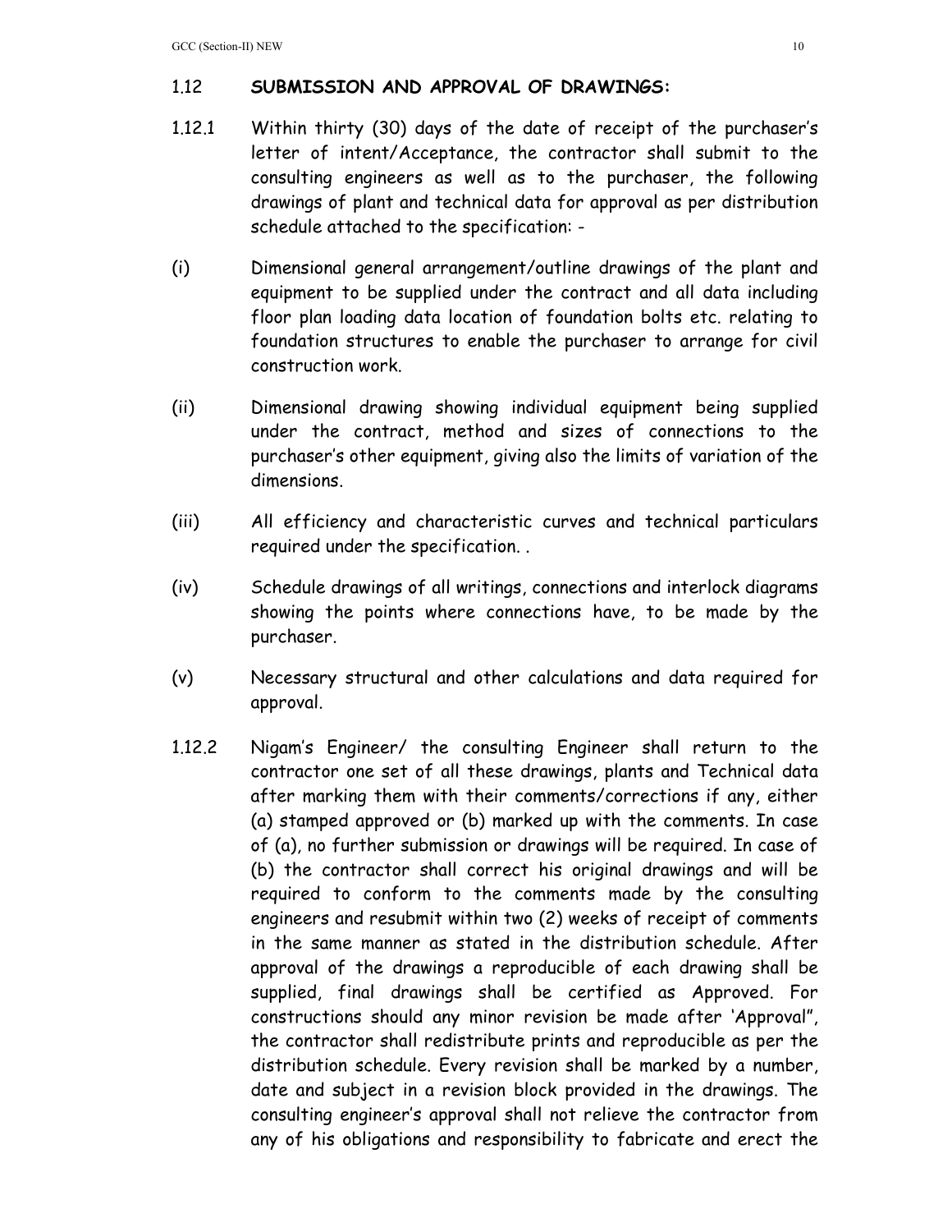## 1.12 SUBMISSION AND APPROVAL OF DRAWINGS:

1.12.1 Within thirty (30) days of the date of receipt of the purchaser's letter of intent/Acceptance, the contractor shall submit to the consulting engineers as well as to the purchaser, the following drawings of plant and technical data for approval as per distribution schedule attached to the specification: -

(i) Dimensional general arrangement/outline drawings of the plant and equipment to be supplied under the contract and all data including floor plan loading data location of foundation bolts etc. relating to foundation structures to enable the purchaser to arrange for civil construction work.

(ii) Dimensional drawing showing individual equipment being supplied under the contract, method and sizes of connections to the purchaser's other equipment, giving also the limits of variation of the dimensions.

(iii) All efficiency and characteristic curves and technical particulars required under the specification. .

(iv) Schedule drawings of all writings, connections and interlock diagrams showing the points where connections have, to be made by the purchaser.

(v) Necessary structural and other calculations and data required for approval.

1.12.2 Nigam's Engineer/ the consulting Engineer shall return to the contractor one set of all these drawings, plants and Technical data after marking them with their comments/corrections if any, either (a) stamped approved or (b) marked up with the comments. In case of (a), no further submission or drawings will be required. In case of (b) the contractor shall correct his original drawings and will be required to conform to the comments made by the consulting engineers and resubmit within two (2) weeks of receipt of comments in the same manner as stated in the distribution schedule. After approval of the drawings a reproducible of each drawing shall be supplied, final drawings shall be certified as Approved. For constructions should any minor revision be made after 'Approval", the contractor shall redistribute prints and reproducible as per the distribution schedule. Every revision shall be marked by a number, date and subject in a revision block provided in the drawings. The consulting engineer's approval shall not relieve the contractor from any of his obligations and responsibility to fabricate and erect the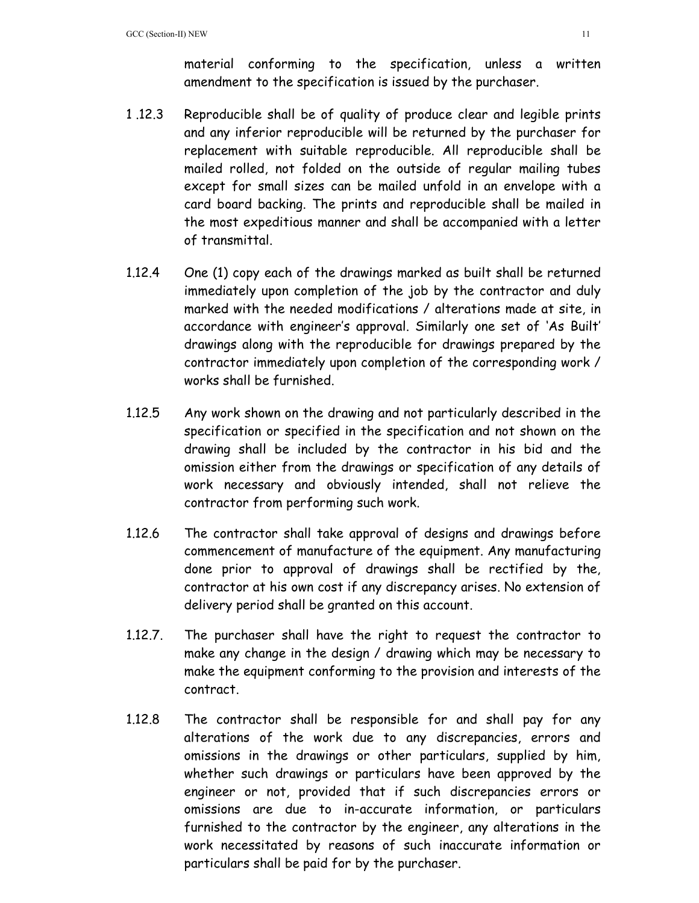material conforming to the specification, unless a written amendment to the specification is issued by the purchaser.

1 .12.3 Reproducible shall be of quality of produce clear and legible prints and any inferior reproducible will be returned by the purchaser for replacement with suitable reproducible. All reproducible shall be mailed rolled, not folded on the outside of regular mailing tubes except for small sizes can be mailed unfold in an envelope with a card board backing. The prints and reproducible shall be mailed in the most expeditious manner and shall be accompanied with a letter of transmittal.

1.12.4 One (1) copy each of the drawings marked as built shall be returned immediately upon completion of the job by the contractor and duly marked with the needed modifications / alterations made at site, in accordance with engineer's approval. Similarly one set of 'As Built' drawings along with the reproducible for drawings prepared by the contractor immediately upon completion of the corresponding work / works shall be furnished.

1.12.5 Any work shown on the drawing and not particularly described in the specification or specified in the specification and not shown on the drawing shall be included by the contractor in his bid and the omission either from the drawings or specification of any details of work necessary and obviously intended, shall not relieve the contractor from performing such work.

1.12.6 The contractor shall take approval of designs and drawings before commencement of manufacture of the equipment. Any manufacturing done prior to approval of drawings shall be rectified by the, contractor at his own cost if any discrepancy arises. No extension of delivery period shall be granted on this account.

1.12.7. The purchaser shall have the right to request the contractor to make any change in the design / drawing which may be necessary to make the equipment conforming to the provision and interests of the contract.

1.12.8 The contractor shall be responsible for and shall pay for any alterations of the work due to any discrepancies, errors and omissions in the drawings or other particulars, supplied by him, whether such drawings or particulars have been approved by the engineer or not, provided that if such discrepancies errors or omissions are due to in-accurate information, or particulars furnished to the contractor by the engineer, any alterations in the work necessitated by reasons of such inaccurate information or particulars shall be paid for by the purchaser.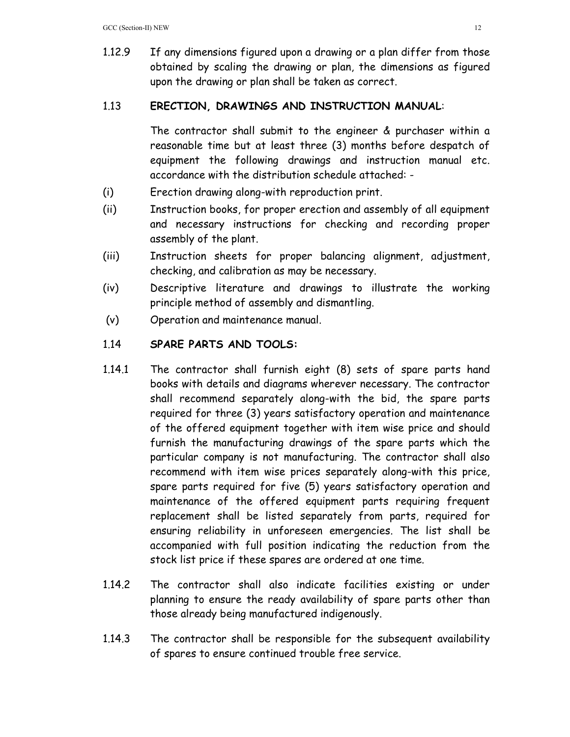1.12.9 If any dimensions figured upon a drawing or a plan differ from those obtained by scaling the drawing or plan, the dimensions as figured upon the drawing or plan shall be taken as correct.

## 1.13 ERECTION, DRAWINGS AND INSTRUCTION MANUAL:

The contractor shall submit to the engineer & purchaser within a reasonable time but at least three (3) months before despatch of equipment the following drawings and instruction manual etc. accordance with the distribution schedule attached: -

(i) Erection drawing along-with reproduction print.

(ii) Instruction books, for proper erection and assembly of all equipment and necessary instructions for checking and recording proper assembly of the plant.

(iii) Instruction sheets for proper balancing alignment, adjustment, checking, and calibration as may be necessary.

(iv) Descriptive literature and drawings to illustrate the working principle method of assembly and dismantling.

(v) Operation and maintenance manual.

## 1.14 SPARE PARTS AND TOOLS:

1.14.1 The contractor shall furnish eight (8) sets of spare parts hand books with details and diagrams wherever necessary. The contractor shall recommend separately along-with the bid, the spare parts required for three (3) years satisfactory operation and maintenance of the offered equipment together with item wise price and should furnish the manufacturing drawings of the spare parts which the particular company is not manufacturing. The contractor shall also recommend with item wise prices separately along-with this price, spare parts required for five (5) years satisfactory operation and maintenance of the offered equipment parts requiring frequent replacement shall be listed separately from parts, required for ensuring reliability in unforeseen emergencies. The list shall be accompanied with full position indicating the reduction from the stock list price if these spares are ordered at one time.

1.14.2 The contractor shall also indicate facilities existing or under planning to ensure the ready availability of spare parts other than those already being manufactured indigenously.

1.14.3 The contractor shall be responsible for the subsequent availability of spares to ensure continued trouble free service.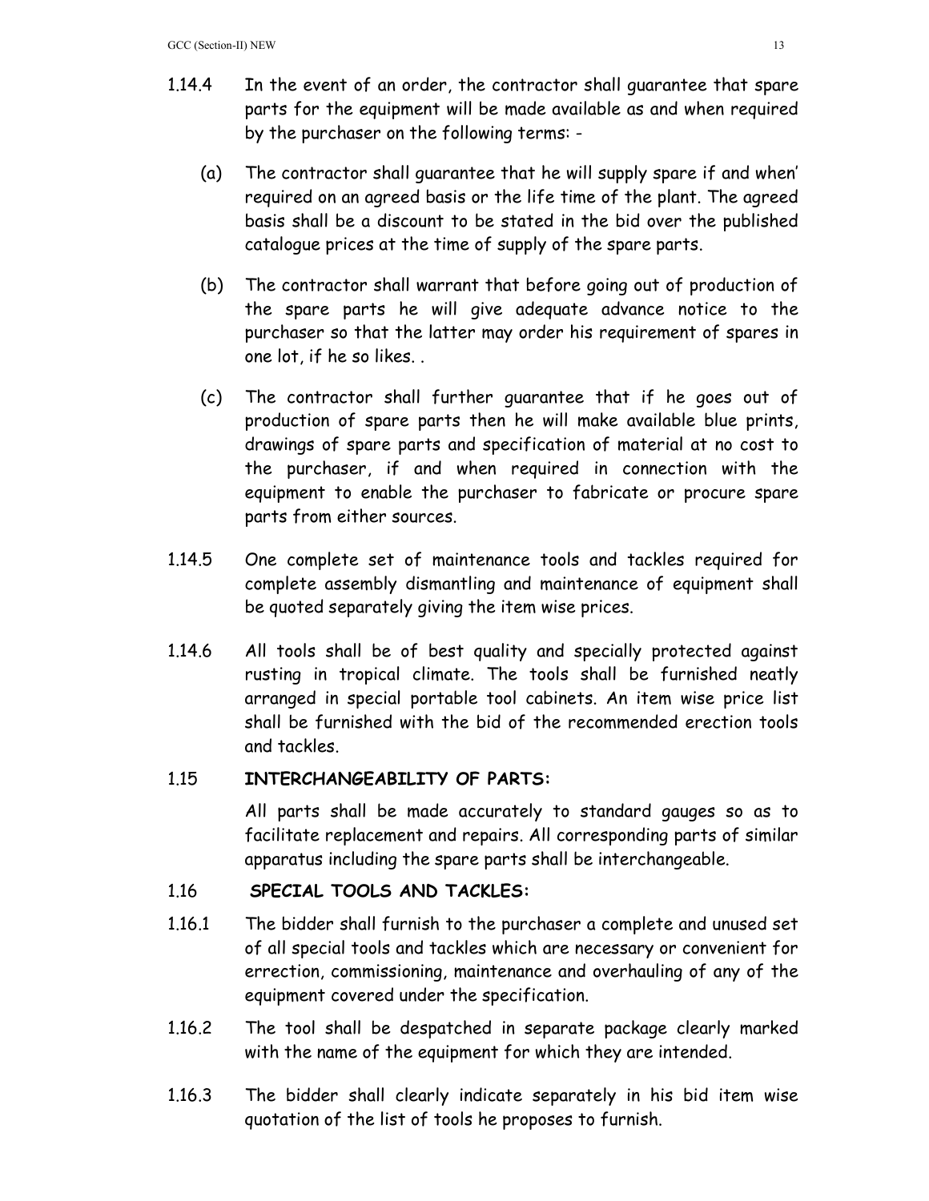1.14.4 In the event of an order, the contractor shall guarantee that spare parts for the equipment will be made available as and when required by the purchaser on the following terms: -

(a) The contractor shall guarantee that he will supply spare if and when' required on an agreed basis or the life time of the plant. The agreed basis shall be a discount to be stated in the bid over the published catalogue prices at the time of supply of the spare parts.

(b) The contractor shall warrant that before going out of production of the spare parts he will give adequate advance notice to the purchaser so that the latter may order his requirement of spares in one lot, if he so likes. .

(c) The contractor shall further guarantee that if he goes out of production of spare parts then he will make available blue prints, drawings of spare parts and specification of material at no cost to the purchaser, if and when required in connection with the equipment to enable the purchaser to fabricate or procure spare parts from either sources.

1.14.5 One complete set of maintenance tools and tackles required for complete assembly dismantling and maintenance of equipment shall be quoted separately giving the item wise prices.

1.14.6 All tools shall be of best quality and specially protected against rusting in tropical climate. The tools shall be furnished neatly arranged in special portable tool cabinets. An item wise price list shall be furnished with the bid of the recommended erection tools and tackles.

### 1.15 INTERCHANGEABILITY OF PARTS:

All parts shall be made accurately to standard gauges so as to facilitate replacement and repairs. All corresponding parts of similar apparatus including the spare parts shall be interchangeable.

### 1.16 SPECIAL TOOLS AND TACKLES:

1.16.1 The bidder shall furnish to the purchaser a complete and unused set of all special tools and tackles which are necessary or convenient for errection, commissioning, maintenance and overhauling of any of the equipment covered under the specification.

1.16.2 The tool shall be despatched in separate package clearly marked with the name of the equipment for which they are intended.

1.16.3 The bidder shall clearly indicate separately in his bid item wise quotation of the list of tools he proposes to furnish.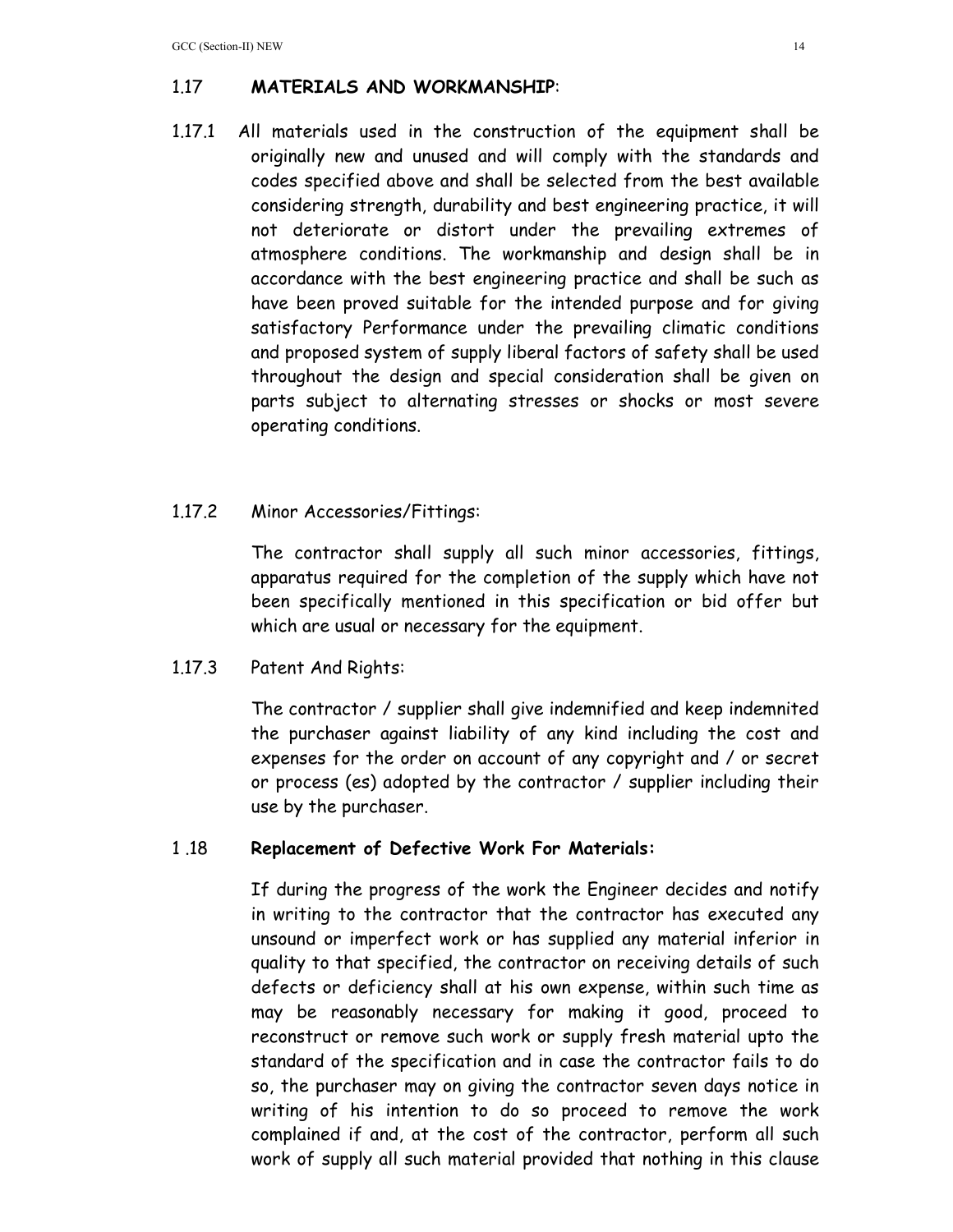## 1.17 MATERIALS AND WORKMANSHIP:

1.17.1 All materials used in the construction of the equipment shall be originally new and unused and will comply with the standards and codes specified above and shall be selected from the best available considering strength, durability and best engineering practice, it will not deteriorate or distort under the prevailing extremes of atmosphere conditions. The workmanship and design shall be in accordance with the best engineering practice and shall be such as have been proved suitable for the intended purpose and for giving satisfactory Performance under the prevailing climatic conditions and proposed system of supply liberal factors of safety shall be used throughout the design and special consideration shall be given on parts subject to alternating stresses or shocks or most severe operating conditions.

1.17.2 Minor Accessories/Fittings:

The contractor shall supply all such minor accessories, fittings, apparatus required for the completion of the supply which have not been specifically mentioned in this specification or bid offer but which are usual or necessary for the equipment.

1.17.3 Patent And Rights:

The contractor / supplier shall give indemnified and keep indemnited the purchaser against liability of any kind including the cost and expenses for the order on account of any copyright and / or secret or process (es) adopted by the contractor / supplier including their use by the purchaser.

## 1 .18 Replacement of Defective Work For Materials:

If during the progress of the work the Engineer decides and notify in writing to the contractor that the contractor has executed any unsound or imperfect work or has supplied any material inferior in quality to that specified, the contractor on receiving details of such defects or deficiency shall at his own expense, within such time as may be reasonably necessary for making it good, proceed to reconstruct or remove such work or supply fresh material upto the standard of the specification and in case the contractor fails to do so, the purchaser may on giving the contractor seven days notice in writing of his intention to do so proceed to remove the work complained if and, at the cost of the contractor, perform all such work of supply all such material provided that nothing in this clause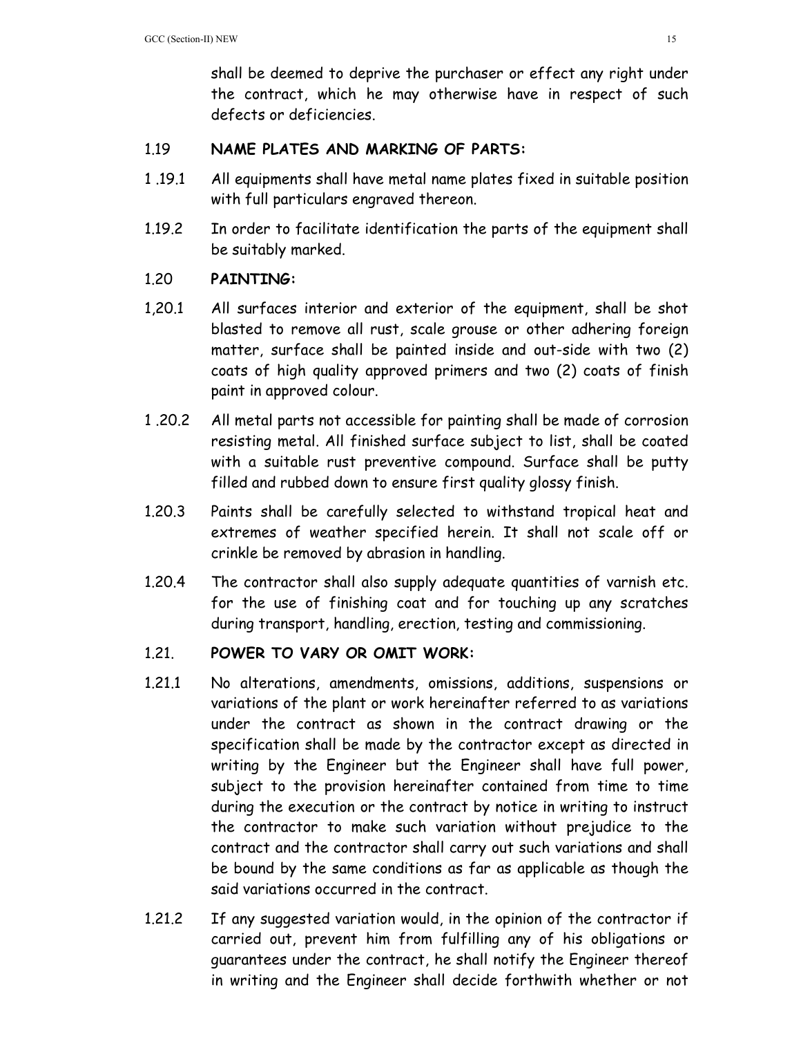shall be deemed to deprive the purchaser or effect any right under the contract, which he may otherwise have in respect of such defects or deficiencies.

1.19 **NAME PLATES AND MARKING OF PARTS:**

1 .19.1 All equipments shall have metal name plates fixed in suitable position with full particulars engraved thereon.

1.19.2 In order to facilitate identification the parts of the equipment shall be suitably marked.

1.20 **PAINTING:**

1,20.1 All surfaces interior and exterior of the equipment, shall be shot blasted to remove all rust, scale grouse or other adhering foreign matter, surface shall be painted inside and out-side with two (2) coats of high quality approved primers and two (2) coats of finish paint in approved colour.

1 .20.2 All metal parts not accessible for painting shall be made of corrosion resisting metal. All finished surface subject to list, shall be coated with a suitable rust preventive compound. Surface shall be putty filled and rubbed down to ensure first quality glossy finish.

1.20.3 Paints shall be carefully selected to withstand tropical heat and extremes of weather specified herein. It shall not scale off or crinkle be removed by abrasion in handling.

1.20.4 The contractor shall also supply adequate quantities of varnish etc. for the use of finishing coat and for touching up any scratches during transport, handling, erection, testing and commissioning.

1.21. **POWER TO VARY OR OMIT WORK:**

1.21.1 No alterations, amendments, omissions, additions, suspensions or variations of the plant or work hereinafter referred to as variations under the contract as shown in the contract drawing or the specification shall be made by the contractor except as directed in writing by the Engineer but the Engineer shall have full power, subject to the provision hereinafter contained from time to time during the execution or the contract by notice in writing to instruct the contractor to make such variation without prejudice to the contract and the contractor shall carry out such variations and shall be bound by the same conditions as far as applicable as though the said variations occurred in the contract.

1.21.2 If any suggested variation would, in the opinion of the contractor if carried out, prevent him from fulfilling any of his obligations or guarantees under the contract, he shall notify the Engineer thereof in writing and the Engineer shall decide forthwith whether or not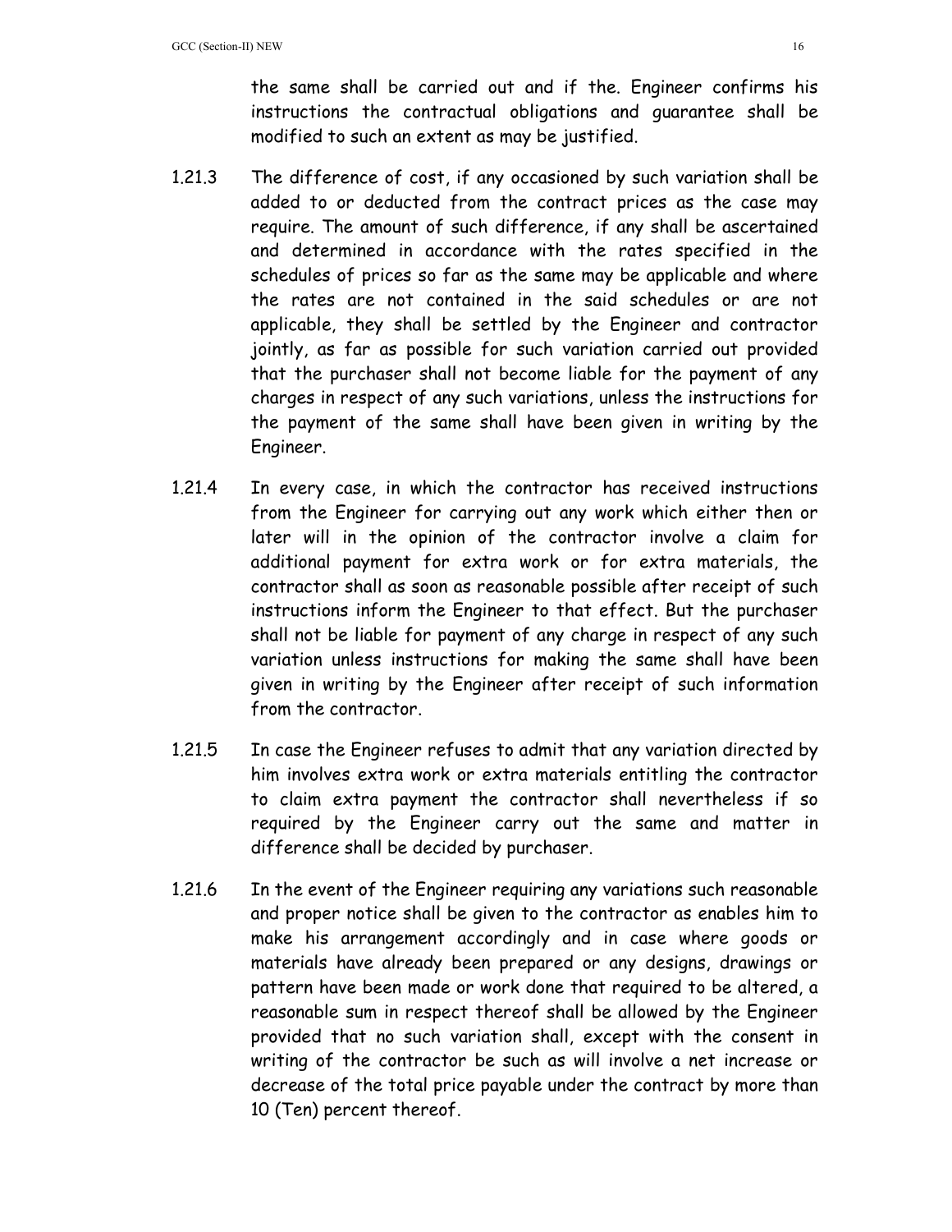the same shall be carried out and if the. Engineer confirms his instructions the contractual obligations and guarantee shall be modified to such an extent as may be justified.

1.21.3 The difference of cost, if any occasioned by such variation shall be added to or deducted from the contract prices as the case may require. The amount of such difference, if any shall be ascertained and determined in accordance with the rates specified in the schedules of prices so far as the same may be applicable and where the rates are not contained in the said schedules or are not applicable, they shall be settled by the Engineer and contractor jointly, as far as possible for such variation carried out provided that the purchaser shall not become liable for the payment of any charges in respect of any such variations, unless the instructions for the payment of the same shall have been given in writing by the Engineer.

1.21.4 In every case, in which the contractor has received instructions from the Engineer for carrying out any work which either then or later will in the opinion of the contractor involve a claim for additional payment for extra work or for extra materials, the contractor shall as soon as reasonable possible after receipt of such instructions inform the Engineer to that effect. But the purchaser shall not be liable for payment of any charge in respect of any such variation unless instructions for making the same shall have been given in writing by the Engineer after receipt of such information from the contractor.

1.21.5 In case the Engineer refuses to admit that any variation directed by him involves extra work or extra materials entitling the contractor to claim extra payment the contractor shall nevertheless if so required by the Engineer carry out the same and matter in difference shall be decided by purchaser.

1.21.6 In the event of the Engineer requiring any variations such reasonable and proper notice shall be given to the contractor as enables him to make his arrangement accordingly and in case where goods or materials have already been prepared or any designs, drawings or pattern have been made or work done that required to be altered, a reasonable sum in respect thereof shall be allowed by the Engineer provided that no such variation shall, except with the consent in writing of the contractor be such as will involve a net increase or decrease of the total price payable under the contract by more than 10 (Ten) percent thereof.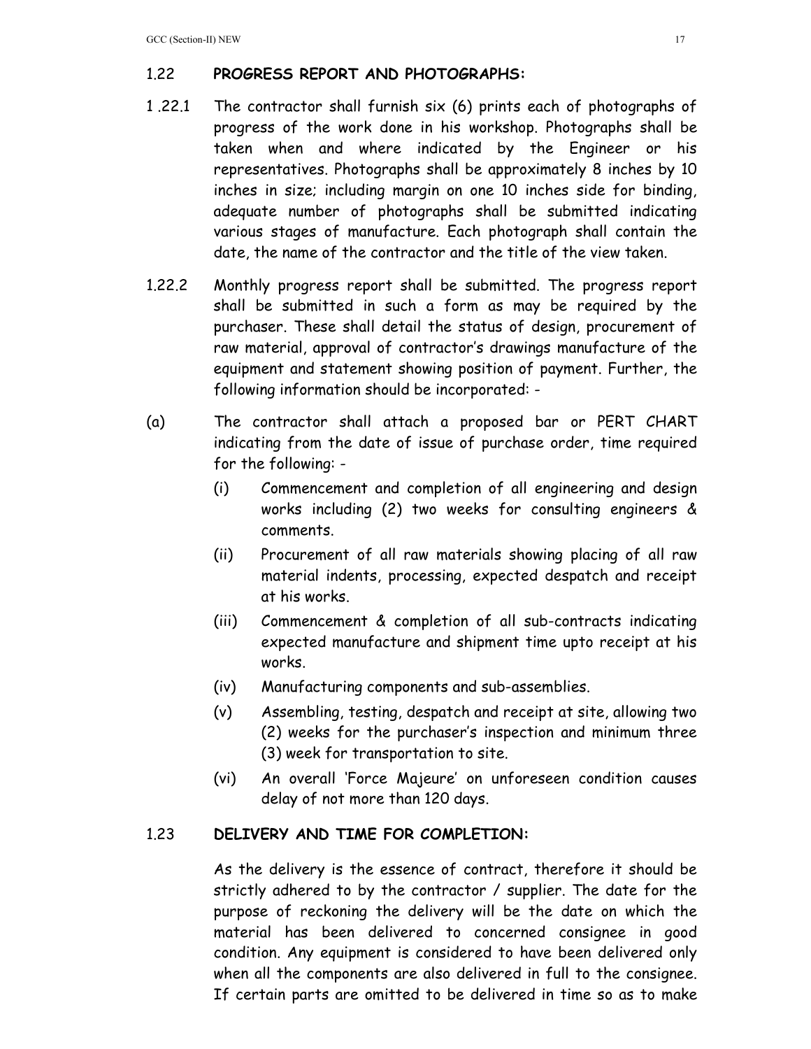## 1.22 PROGRESS REPORT AND PHOTOGRAPHS:

1 .22.1 The contractor shall furnish six (6) prints each of photographs of progress of the work done in his workshop. Photographs shall be taken when and where indicated by the Engineer or his representatives. Photographs shall be approximately 8 inches by 10 inches in size; including margin on one 10 inches side for binding, adequate number of photographs shall be submitted indicating various stages of manufacture. Each photograph shall contain the date, the name of the contractor and the title of the view taken.

1.22.2 Monthly progress report shall be submitted. The progress report shall be submitted in such a form as may be required by the purchaser. These shall detail the status of design, procurement of raw material, approval of contractor's drawings manufacture of the equipment and statement showing position of payment. Further, the following information should be incorporated: -

(a) The contractor shall attach a proposed bar or PERT CHART indicating from the date of issue of purchase order, time required for the following: -

- (i) Commencement and completion of all engineering and design works including (2) two weeks for consulting engineers & comments.
- (ii) Procurement of all raw materials showing placing of all raw material indents, processing, expected despatch and receipt at his works.
- (iii) Commencement & completion of all sub-contracts indicating expected manufacture and shipment time upto receipt at his works.
- (iv) Manufacturing components and sub-assemblies.
- (v) Assembling, testing, despatch and receipt at site, allowing two (2) weeks for the purchaser's inspection and minimum three (3) week for transportation to site.
- (vi) An overall 'Force Majeure' on unforeseen condition causes delay of not more than 120 days.

## 1.23 DELIVERY AND TIME FOR COMPLETION:

As the delivery is the essence of contract, therefore it should be strictly adhered to by the contractor / supplier. The date for the purpose of reckoning the delivery will be the date on which the material has been delivered to concerned consignee in good condition. Any equipment is considered to have been delivered only when all the components are also delivered in full to the consignee. If certain parts are omitted to be delivered in time so as to make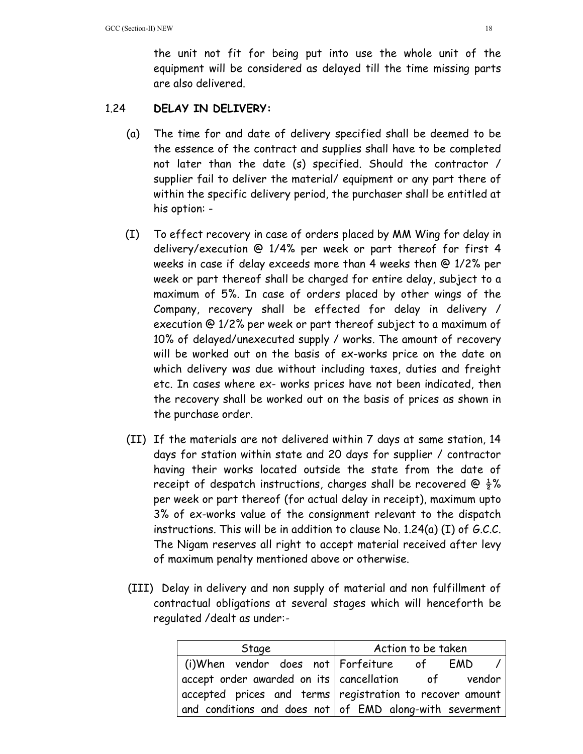the unit not fit for being put into use the whole unit of the equipment will be considered as delayed till the time missing parts are also delivered.

## 1.24 DELAY IN DELIVERY:

(a) The time for and date of delivery specified shall be deemed to be the essence of the contract and supplies shall have to be completed not later than the date (s) specified. Should the contractor / supplier fail to deliver the material/ equipment or any part there of within the specific delivery period, the purchaser shall be entitled at his option: -

(I) To effect recovery in case of orders placed by MM Wing for delay in delivery/execution @ 1/4% per week or part thereof for first 4 weeks in case if delay exceeds more than 4 weeks then @ 1/2% per week or part thereof shall be charged for entire delay, subject to a maximum of 5%. In case of orders placed by other wings of the Company, recovery shall be effected for delay in delivery / execution @ 1/2% per week or part thereof subject to a maximum of 10% of delayed/unexecuted supply / works. The amount of recovery will be worked out on the basis of ex-works price on the date on which delivery was due without including taxes, duties and freight etc. In cases where ex- works prices have not been indicated, then the recovery shall be worked out on the basis of prices as shown in the purchase order.

(II) If the materials are not delivered within 7 days at same station, 14 days for station within state and 20 days for supplier / contractor having their works located outside the state from the date of receipt of despatch instructions, charges shall be recovered @ ½% per week or part thereof (for actual delay in receipt), maximum upto 3% of ex-works value of the consignment relevant to the dispatch instructions. This will be in addition to clause No. 1.24(a) (I) of G.C.C. The Nigam reserves all right to accept material received after levy of maximum penalty mentioned above or otherwise.

(III) Delay in delivery and non supply of material and non fulfillment of contractual obligations at several stages which will henceforth be regulated /dealt as under:-

| Stage | Action to be taken |
| --- | --- |
| (i)When vendor does not accept order awarded on its accepted prices and terms and conditions and does not | Forfeiture of EMD / cancellation of vendor registration to recover amount of EMD along-with severment |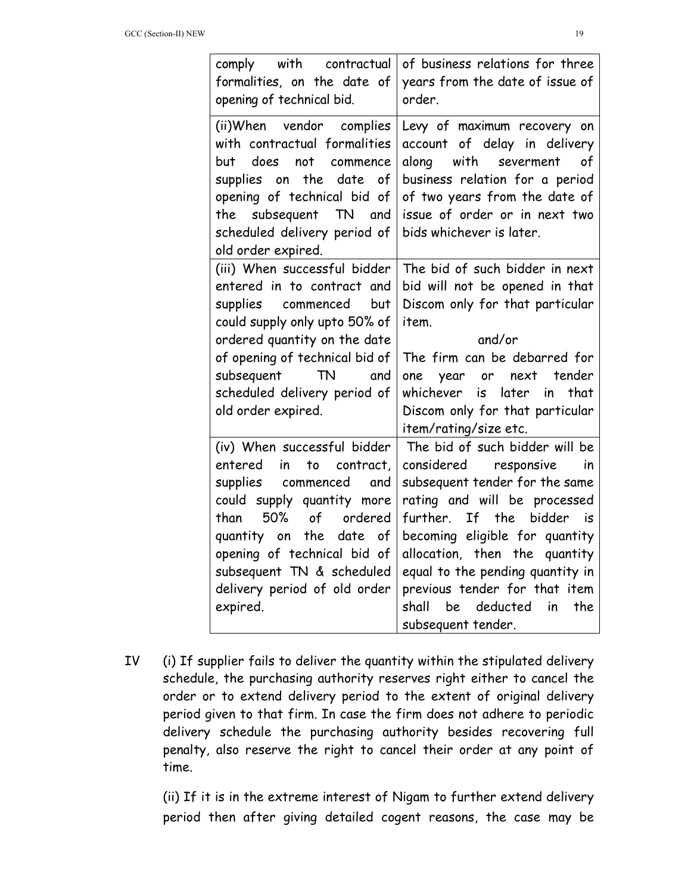| | |
|---|---|
| comply with contractual formalities, on the date of opening of technical bid. | of business relations for three years from the date of issue of order. |
| (ii)When vendor complies with contractual formalities but does not commence supplies on the date of opening of technical bid of the subsequent TN and scheduled delivery period of old order expired. | Levy of maximum recovery on account of delay in delivery along with severment of business relation for a period of two years from the date of issue of order or in next two bids whichever is later. |
| (iii) When successful bidder entered in to contract and supplies commenced but could supply only upto 50% of ordered quantity on the date of opening of technical bid of subsequent TN and scheduled delivery period of old order expired. | The bid of such bidder in next bid will not be opened in that Discom only for that particular item. and/or The firm can be debarred for one year or next tender whichever is later in that Discom only for that particular item/rating/size etc. |
| (iv) When successful bidder entered in to contract, supplies commenced and could supply quantity more than 50% of ordered quantity on the date of opening of technical bid of subsequent TN & scheduled delivery period of old order expired. | The bid of such bidder will be considered responsive in subsequent tender for the same rating and will be processed further. If the bidder is becoming eligible for quantity allocation, then the quantity equal to the pending quantity in previous tender for that item shall be deducted in the subsequent tender. |

IV (i) If supplier fails to deliver the quantity within the stipulated delivery schedule, the purchasing authority reserves right either to cancel the order or to extend delivery period to the extent of original delivery period given to that firm. In case the firm does not adhere to periodic delivery schedule the purchasing authority besides recovering full penalty, also reserve the right to cancel their order at any point of time.

(ii) If it is in the extreme interest of Nigam to further extend delivery period then after giving detailed cogent reasons, the case may be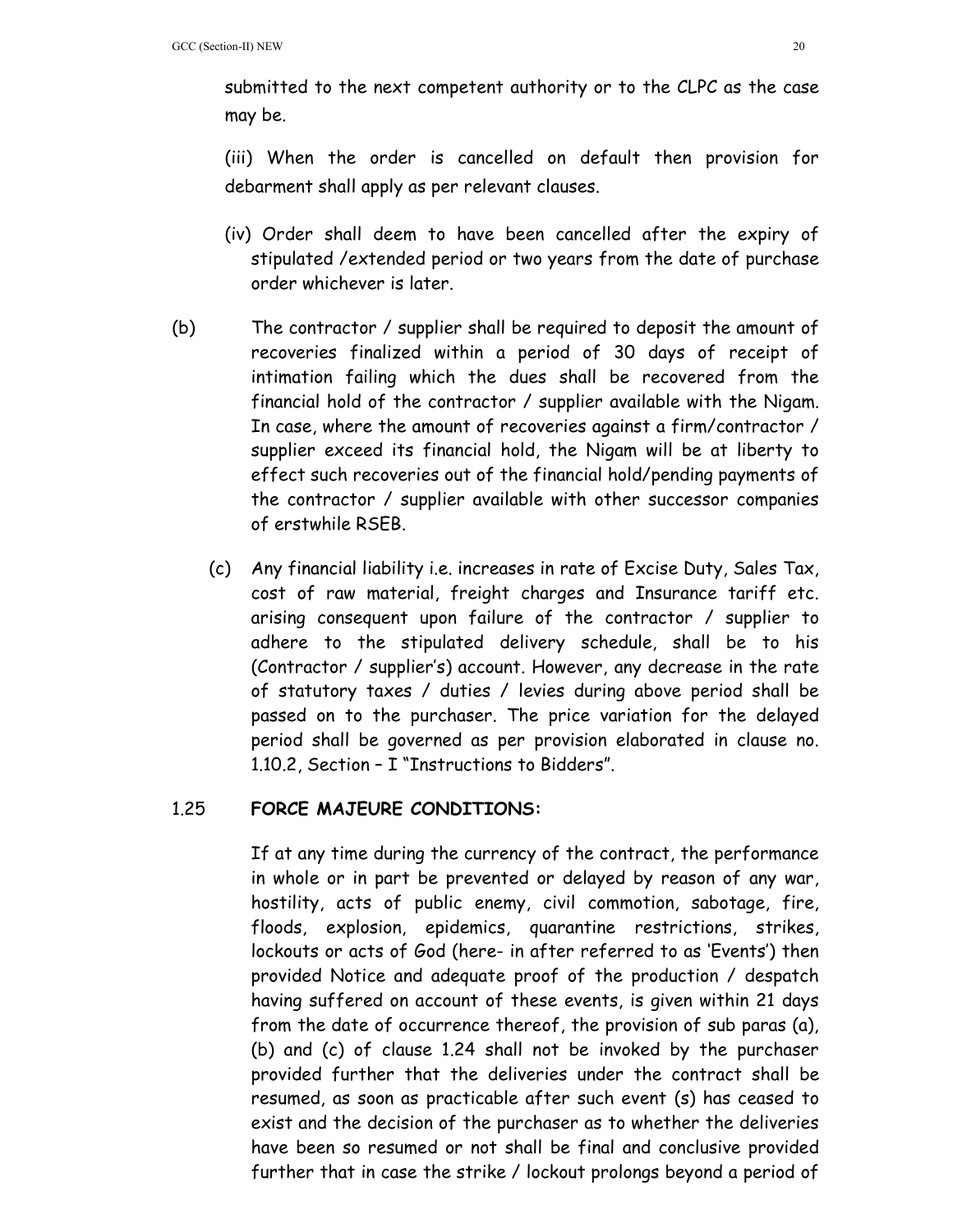submitted to the next competent authority or to the CLPC as the case may be.

(iii) When the order is cancelled on default then provision for debarment shall apply as per relevant clauses.

(iv) Order shall deem to have been cancelled after the expiry of stipulated /extended period or two years from the date of purchase order whichever is later.

(b) The contractor / supplier shall be required to deposit the amount of recoveries finalized within a period of 30 days of receipt of intimation failing which the dues shall be recovered from the financial hold of the contractor / supplier available with the Nigam. In case, where the amount of recoveries against a firm/contractor / supplier exceed its financial hold, the Nigam will be at liberty to effect such recoveries out of the financial hold/pending payments of the contractor / supplier available with other successor companies of erstwhile RSEB.

(c) Any financial liability i.e. increases in rate of Excise Duty, Sales Tax, cost of raw material, freight charges and Insurance tariff etc. arising consequent upon failure of the contractor / supplier to adhere to the stipulated delivery schedule, shall be to his (Contractor / supplier's) account. However, any decrease in the rate of statutory taxes / duties / levies during above period shall be passed on to the purchaser. The price variation for the delayed period shall be governed as per provision elaborated in clause no. 1.10.2, Section – I "Instructions to Bidders".

1.25 **FORCE MAJEURE CONDITIONS:**

If at any time during the currency of the contract, the performance in whole or in part be prevented or delayed by reason of any war, hostility, acts of public enemy, civil commotion, sabotage, fire, floods, explosion, epidemics, quarantine restrictions, strikes, lockouts or acts of God (here- in after referred to as 'Events') then provided Notice and adequate proof of the production / despatch having suffered on account of these events, is given within 21 days from the date of occurrence thereof, the provision of sub paras (a), (b) and (c) of clause 1.24 shall not be invoked by the purchaser provided further that the deliveries under the contract shall be resumed, as soon as practicable after such event (s) has ceased to exist and the decision of the purchaser as to whether the deliveries have been so resumed or not shall be final and conclusive provided further that in case the strike / lockout prolongs beyond a period of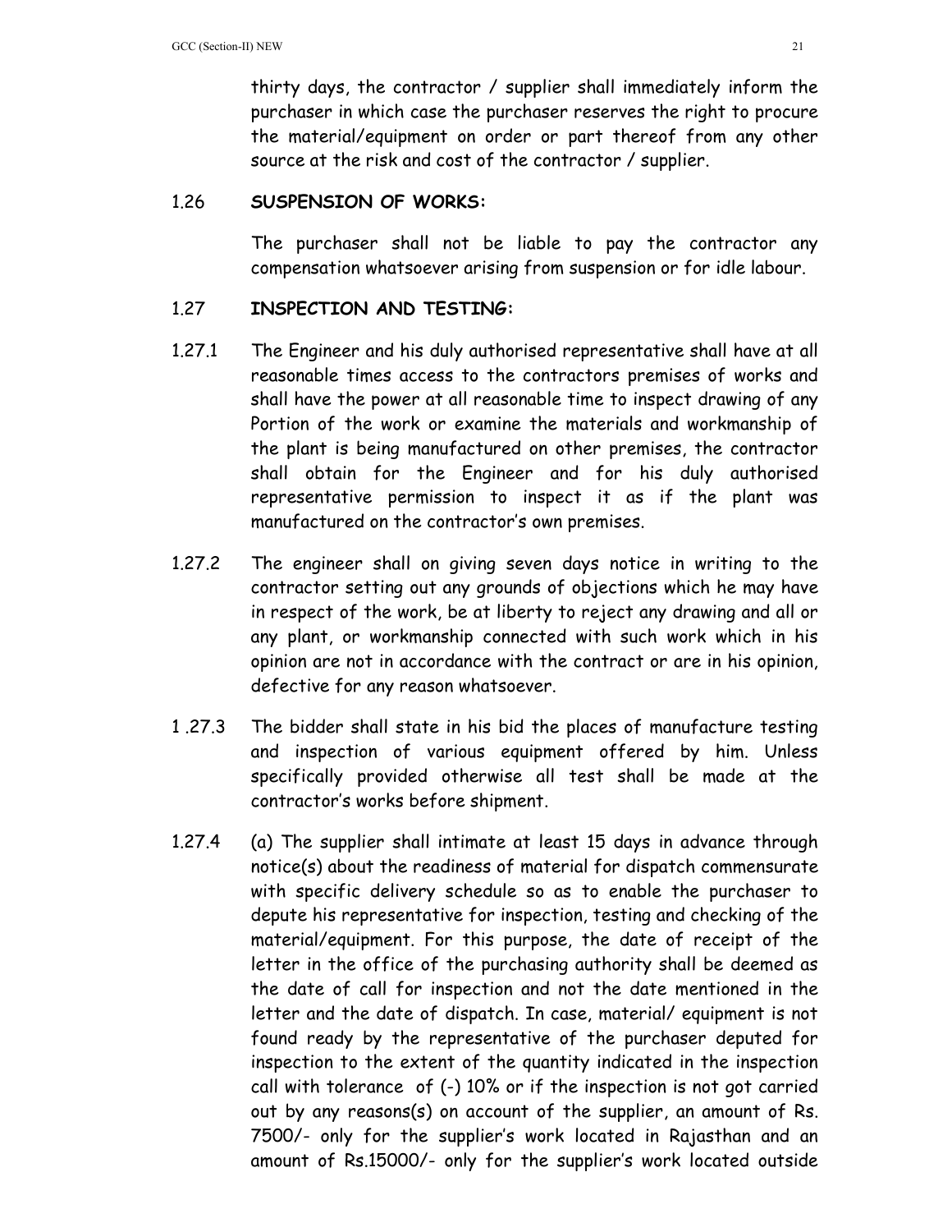thirty days, the contractor / supplier shall immediately inform the purchaser in which case the purchaser reserves the right to procure the material/equipment on order or part thereof from any other source at the risk and cost of the contractor / supplier.

1.26 **SUSPENSION OF WORKS:**

The purchaser shall not be liable to pay the contractor any compensation whatsoever arising from suspension or for idle labour.

1.27 **INSPECTION AND TESTING:**

1.27.1 The Engineer and his duly authorised representative shall have at all reasonable times access to the contractors premises of works and shall have the power at all reasonable time to inspect drawing of any Portion of the work or examine the materials and workmanship of the plant is being manufactured on other premises, the contractor shall obtain for the Engineer and for his duly authorised representative permission to inspect it as if the plant was manufactured on the contractor's own premises.

1.27.2 The engineer shall on giving seven days notice in writing to the contractor setting out any grounds of objections which he may have in respect of the work, be at liberty to reject any drawing and all or any plant, or workmanship connected with such work which in his opinion are not in accordance with the contract or are in his opinion, defective for any reason whatsoever.

1 .27.3 The bidder shall state in his bid the places of manufacture testing and inspection of various equipment offered by him. Unless specifically provided otherwise all test shall be made at the contractor's works before shipment.

1.27.4 (a) The supplier shall intimate at least 15 days in advance through notice(s) about the readiness of material for dispatch commensurate with specific delivery schedule so as to enable the purchaser to depute his representative for inspection, testing and checking of the material/equipment. For this purpose, the date of receipt of the letter in the office of the purchasing authority shall be deemed as the date of call for inspection and not the date mentioned in the letter and the date of dispatch. In case, material/ equipment is not found ready by the representative of the purchaser deputed for inspection to the extent of the quantity indicated in the inspection call with tolerance of (-) 10% or if the inspection is not got carried out by any reasons(s) on account of the supplier, an amount of Rs. 7500/- only for the supplier's work located in Rajasthan and an amount of Rs.15000/- only for the supplier's work located outside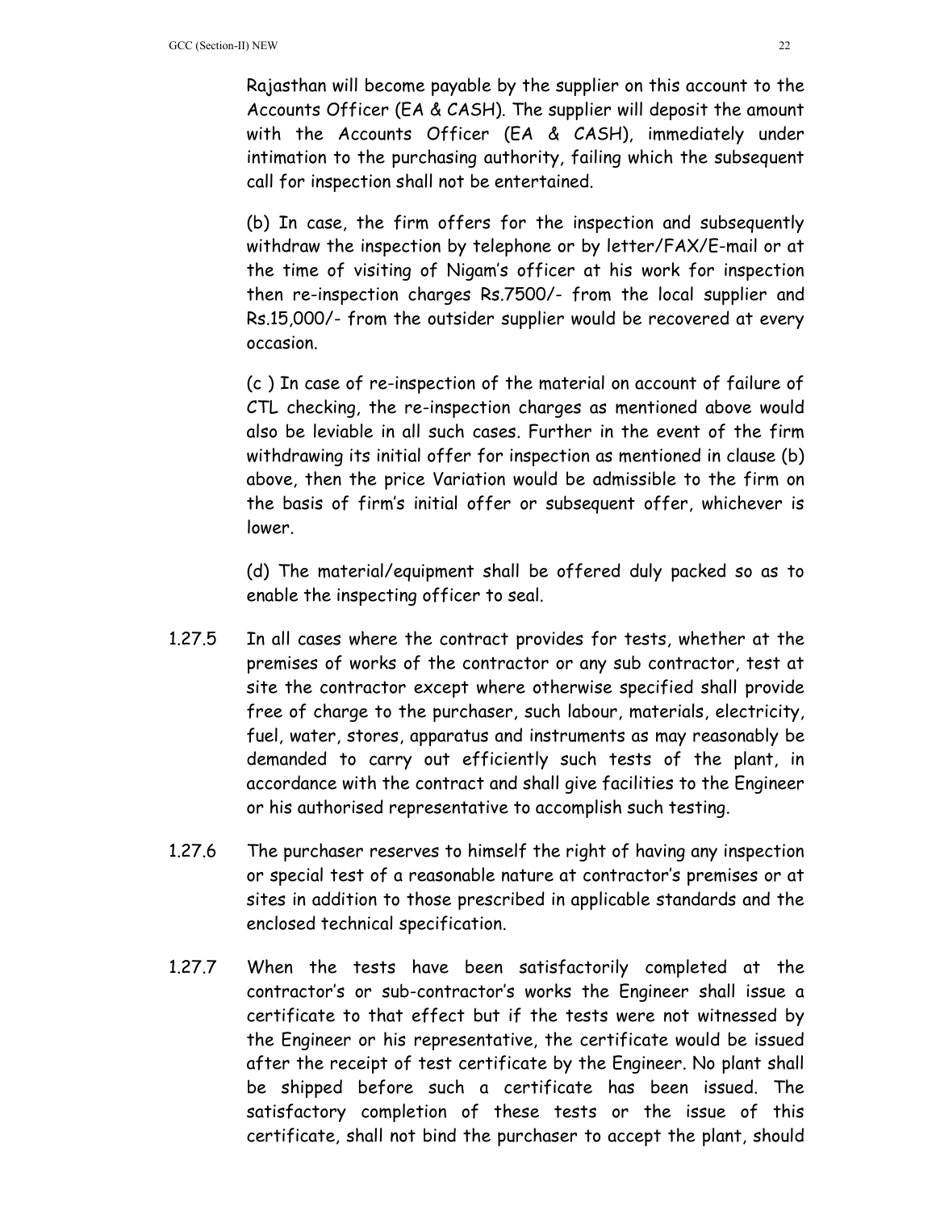Rajasthan will become payable by the supplier on this account to the Accounts Officer (EA & CASH). The supplier will deposit the amount with the Accounts Officer (EA & CASH), immediately under intimation to the purchasing authority, failing which the subsequent call for inspection shall not be entertained.

(b) In case, the firm offers for the inspection and subsequently withdraw the inspection by telephone or by letter/FAX/E-mail or at the time of visiting of Nigam's officer at his work for inspection then re-inspection charges Rs.7500/- from the local supplier and Rs.15,000/- from the outsider supplier would be recovered at every occasion.

(c ) In case of re-inspection of the material on account of failure of CTL checking, the re-inspection charges as mentioned above would also be leviable in all such cases. Further in the event of the firm withdrawing its initial offer for inspection as mentioned in clause (b) above, then the price Variation would be admissible to the firm on the basis of firm's initial offer or subsequent offer, whichever is lower.

(d) The material/equipment shall be offered duly packed so as to enable the inspecting officer to seal.

1.27.5 In all cases where the contract provides for tests, whether at the premises of works of the contractor or any sub contractor, test at site the contractor except where otherwise specified shall provide free of charge to the purchaser, such labour, materials, electricity, fuel, water, stores, apparatus and instruments as may reasonably be demanded to carry out efficiently such tests of the plant, in accordance with the contract and shall give facilities to the Engineer or his authorised representative to accomplish such testing.

1.27.6 The purchaser reserves to himself the right of having any inspection or special test of a reasonable nature at contractor's premises or at sites in addition to those prescribed in applicable standards and the enclosed technical specification.

1.27.7 When the tests have been satisfactorily completed at the contractor's or sub-contractor's works the Engineer shall issue a certificate to that effect but if the tests were not witnessed by the Engineer or his representative, the certificate would be issued after the receipt of test certificate by the Engineer. No plant shall be shipped before such a certificate has been issued. The satisfactory completion of these tests or the issue of this certificate, shall not bind the purchaser to accept the plant, should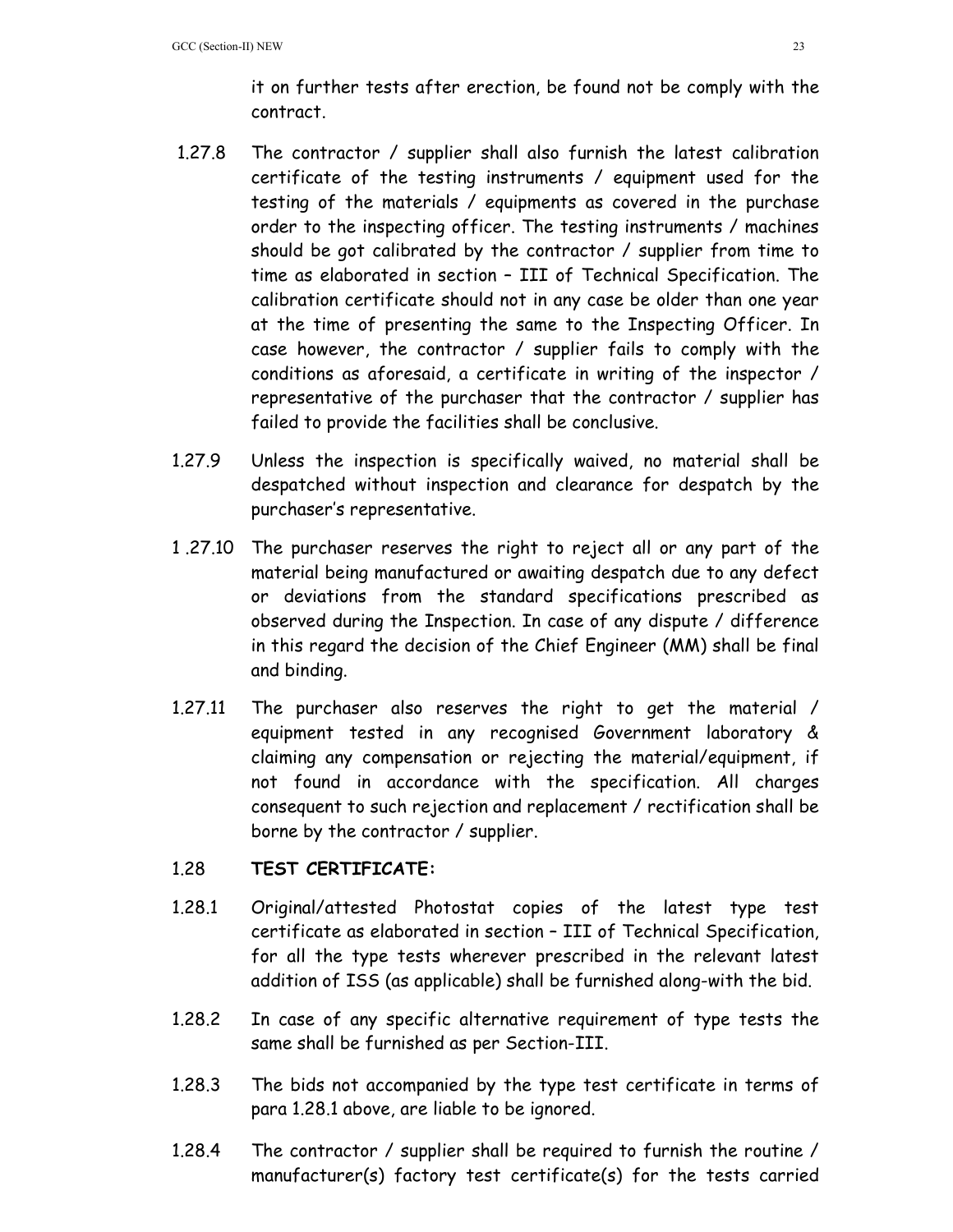it on further tests after erection, be found not be comply with the contract.

1.27.8 The contractor / supplier shall also furnish the latest calibration certificate of the testing instruments / equipment used for the testing of the materials / equipments as covered in the purchase order to the inspecting officer. The testing instruments / machines should be got calibrated by the contractor / supplier from time to time as elaborated in section – III of Technical Specification. The calibration certificate should not in any case be older than one year at the time of presenting the same to the Inspecting Officer. In case however, the contractor / supplier fails to comply with the conditions as aforesaid, a certificate in writing of the inspector / representative of the purchaser that the contractor / supplier has failed to provide the facilities shall be conclusive.

1.27.9 Unless the inspection is specifically waived, no material shall be despatched without inspection and clearance for despatch by the purchaser's representative.

1 .27.10 The purchaser reserves the right to reject all or any part of the material being manufactured or awaiting despatch due to any defect or deviations from the standard specifications prescribed as observed during the Inspection. In case of any dispute / difference in this regard the decision of the Chief Engineer (MM) shall be final and binding.

1.27.11 The purchaser also reserves the right to get the material / equipment tested in any recognised Government laboratory & claiming any compensation or rejecting the material/equipment, if not found in accordance with the specification. All charges consequent to such rejection and replacement / rectification shall be borne by the contractor / supplier.

1.28 **TEST CERTIFICATE:**

1.28.1 Original/attested Photostat copies of the latest type test certificate as elaborated in section – III of Technical Specification, for all the type tests wherever prescribed in the relevant latest addition of ISS (as applicable) shall be furnished along-with the bid.

1.28.2 In case of any specific alternative requirement of type tests the same shall be furnished as per Section-III.

1.28.3 The bids not accompanied by the type test certificate in terms of para 1.28.1 above, are liable to be ignored.

1.28.4 The contractor / supplier shall be required to furnish the routine / manufacturer(s) factory test certificate(s) for the tests carried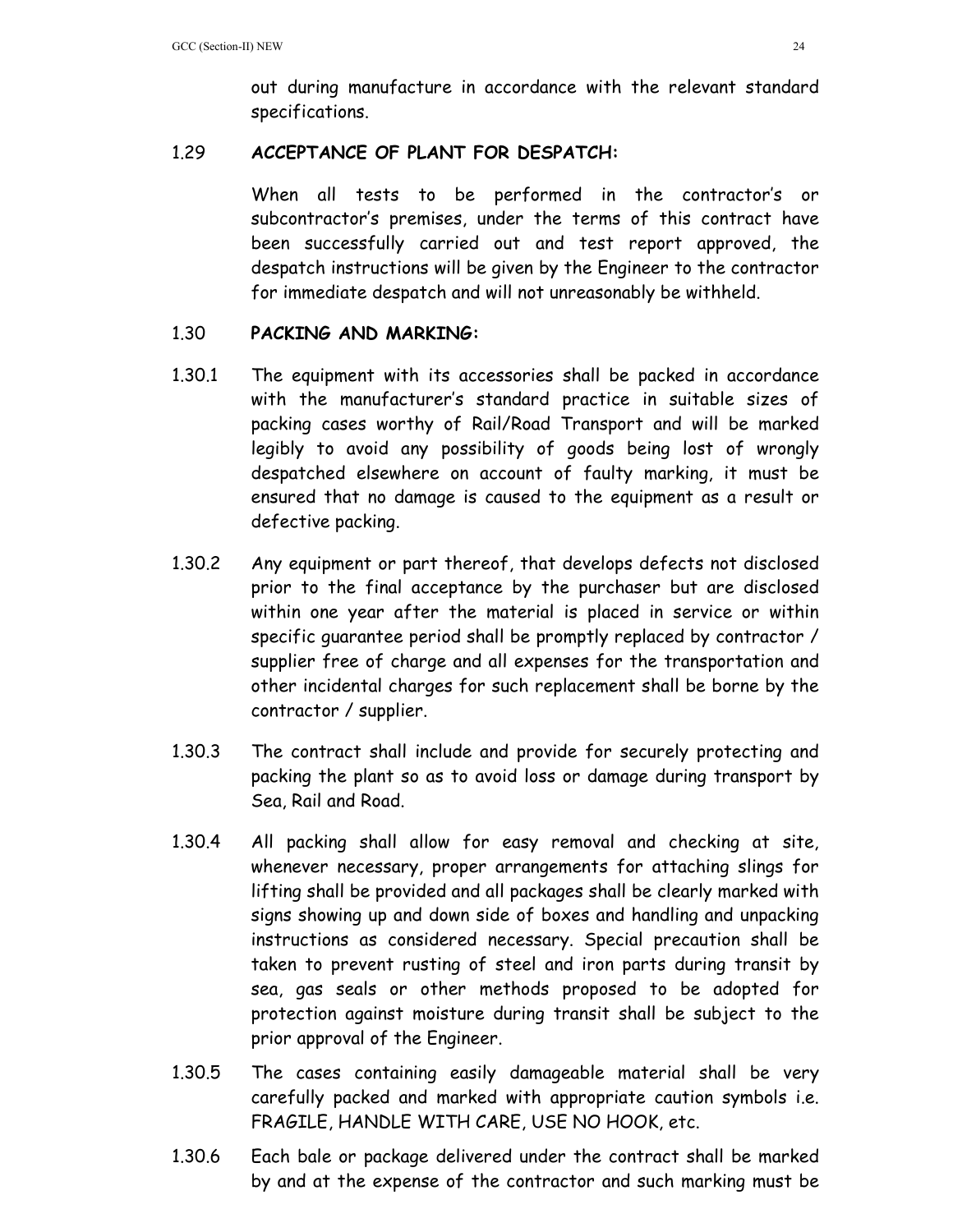out during manufacture in accordance with the relevant standard specifications.

### 1.29 **ACCEPTANCE OF PLANT FOR DESPATCH:**

When all tests to be performed in the contractor's or subcontractor's premises, under the terms of this contract have been successfully carried out and test report approved, the despatch instructions will be given by the Engineer to the contractor for immediate despatch and will not unreasonably be withheld.

### 1.30 **PACKING AND MARKING:**

1.30.1 The equipment with its accessories shall be packed in accordance with the manufacturer's standard practice in suitable sizes of packing cases worthy of Rail/Road Transport and will be marked legibly to avoid any possibility of goods being lost of wrongly despatched elsewhere on account of faulty marking, it must be ensured that no damage is caused to the equipment as a result or defective packing.

1.30.2 Any equipment or part thereof, that develops defects not disclosed prior to the final acceptance by the purchaser but are disclosed within one year after the material is placed in service or within specific guarantee period shall be promptly replaced by contractor / supplier free of charge and all expenses for the transportation and other incidental charges for such replacement shall be borne by the contractor / supplier.

1.30.3 The contract shall include and provide for securely protecting and packing the plant so as to avoid loss or damage during transport by Sea, Rail and Road.

1.30.4 All packing shall allow for easy removal and checking at site, whenever necessary, proper arrangements for attaching slings for lifting shall be provided and all packages shall be clearly marked with signs showing up and down side of boxes and handling and unpacking instructions as considered necessary. Special precaution shall be taken to prevent rusting of steel and iron parts during transit by sea, gas seals or other methods proposed to be adopted for protection against moisture during transit shall be subject to the prior approval of the Engineer.

1.30.5 The cases containing easily damageable material shall be very carefully packed and marked with appropriate caution symbols i.e. FRAGILE, HANDLE WITH CARE, USE NO HOOK, etc.

1.30.6 Each bale or package delivered under the contract shall be marked by and at the expense of the contractor and such marking must be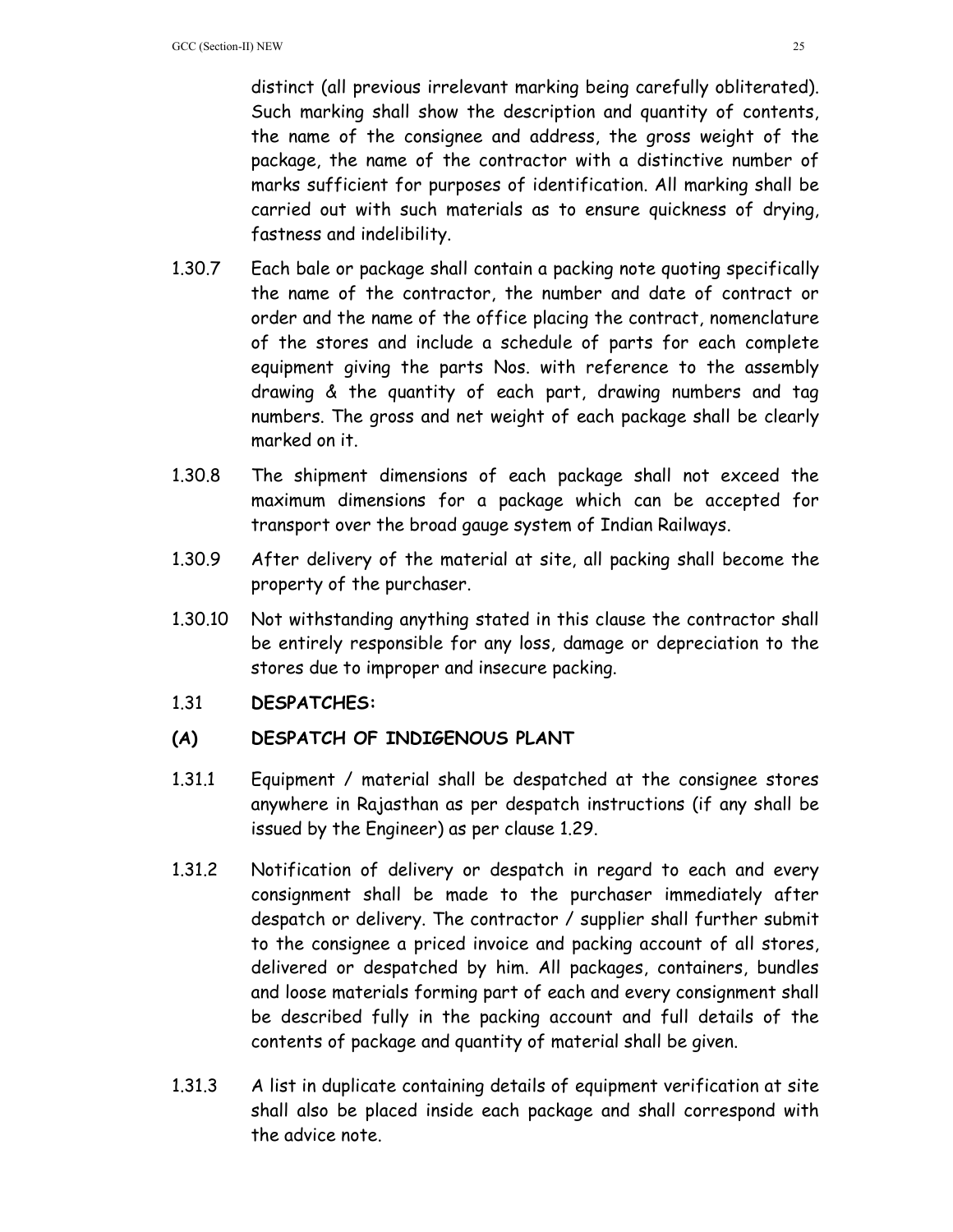distinct (all previous irrelevant marking being carefully obliterated). Such marking shall show the description and quantity of contents, the name of the consignee and address, the gross weight of the package, the name of the contractor with a distinctive number of marks sufficient for purposes of identification. All marking shall be carried out with such materials as to ensure quickness of drying, fastness and indelibility.

1.30.7 Each bale or package shall contain a packing note quoting specifically the name of the contractor, the number and date of contract or order and the name of the office placing the contract, nomenclature of the stores and include a schedule of parts for each complete equipment giving the parts Nos. with reference to the assembly drawing & the quantity of each part, drawing numbers and tag numbers. The gross and net weight of each package shall be clearly marked on it.

1.30.8 The shipment dimensions of each package shall not exceed the maximum dimensions for a package which can be accepted for transport over the broad gauge system of Indian Railways.

1.30.9 After delivery of the material at site, all packing shall become the property of the purchaser.

1.30.10 Not withstanding anything stated in this clause the contractor shall be entirely responsible for any loss, damage or depreciation to the stores due to improper and insecure packing.

1.31 **DESPATCHES:**

**(A) DESPATCH OF INDIGENOUS PLANT**

1.31.1 Equipment / material shall be despatched at the consignee stores anywhere in Rajasthan as per despatch instructions (if any shall be issued by the Engineer) as per clause 1.29.

1.31.2 Notification of delivery or despatch in regard to each and every consignment shall be made to the purchaser immediately after despatch or delivery. The contractor / supplier shall further submit to the consignee a priced invoice and packing account of all stores, delivered or despatched by him. All packages, containers, bundles and loose materials forming part of each and every consignment shall be described fully in the packing account and full details of the contents of package and quantity of material shall be given.

1.31.3 A list in duplicate containing details of equipment verification at site shall also be placed inside each package and shall correspond with the advice note.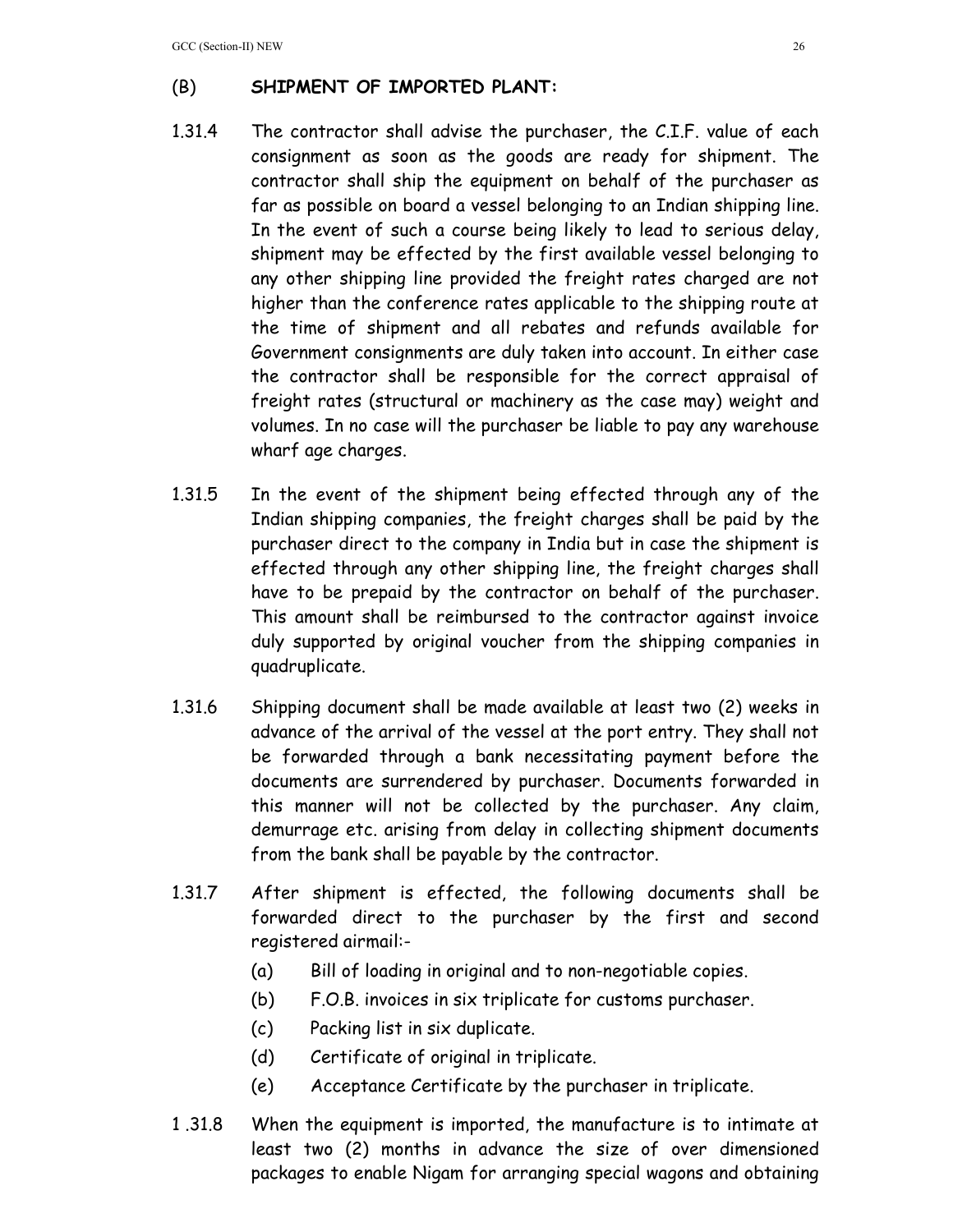## (B) SHIPMENT OF IMPORTED PLANT:

1.31.4 The contractor shall advise the purchaser, the C.I.F. value of each consignment as soon as the goods are ready for shipment. The contractor shall ship the equipment on behalf of the purchaser as far as possible on board a vessel belonging to an Indian shipping line. In the event of such a course being likely to lead to serious delay, shipment may be effected by the first available vessel belonging to any other shipping line provided the freight rates charged are not higher than the conference rates applicable to the shipping route at the time of shipment and all rebates and refunds available for Government consignments are duly taken into account. In either case the contractor shall be responsible for the correct appraisal of freight rates (structural or machinery as the case may) weight and volumes. In no case will the purchaser be liable to pay any warehouse wharf age charges.

1.31.5 In the event of the shipment being effected through any of the Indian shipping companies, the freight charges shall be paid by the purchaser direct to the company in India but in case the shipment is effected through any other shipping line, the freight charges shall have to be prepaid by the contractor on behalf of the purchaser. This amount shall be reimbursed to the contractor against invoice duly supported by original voucher from the shipping companies in quadruplicate.

1.31.6 Shipping document shall be made available at least two (2) weeks in advance of the arrival of the vessel at the port entry. They shall not be forwarded through a bank necessitating payment before the documents are surrendered by purchaser. Documents forwarded in this manner will not be collected by the purchaser. Any claim, demurrage etc. arising from delay in collecting shipment documents from the bank shall be payable by the contractor.

1.31.7 After shipment is effected, the following documents shall be forwarded direct to the purchaser by the first and second registered airmail:-

(a) Bill of loading in original and to non-negotiable copies.
(b) F.O.B. invoices in six triplicate for customs purchaser.
(c) Packing list in six duplicate.
(d) Certificate of original in triplicate.
(e) Acceptance Certificate by the purchaser in triplicate.

1 .31.8 When the equipment is imported, the manufacture is to intimate at least two (2) months in advance the size of over dimensioned packages to enable Nigam for arranging special wagons and obtaining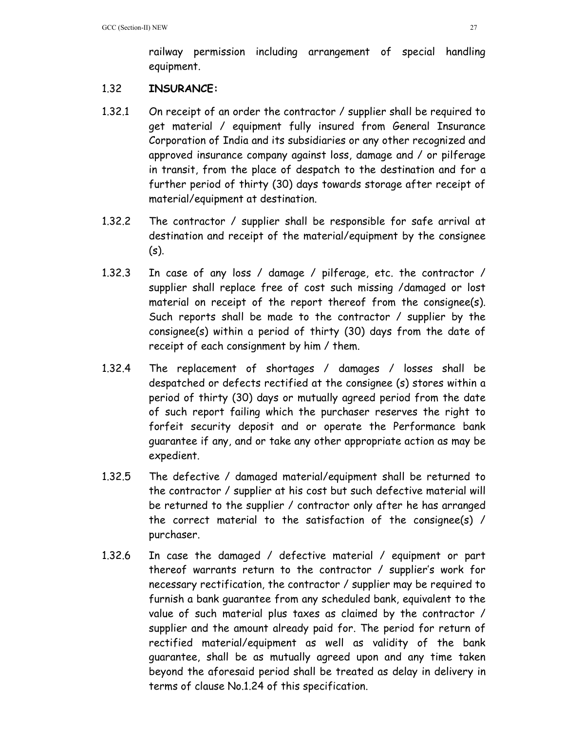railway permission including arrangement of special handling equipment.

1.32 **INSURANCE:**

1.32.1 On receipt of an order the contractor / supplier shall be required to get material / equipment fully insured from General Insurance Corporation of India and its subsidiaries or any other recognized and approved insurance company against loss, damage and / or pilferage in transit, from the place of despatch to the destination and for a further period of thirty (30) days towards storage after receipt of material/equipment at destination.

1.32.2 The contractor / supplier shall be responsible for safe arrival at destination and receipt of the material/equipment by the consignee (s).

1.32.3 In case of any loss / damage / pilferage, etc. the contractor / supplier shall replace free of cost such missing /damaged or lost material on receipt of the report thereof from the consignee(s). Such reports shall be made to the contractor / supplier by the consignee(s) within a period of thirty (30) days from the date of receipt of each consignment by him / them.

1.32.4 The replacement of shortages / damages / losses shall be despatched or defects rectified at the consignee (s) stores within a period of thirty (30) days or mutually agreed period from the date of such report failing which the purchaser reserves the right to forfeit security deposit and or operate the Performance bank guarantee if any, and or take any other appropriate action as may be expedient.

1.32.5 The defective / damaged material/equipment shall be returned to the contractor / supplier at his cost but such defective material will be returned to the supplier / contractor only after he has arranged the correct material to the satisfaction of the consignee(s) / purchaser.

1.32.6 In case the damaged / defective material / equipment or part thereof warrants return to the contractor / supplier's work for necessary rectification, the contractor / supplier may be required to furnish a bank guarantee from any scheduled bank, equivalent to the value of such material plus taxes as claimed by the contractor / supplier and the amount already paid for. The period for return of rectified material/equipment as well as validity of the bank guarantee, shall be as mutually agreed upon and any time taken beyond the aforesaid period shall be treated as delay in delivery in terms of clause No.1.24 of this specification.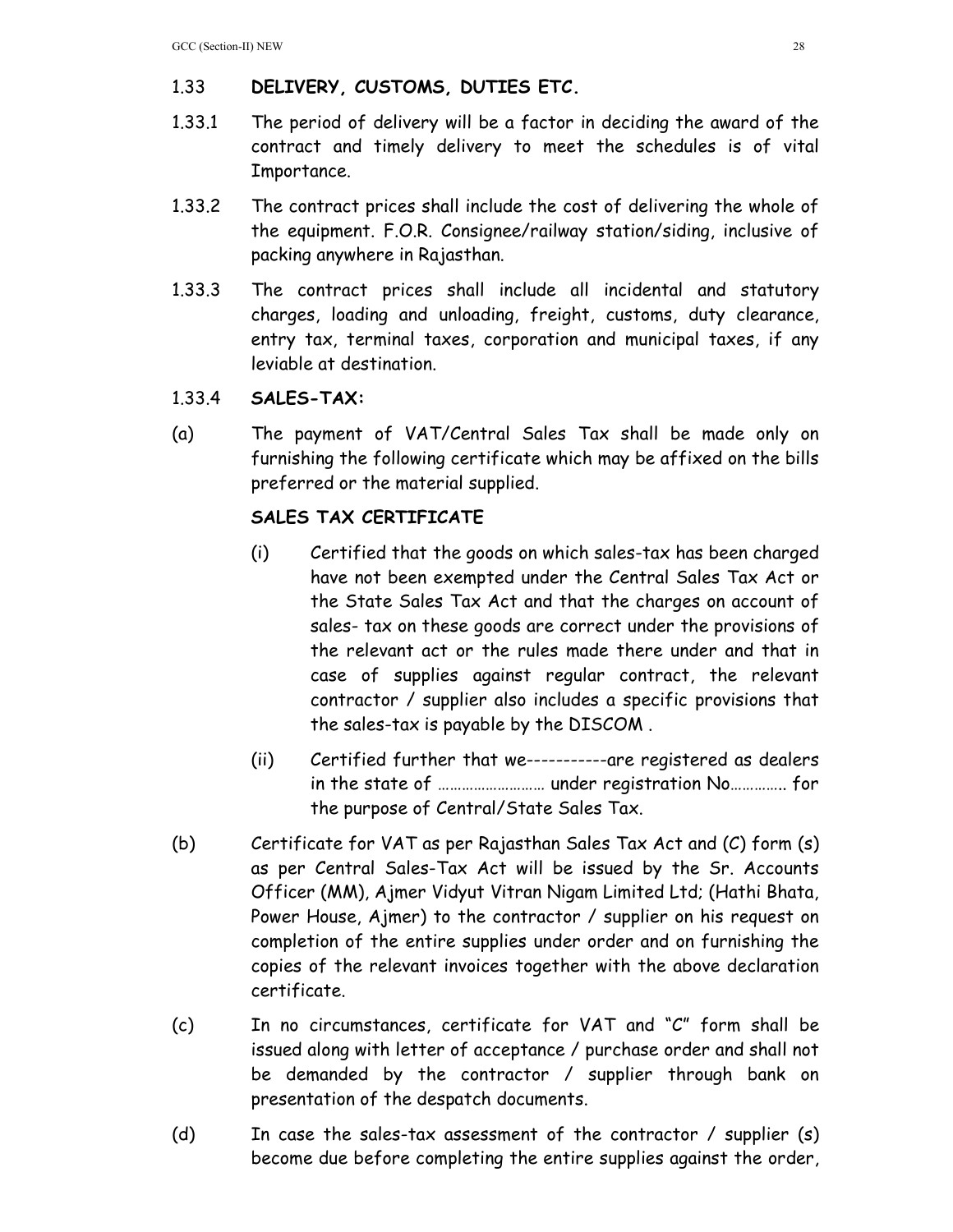## 1.33 DELIVERY, CUSTOMS, DUTIES ETC.

1.33.1 The period of delivery will be a factor in deciding the award of the contract and timely delivery to meet the schedules is of vital Importance.

1.33.2 The contract prices shall include the cost of delivering the whole of the equipment. F.O.R. Consignee/railway station/siding, inclusive of packing anywhere in Rajasthan.

1.33.3 The contract prices shall include all incidental and statutory charges, loading and unloading, freight, customs, duty clearance, entry tax, terminal taxes, corporation and municipal taxes, if any leviable at destination.

### 1.33.4 SALES-TAX:

(a) The payment of VAT/Central Sales Tax shall be made only on furnishing the following certificate which may be affixed on the bills preferred or the material supplied.

**SALES TAX CERTIFICATE**

(i) Certified that the goods on which sales-tax has been charged have not been exempted under the Central Sales Tax Act or the State Sales Tax Act and that the charges on account of sales- tax on these goods are correct under the provisions of the relevant act or the rules made there under and that in case of supplies against regular contract, the relevant contractor / supplier also includes a specific provisions that the sales-tax is payable by the DISCOM .

(ii) Certified further that we-----------are registered as dealers in the state of ……………………… under registration No………….. for the purpose of Central/State Sales Tax.

(b) Certificate for VAT as per Rajasthan Sales Tax Act and (C) form (s) as per Central Sales-Tax Act will be issued by the Sr. Accounts Officer (MM), Ajmer Vidyut Vitran Nigam Limited Ltd; (Hathi Bhata, Power House, Ajmer) to the contractor / supplier on his request on completion of the entire supplies under order and on furnishing the copies of the relevant invoices together with the above declaration certificate.

(c) In no circumstances, certificate for VAT and "C" form shall be issued along with letter of acceptance / purchase order and shall not be demanded by the contractor / supplier through bank on presentation of the despatch documents.

(d) In case the sales-tax assessment of the contractor / supplier (s) become due before completing the entire supplies against the order,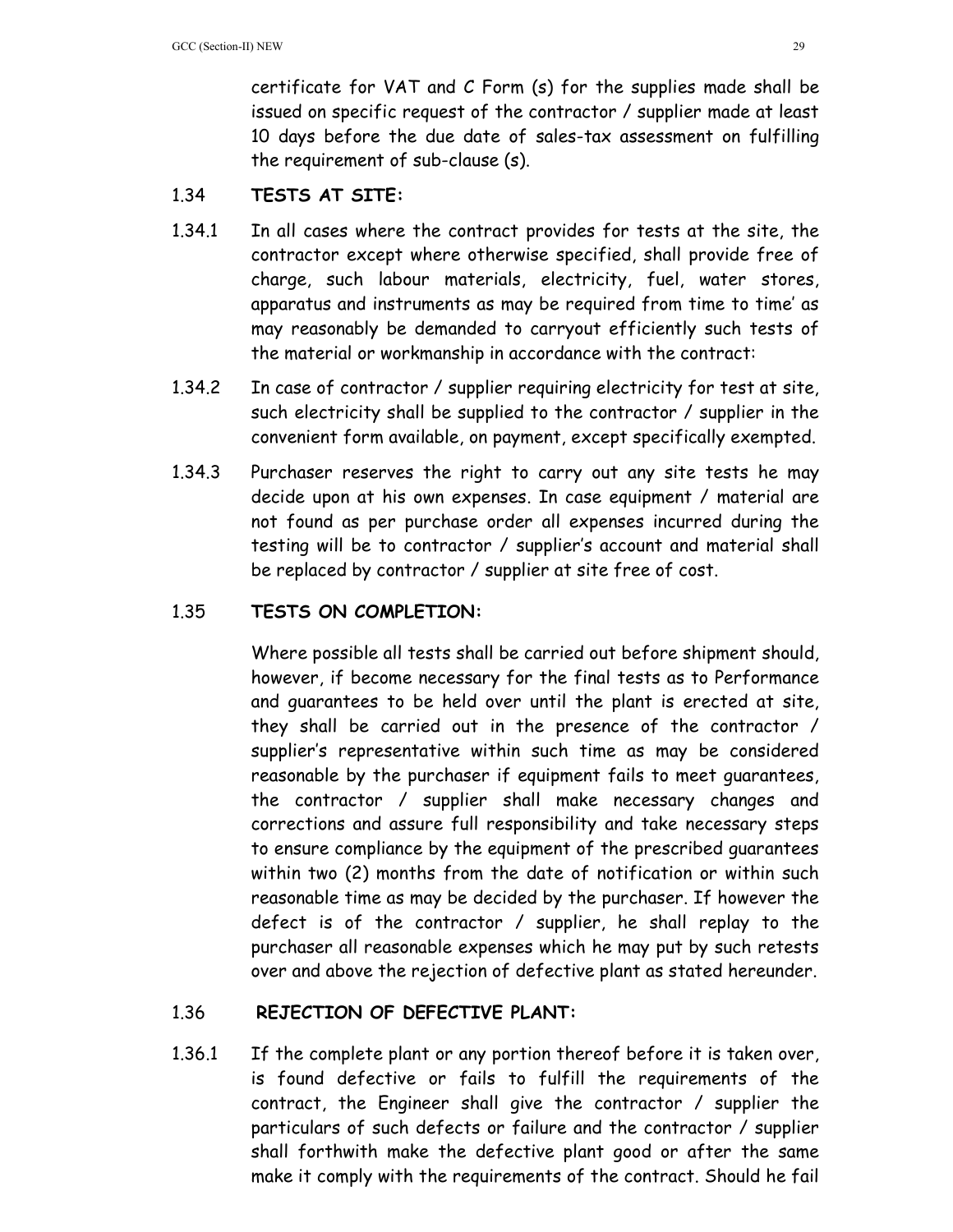certificate for VAT and C Form (s) for the supplies made shall be issued on specific request of the contractor / supplier made at least 10 days before the due date of sales-tax assessment on fulfilling the requirement of sub-clause (s).

## 1.34 TESTS AT SITE:

1.34.1 In all cases where the contract provides for tests at the site, the contractor except where otherwise specified, shall provide free of charge, such labour materials, electricity, fuel, water stores, apparatus and instruments as may be required from time to time' as may reasonably be demanded to carryout efficiently such tests of the material or workmanship in accordance with the contract:

1.34.2 In case of contractor / supplier requiring electricity for test at site, such electricity shall be supplied to the contractor / supplier in the convenient form available, on payment, except specifically exempted.

1.34.3 Purchaser reserves the right to carry out any site tests he may decide upon at his own expenses. In case equipment / material are not found as per purchase order all expenses incurred during the testing will be to contractor / supplier's account and material shall be replaced by contractor / supplier at site free of cost.

## 1.35 TESTS ON COMPLETION:

Where possible all tests shall be carried out before shipment should, however, if become necessary for the final tests as to Performance and guarantees to be held over until the plant is erected at site, they shall be carried out in the presence of the contractor / supplier's representative within such time as may be considered reasonable by the purchaser if equipment fails to meet guarantees, the contractor / supplier shall make necessary changes and corrections and assure full responsibility and take necessary steps to ensure compliance by the equipment of the prescribed guarantees within two (2) months from the date of notification or within such reasonable time as may be decided by the purchaser. If however the defect is of the contractor / supplier, he shall replay to the purchaser all reasonable expenses which he may put by such retests over and above the rejection of defective plant as stated hereunder.

## 1.36 REJECTION OF DEFECTIVE PLANT:

1.36.1 If the complete plant or any portion thereof before it is taken over, is found defective or fails to fulfill the requirements of the contract, the Engineer shall give the contractor / supplier the particulars of such defects or failure and the contractor / supplier shall forthwith make the defective plant good or after the same make it comply with the requirements of the contract. Should he fail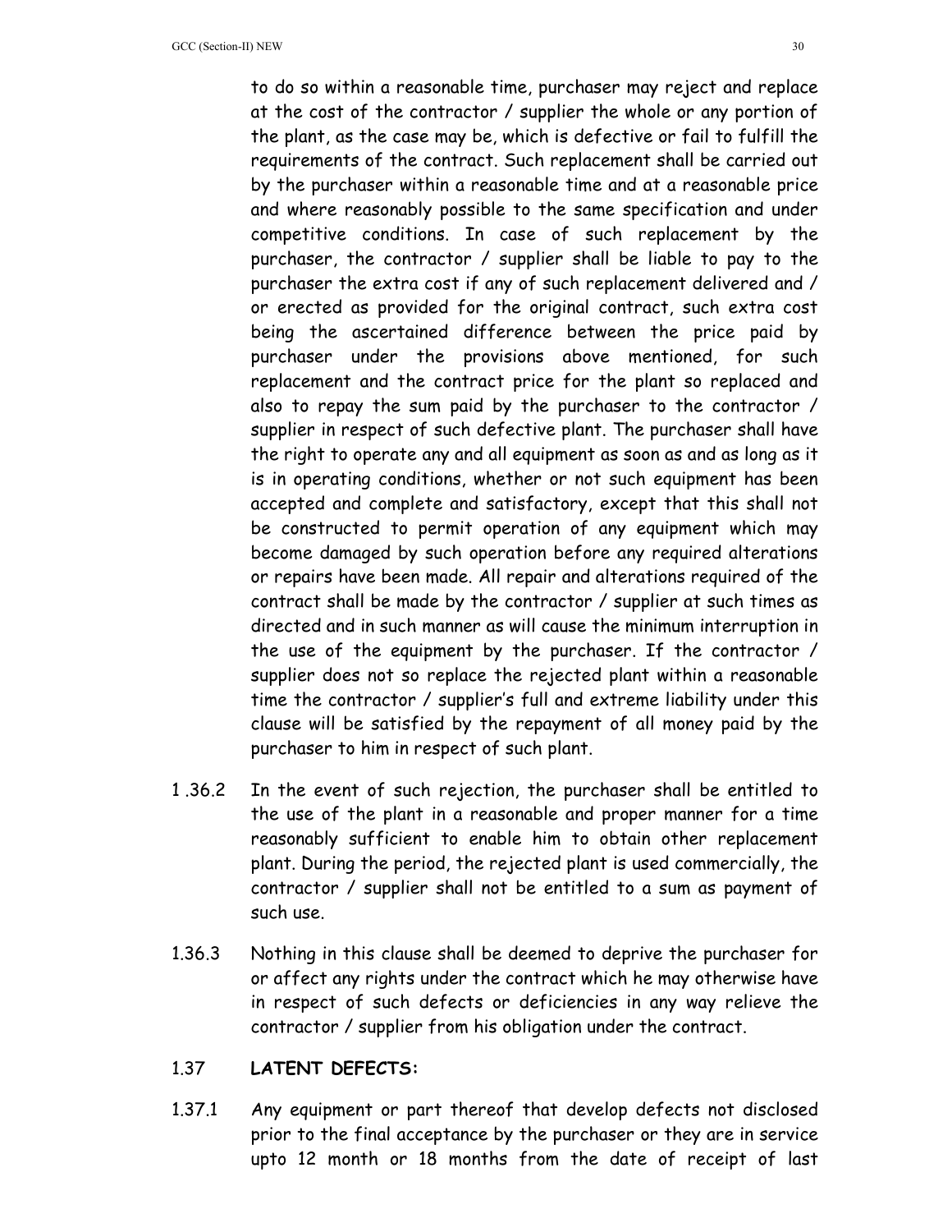to do so within a reasonable time, purchaser may reject and replace at the cost of the contractor / supplier the whole or any portion of the plant, as the case may be, which is defective or fail to fulfill the requirements of the contract. Such replacement shall be carried out by the purchaser within a reasonable time and at a reasonable price and where reasonably possible to the same specification and under competitive conditions. In case of such replacement by the purchaser, the contractor / supplier shall be liable to pay to the purchaser the extra cost if any of such replacement delivered and / or erected as provided for the original contract, such extra cost being the ascertained difference between the price paid by purchaser under the provisions above mentioned, for such replacement and the contract price for the plant so replaced and also to repay the sum paid by the purchaser to the contractor / supplier in respect of such defective plant. The purchaser shall have the right to operate any and all equipment as soon as and as long as it is in operating conditions, whether or not such equipment has been accepted and complete and satisfactory, except that this shall not be constructed to permit operation of any equipment which may become damaged by such operation before any required alterations or repairs have been made. All repair and alterations required of the contract shall be made by the contractor / supplier at such times as directed and in such manner as will cause the minimum interruption in the use of the equipment by the purchaser. If the contractor / supplier does not so replace the rejected plant within a reasonable time the contractor / supplier's full and extreme liability under this clause will be satisfied by the repayment of all money paid by the purchaser to him in respect of such plant.

1 .36.2 In the event of such rejection, the purchaser shall be entitled to the use of the plant in a reasonable and proper manner for a time reasonably sufficient to enable him to obtain other replacement plant. During the period, the rejected plant is used commercially, the contractor / supplier shall not be entitled to a sum as payment of such use.

1.36.3 Nothing in this clause shall be deemed to deprive the purchaser for or affect any rights under the contract which he may otherwise have in respect of such defects or deficiencies in any way relieve the contractor / supplier from his obligation under the contract.

## 1.37 **LATENT DEFECTS:**

1.37.1 Any equipment or part thereof that develop defects not disclosed prior to the final acceptance by the purchaser or they are in service upto 12 month or 18 months from the date of receipt of last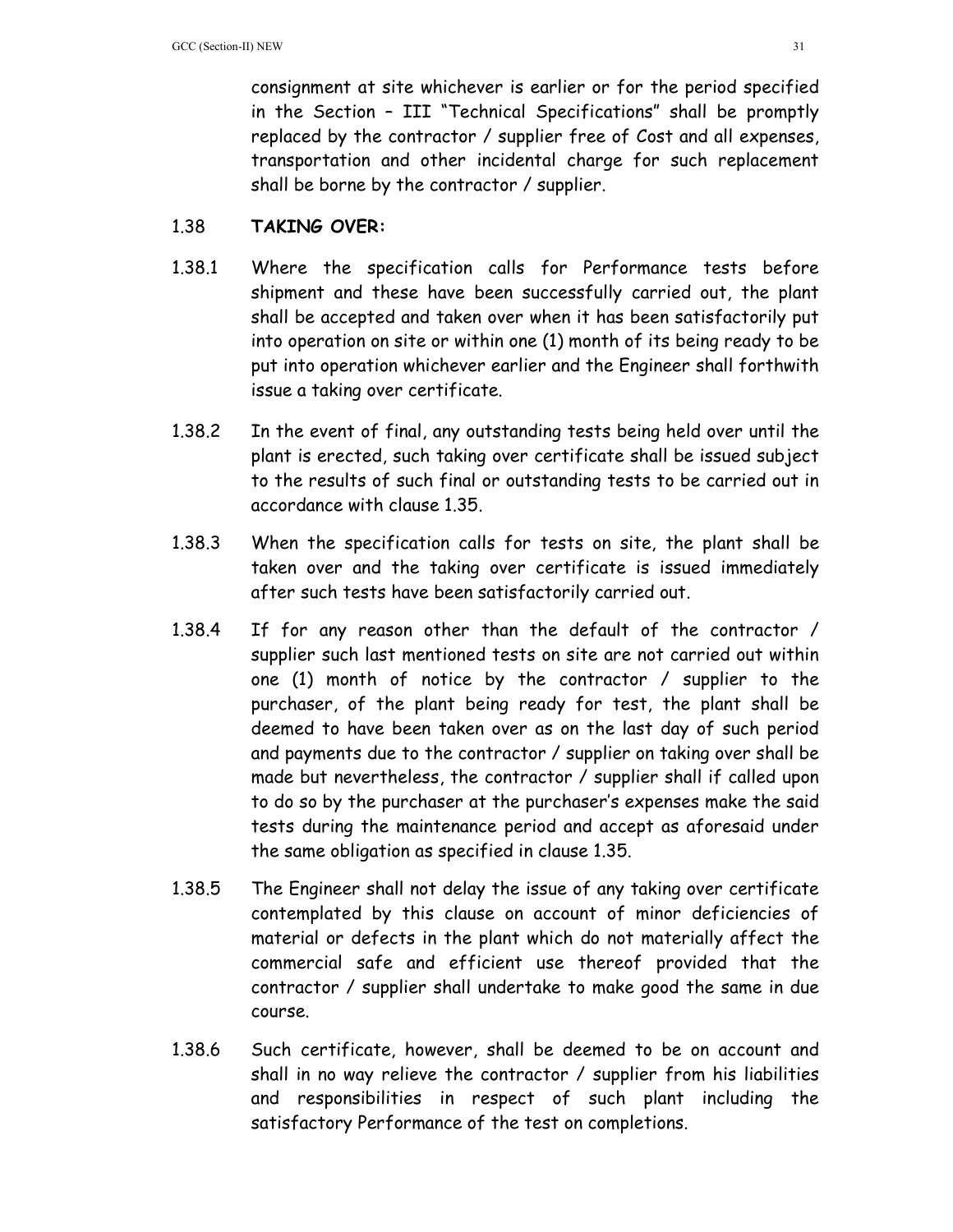consignment at site whichever is earlier or for the period specified in the Section – III "Technical Specifications" shall be promptly replaced by the contractor / supplier free of Cost and all expenses, transportation and other incidental charge for such replacement shall be borne by the contractor / supplier.

### 1.38 TAKING OVER:

1.38.1 Where the specification calls for Performance tests before shipment and these have been successfully carried out, the plant shall be accepted and taken over when it has been satisfactorily put into operation on site or within one (1) month of its being ready to be put into operation whichever earlier and the Engineer shall forthwith issue a taking over certificate.

1.38.2 In the event of final, any outstanding tests being held over until the plant is erected, such taking over certificate shall be issued subject to the results of such final or outstanding tests to be carried out in accordance with clause 1.35.

1.38.3 When the specification calls for tests on site, the plant shall be taken over and the taking over certificate is issued immediately after such tests have been satisfactorily carried out.

1.38.4 If for any reason other than the default of the contractor / supplier such last mentioned tests on site are not carried out within one (1) month of notice by the contractor / supplier to the purchaser, of the plant being ready for test, the plant shall be deemed to have been taken over as on the last day of such period and payments due to the contractor / supplier on taking over shall be made but nevertheless, the contractor / supplier shall if called upon to do so by the purchaser at the purchaser's expenses make the said tests during the maintenance period and accept as aforesaid under the same obligation as specified in clause 1.35.

1.38.5 The Engineer shall not delay the issue of any taking over certificate contemplated by this clause on account of minor deficiencies of material or defects in the plant which do not materially affect the commercial safe and efficient use thereof provided that the contractor / supplier shall undertake to make good the same in due course.

1.38.6 Such certificate, however, shall be deemed to be on account and shall in no way relieve the contractor / supplier from his liabilities and responsibilities in respect of such plant including the satisfactory Performance of the test on completions.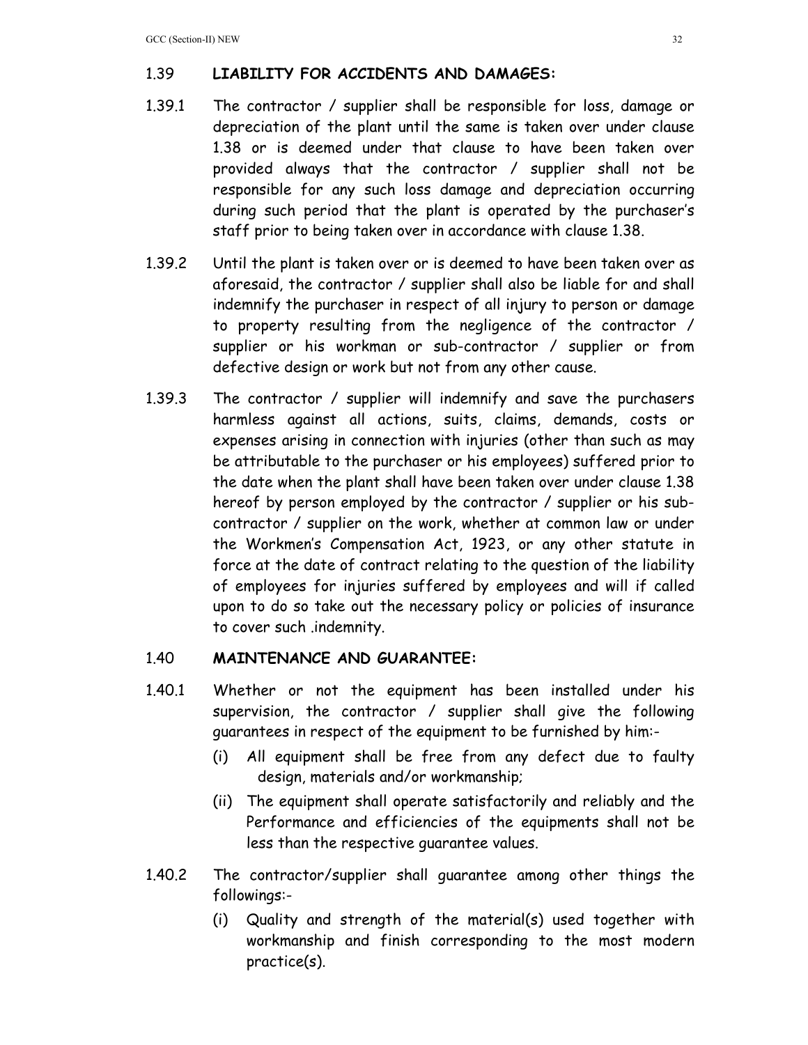## 1.39 LIABILITY FOR ACCIDENTS AND DAMAGES:

1.39.1 The contractor / supplier shall be responsible for loss, damage or depreciation of the plant until the same is taken over under clause 1.38 or is deemed under that clause to have been taken over provided always that the contractor / supplier shall not be responsible for any such loss damage and depreciation occurring during such period that the plant is operated by the purchaser's staff prior to being taken over in accordance with clause 1.38.

1.39.2 Until the plant is taken over or is deemed to have been taken over as aforesaid, the contractor / supplier shall also be liable for and shall indemnify the purchaser in respect of all injury to person or damage to property resulting from the negligence of the contractor / supplier or his workman or sub-contractor / supplier or from defective design or work but not from any other cause.

1.39.3 The contractor / supplier will indemnify and save the purchasers harmless against all actions, suits, claims, demands, costs or expenses arising in connection with injuries (other than such as may be attributable to the purchaser or his employees) suffered prior to the date when the plant shall have been taken over under clause 1.38 hereof by person employed by the contractor / supplier or his sub-contractor / supplier on the work, whether at common law or under the Workmen's Compensation Act, 1923, or any other statute in force at the date of contract relating to the question of the liability of employees for injuries suffered by employees and will if called upon to do so take out the necessary policy or policies of insurance to cover such .indemnity.

## 1.40 MAINTENANCE AND GUARANTEE:

1.40.1 Whether or not the equipment has been installed under his supervision, the contractor / supplier shall give the following guarantees in respect of the equipment to be furnished by him:-

- (i) All equipment shall be free from any defect due to faulty design, materials and/or workmanship;
- (ii) The equipment shall operate satisfactorily and reliably and the Performance and efficiencies of the equipments shall not be less than the respective guarantee values.

1.40.2 The contractor/supplier shall guarantee among other things the followings:-

- (i) Quality and strength of the material(s) used together with workmanship and finish corresponding to the most modern practice(s).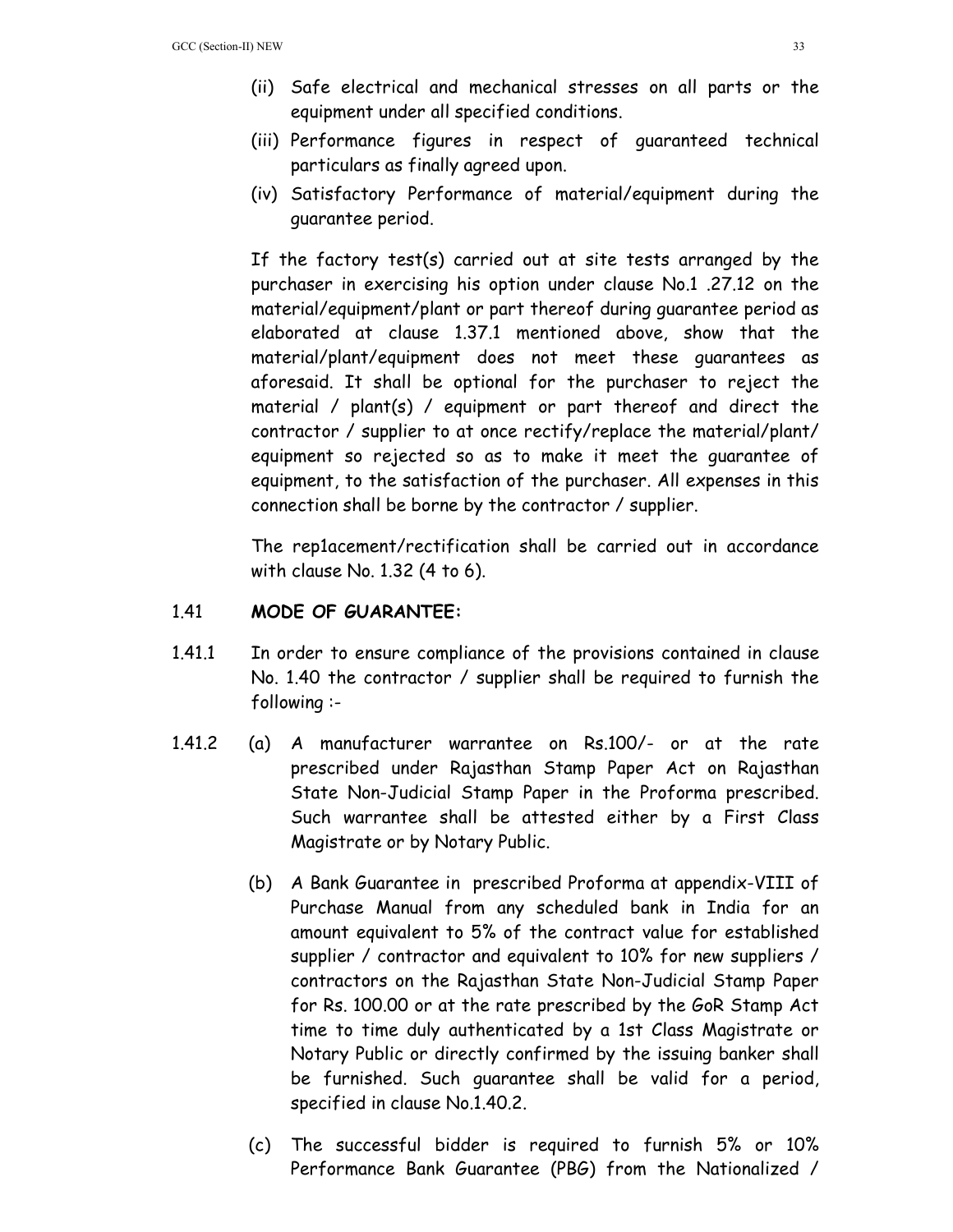(ii) Safe electrical and mechanical stresses on all parts or the equipment under all specified conditions.

(iii) Performance figures in respect of guaranteed technical particulars as finally agreed upon.

(iv) Satisfactory Performance of material/equipment during the guarantee period.

If the factory test(s) carried out at site tests arranged by the purchaser in exercising his option under clause No.1 .27.12 on the material/equipment/plant or part thereof during guarantee period as elaborated at clause 1.37.1 mentioned above, show that the material/plant/equipment does not meet these guarantees as aforesaid. It shall be optional for the purchaser to reject the material / plant(s) / equipment or part thereof and direct the contractor / supplier to at once rectify/replace the material/plant/ equipment so rejected so as to make it meet the guarantee of equipment, to the satisfaction of the purchaser. All expenses in this connection shall be borne by the contractor / supplier.

The rep1acement/rectification shall be carried out in accordance with clause No. 1.32 (4 to 6).

1.41 **MODE OF GUARANTEE:**

1.41.1 In order to ensure compliance of the provisions contained in clause No. 1.40 the contractor / supplier shall be required to furnish the following :-

1.41.2 (a) A manufacturer warrantee on Rs.100/- or at the rate prescribed under Rajasthan Stamp Paper Act on Rajasthan State Non-Judicial Stamp Paper in the Proforma prescribed. Such warrantee shall be attested either by a First Class Magistrate or by Notary Public.

(b) A Bank Guarantee in prescribed Proforma at appendix-VIII of Purchase Manual from any scheduled bank in India for an amount equivalent to 5% of the contract value for established supplier / contractor and equivalent to 10% for new suppliers / contractors on the Rajasthan State Non-Judicial Stamp Paper for Rs. 100.00 or at the rate prescribed by the GoR Stamp Act time to time duly authenticated by a 1st Class Magistrate or Notary Public or directly confirmed by the issuing banker shall be furnished. Such guarantee shall be valid for a period, specified in clause No.1.40.2.

(c) The successful bidder is required to furnish 5% or 10% Performance Bank Guarantee (PBG) from the Nationalized /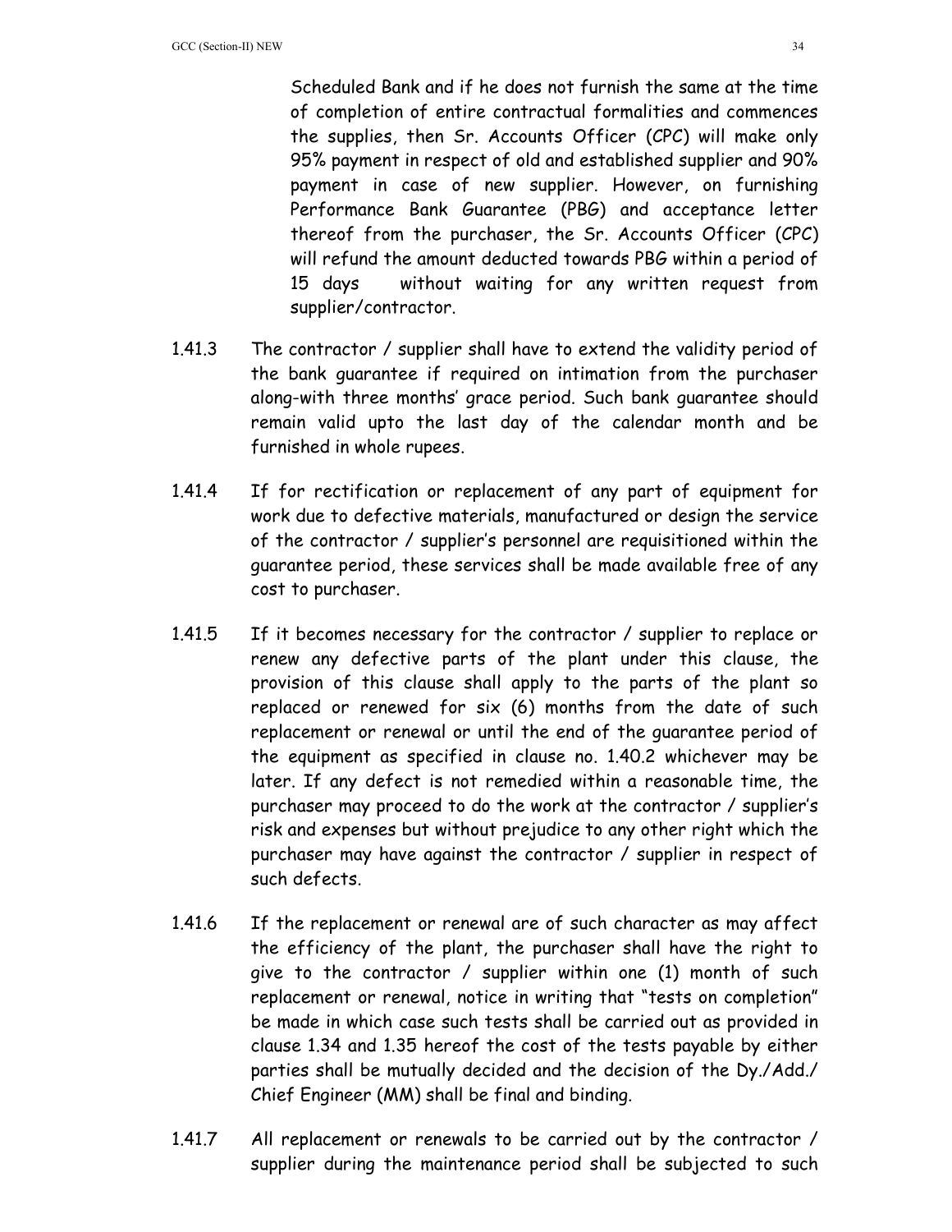Scheduled Bank and if he does not furnish the same at the time of completion of entire contractual formalities and commences the supplies, then Sr. Accounts Officer (CPC) will make only 95% payment in respect of old and established supplier and 90% payment in case of new supplier. However, on furnishing Performance Bank Guarantee (PBG) and acceptance letter thereof from the purchaser, the Sr. Accounts Officer (CPC) will refund the amount deducted towards PBG within a period of 15 days without waiting for any written request from supplier/contractor.

1.41.3 The contractor / supplier shall have to extend the validity period of the bank guarantee if required on intimation from the purchaser along-with three months' grace period. Such bank guarantee should remain valid upto the last day of the calendar month and be furnished in whole rupees.

1.41.4 If for rectification or replacement of any part of equipment for work due to defective materials, manufactured or design the service of the contractor / supplier's personnel are requisitioned within the guarantee period, these services shall be made available free of any cost to purchaser.

1.41.5 If it becomes necessary for the contractor / supplier to replace or renew any defective parts of the plant under this clause, the provision of this clause shall apply to the parts of the plant so replaced or renewed for six (6) months from the date of such replacement or renewal or until the end of the guarantee period of the equipment as specified in clause no. 1.40.2 whichever may be later. If any defect is not remedied within a reasonable time, the purchaser may proceed to do the work at the contractor / supplier's risk and expenses but without prejudice to any other right which the purchaser may have against the contractor / supplier in respect of such defects.

1.41.6 If the replacement or renewal are of such character as may affect the efficiency of the plant, the purchaser shall have the right to give to the contractor / supplier within one (1) month of such replacement or renewal, notice in writing that "tests on completion" be made in which case such tests shall be carried out as provided in clause 1.34 and 1.35 hereof the cost of the tests payable by either parties shall be mutually decided and the decision of the Dy./Add./ Chief Engineer (MM) shall be final and binding.

1.41.7 All replacement or renewals to be carried out by the contractor / supplier during the maintenance period shall be subjected to such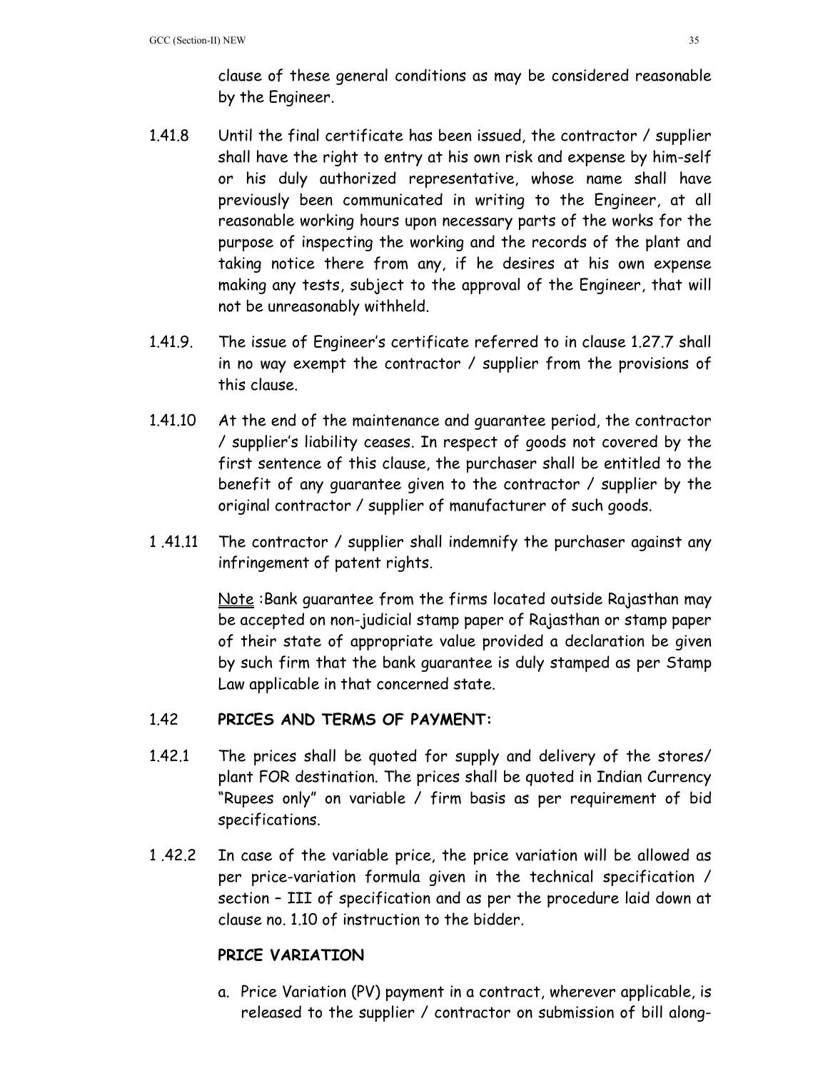clause of these general conditions as may be considered reasonable by the Engineer.

1.41.8 Until the final certificate has been issued, the contractor / supplier shall have the right to entry at his own risk and expense by him-self or his duly authorized representative, whose name shall have previously been communicated in writing to the Engineer, at all reasonable working hours upon necessary parts of the works for the purpose of inspecting the working and the records of the plant and taking notice there from any, if he desires at his own expense making any tests, subject to the approval of the Engineer, that will not be unreasonably withheld.

1.41.9. The issue of Engineer's certificate referred to in clause 1.27.7 shall in no way exempt the contractor / supplier from the provisions of this clause.

1.41.10 At the end of the maintenance and guarantee period, the contractor / supplier's liability ceases. In respect of goods not covered by the first sentence of this clause, the purchaser shall be entitled to the benefit of any guarantee given to the contractor / supplier by the original contractor / supplier of manufacturer of such goods.

1 .41.11 The contractor / supplier shall indemnify the purchaser against any infringement of patent rights.

Note :Bank guarantee from the firms located outside Rajasthan may be accepted on non-judicial stamp paper of Rajasthan or stamp paper of their state of appropriate value provided a declaration be given by such firm that the bank guarantee is duly stamped as per Stamp Law applicable in that concerned state.

1.42 **PRICES AND TERMS OF PAYMENT:**

1.42.1 The prices shall be quoted for supply and delivery of the stores/ plant FOR destination. The prices shall be quoted in Indian Currency "Rupees only" on variable / firm basis as per requirement of bid specifications.

1 .42.2 In case of the variable price, the price variation will be allowed as per price-variation formula given in the technical specification / section – III of specification and as per the procedure laid down at clause no. 1.10 of instruction to the bidder.

**PRICE VARIATION**

a. Price Variation (PV) payment in a contract, wherever applicable, is released to the supplier / contractor on submission of bill along-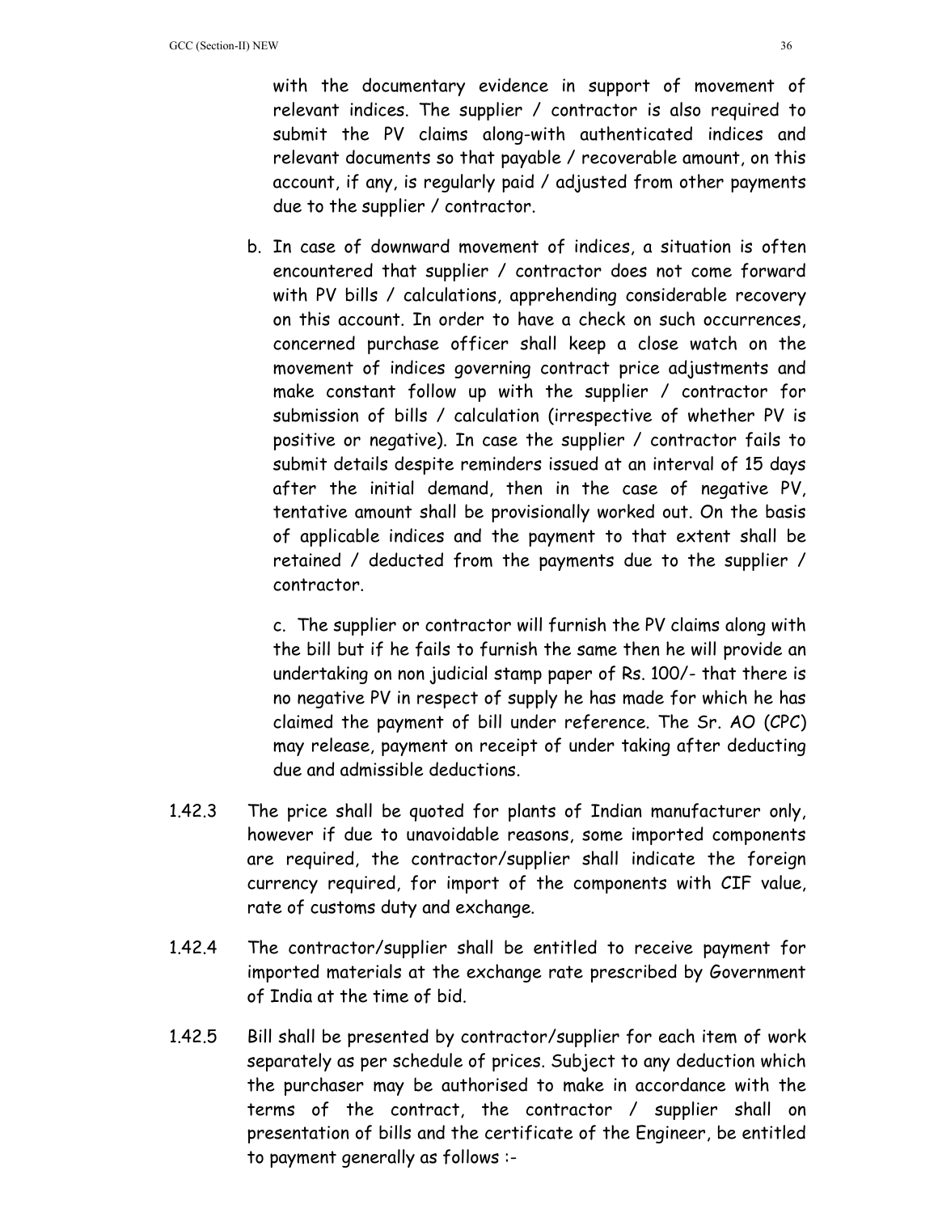with the documentary evidence in support of movement of relevant indices. The supplier / contractor is also required to submit the PV claims along-with authenticated indices and relevant documents so that payable / recoverable amount, on this account, if any, is regularly paid / adjusted from other payments due to the supplier / contractor.

b. In case of downward movement of indices, a situation is often encountered that supplier / contractor does not come forward with PV bills / calculations, apprehending considerable recovery on this account. In order to have a check on such occurrences, concerned purchase officer shall keep a close watch on the movement of indices governing contract price adjustments and make constant follow up with the supplier / contractor for submission of bills / calculation (irrespective of whether PV is positive or negative). In case the supplier / contractor fails to submit details despite reminders issued at an interval of 15 days after the initial demand, then in the case of negative PV, tentative amount shall be provisionally worked out. On the basis of applicable indices and the payment to that extent shall be retained / deducted from the payments due to the supplier / contractor.

c. The supplier or contractor will furnish the PV claims along with the bill but if he fails to furnish the same then he will provide an undertaking on non judicial stamp paper of Rs. 100/- that there is no negative PV in respect of supply he has made for which he has claimed the payment of bill under reference. The Sr. AO (CPC) may release, payment on receipt of under taking after deducting due and admissible deductions.

1.42.3 The price shall be quoted for plants of Indian manufacturer only, however if due to unavoidable reasons, some imported components are required, the contractor/supplier shall indicate the foreign currency required, for import of the components with CIF value, rate of customs duty and exchange.

1.42.4 The contractor/supplier shall be entitled to receive payment for imported materials at the exchange rate prescribed by Government of India at the time of bid.

1.42.5 Bill shall be presented by contractor/supplier for each item of work separately as per schedule of prices. Subject to any deduction which the purchaser may be authorised to make in accordance with the terms of the contract, the contractor / supplier shall on presentation of bills and the certificate of the Engineer, be entitled to payment generally as follows :-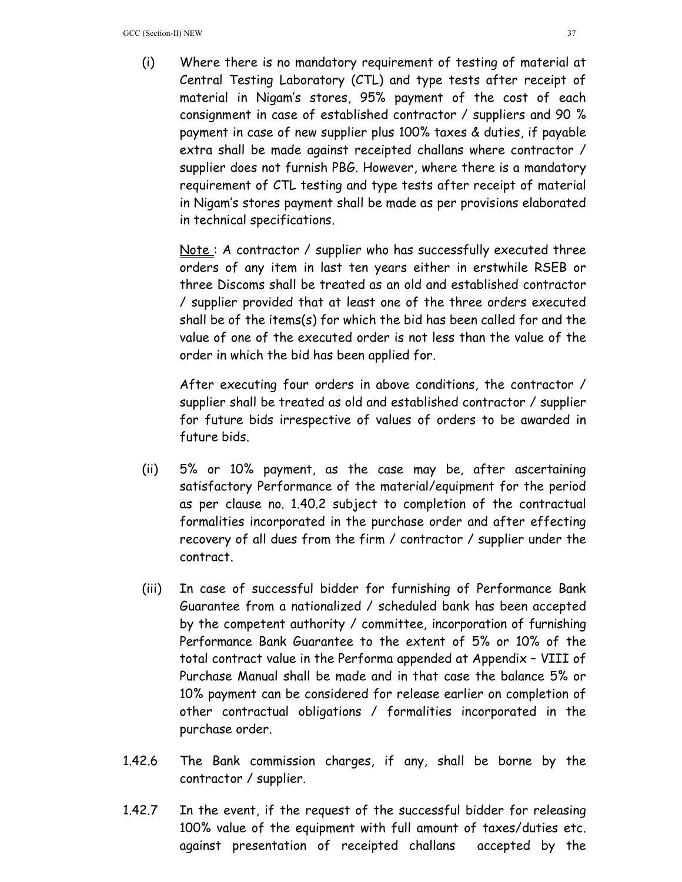(i) Where there is no mandatory requirement of testing of material at Central Testing Laboratory (CTL) and type tests after receipt of material in Nigam's stores, 95% payment of the cost of each consignment in case of established contractor / suppliers and 90 % payment in case of new supplier plus 100% taxes & duties, if payable extra shall be made against receipted challans where contractor / supplier does not furnish PBG. However, where there is a mandatory requirement of CTL testing and type tests after receipt of material in Nigam's stores payment shall be made as per provisions elaborated in technical specifications.

Note : A contractor / supplier who has successfully executed three orders of any item in last ten years either in erstwhile RSEB or three Discoms shall be treated as an old and established contractor / supplier provided that at least one of the three orders executed shall be of the items(s) for which the bid has been called for and the value of one of the executed order is not less than the value of the order in which the bid has been applied for.

After executing four orders in above conditions, the contractor / supplier shall be treated as old and established contractor / supplier for future bids irrespective of values of orders to be awarded in future bids.

(ii) 5% or 10% payment, as the case may be, after ascertaining satisfactory Performance of the material/equipment for the period as per clause no. 1.40.2 subject to completion of the contractual formalities incorporated in the purchase order and after effecting recovery of all dues from the firm / contractor / supplier under the contract.

(iii) In case of successful bidder for furnishing of Performance Bank Guarantee from a nationalized / scheduled bank has been accepted by the competent authority / committee, incorporation of furnishing Performance Bank Guarantee to the extent of 5% or 10% of the total contract value in the Performa appended at Appendix – VIII of Purchase Manual shall be made and in that case the balance 5% or 10% payment can be considered for release earlier on completion of other contractual obligations / formalities incorporated in the purchase order.

1.42.6 The Bank commission charges, if any, shall be borne by the contractor / supplier.

1.42.7 In the event, if the request of the successful bidder for releasing 100% value of the equipment with full amount of taxes/duties etc. against presentation of receipted challans accepted by the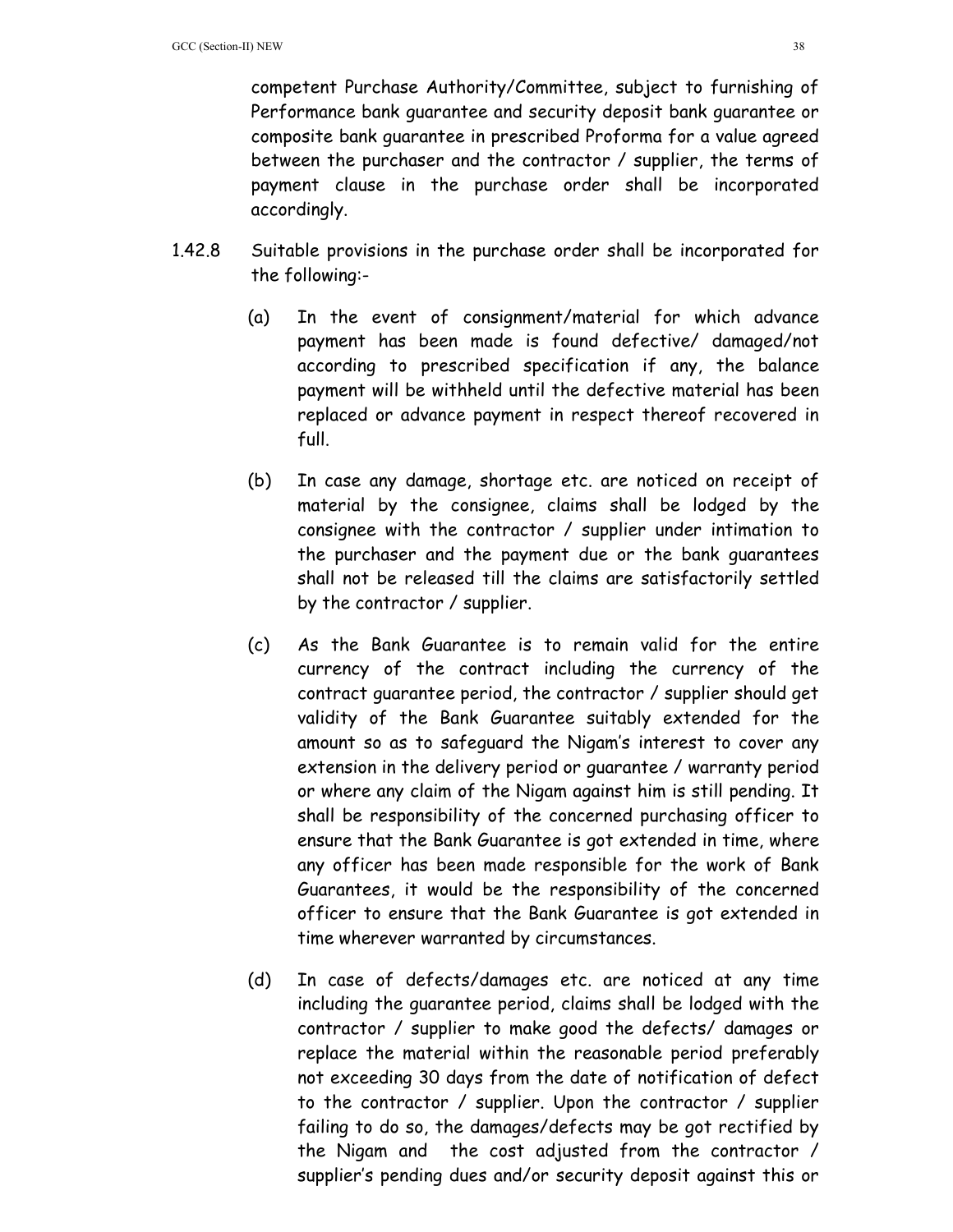competent Purchase Authority/Committee, subject to furnishing of Performance bank guarantee and security deposit bank guarantee or composite bank guarantee in prescribed Proforma for a value agreed between the purchaser and the contractor / supplier, the terms of payment clause in the purchase order shall be incorporated accordingly.

1.42.8 Suitable provisions in the purchase order shall be incorporated for the following:-

(a) In the event of consignment/material for which advance payment has been made is found defective/ damaged/not according to prescribed specification if any, the balance payment will be withheld until the defective material has been replaced or advance payment in respect thereof recovered in full.

(b) In case any damage, shortage etc. are noticed on receipt of material by the consignee, claims shall be lodged by the consignee with the contractor / supplier under intimation to the purchaser and the payment due or the bank guarantees shall not be released till the claims are satisfactorily settled by the contractor / supplier.

(c) As the Bank Guarantee is to remain valid for the entire currency of the contract including the currency of the contract guarantee period, the contractor / supplier should get validity of the Bank Guarantee suitably extended for the amount so as to safeguard the Nigam's interest to cover any extension in the delivery period or guarantee / warranty period or where any claim of the Nigam against him is still pending. It shall be responsibility of the concerned purchasing officer to ensure that the Bank Guarantee is got extended in time, where any officer has been made responsible for the work of Bank Guarantees, it would be the responsibility of the concerned officer to ensure that the Bank Guarantee is got extended in time wherever warranted by circumstances.

(d) In case of defects/damages etc. are noticed at any time including the guarantee period, claims shall be lodged with the contractor / supplier to make good the defects/ damages or replace the material within the reasonable period preferably not exceeding 30 days from the date of notification of defect to the contractor / supplier. Upon the contractor / supplier failing to do so, the damages/defects may be got rectified by the Nigam and the cost adjusted from the contractor / supplier's pending dues and/or security deposit against this or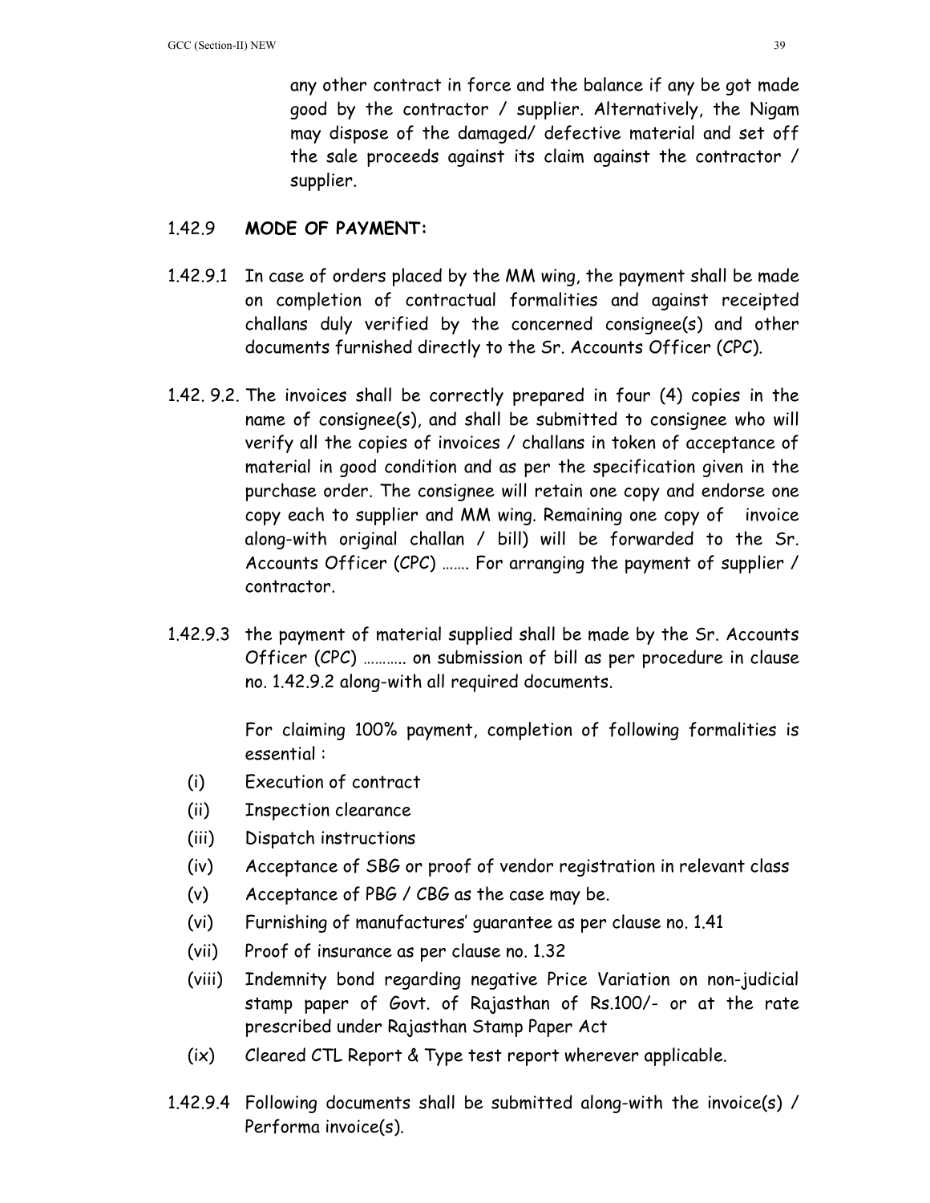any other contract in force and the balance if any be got made good by the contractor / supplier. Alternatively, the Nigam may dispose of the damaged/ defective material and set off the sale proceeds against its claim against the contractor / supplier.

1.42.9 **MODE OF PAYMENT:**

1.42.9.1 In case of orders placed by the MM wing, the payment shall be made on completion of contractual formalities and against receipted challans duly verified by the concerned consignee(s) and other documents furnished directly to the Sr. Accounts Officer (CPC).

1.42. 9.2. The invoices shall be correctly prepared in four (4) copies in the name of consignee(s), and shall be submitted to consignee who will verify all the copies of invoices / challans in token of acceptance of material in good condition and as per the specification given in the purchase order. The consignee will retain one copy and endorse one copy each to supplier and MM wing. Remaining one copy of invoice along-with original challan / bill) will be forwarded to the Sr. Accounts Officer (CPC) ……. For arranging the payment of supplier / contractor.

1.42.9.3 the payment of material supplied shall be made by the Sr. Accounts Officer (CPC) ……….. on submission of bill as per procedure in clause no. 1.42.9.2 along-with all required documents.

For claiming 100% payment, completion of following formalities is essential :

(i) Execution of contract
(ii) Inspection clearance
(iii) Dispatch instructions
(iv) Acceptance of SBG or proof of vendor registration in relevant class
(v) Acceptance of PBG / CBG as the case may be.
(vi) Furnishing of manufactures' guarantee as per clause no. 1.41
(vii) Proof of insurance as per clause no. 1.32
(viii) Indemnity bond regarding negative Price Variation on non-judicial stamp paper of Govt. of Rajasthan of Rs.100/- or at the rate prescribed under Rajasthan Stamp Paper Act
(ix) Cleared CTL Report & Type test report wherever applicable.

1.42.9.4 Following documents shall be submitted along-with the invoice(s) / Performa invoice(s).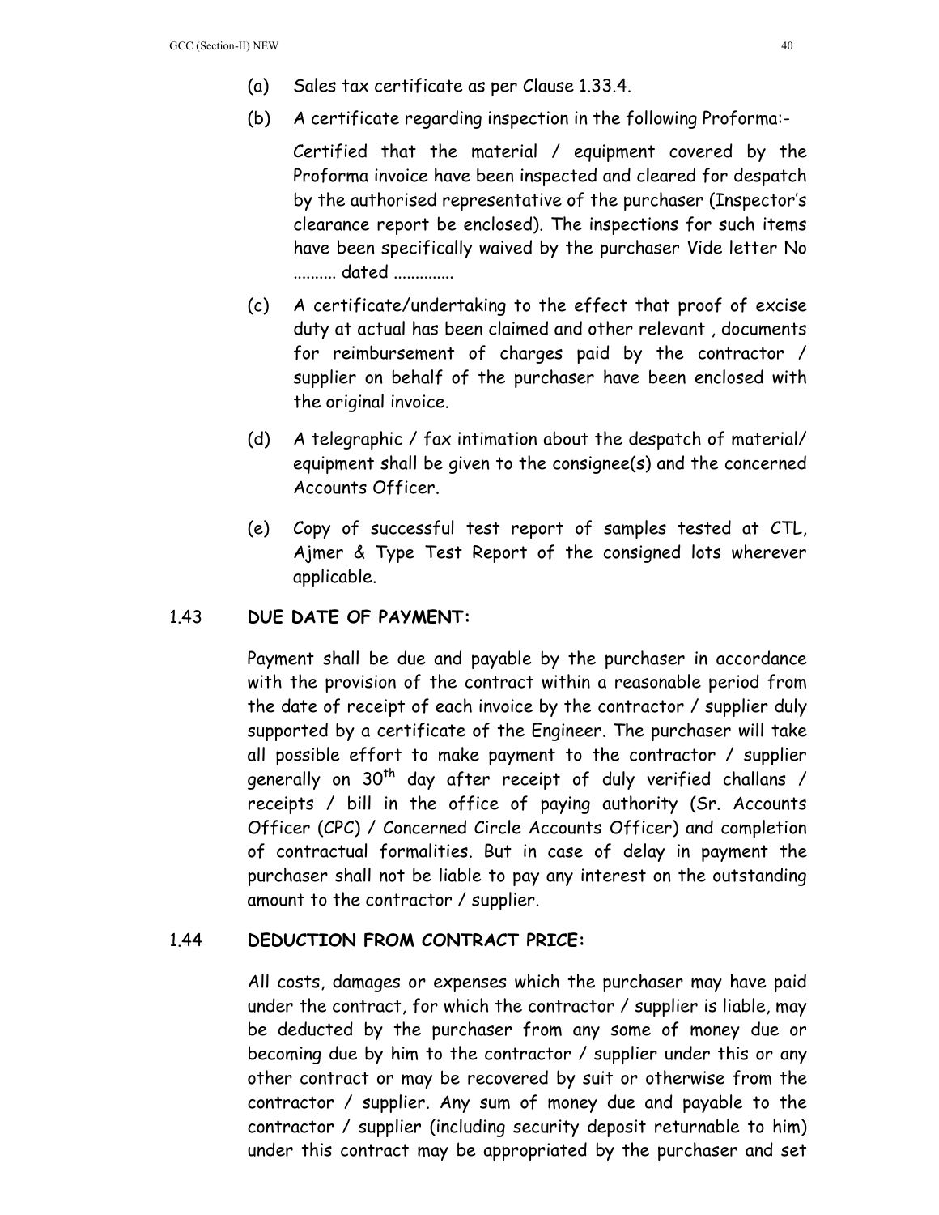(a) Sales tax certificate as per Clause 1.33.4.

(b) A certificate regarding inspection in the following Proforma:-

Certified that the material / equipment covered by the Proforma invoice have been inspected and cleared for despatch by the authorised representative of the purchaser (Inspector's clearance report be enclosed). The inspections for such items have been specifically waived by the purchaser Vide letter No .......... dated ..............

(c) A certificate/undertaking to the effect that proof of excise duty at actual has been claimed and other relevant , documents for reimbursement of charges paid by the contractor / supplier on behalf of the purchaser have been enclosed with the original invoice.

(d) A telegraphic / fax intimation about the despatch of material/ equipment shall be given to the consignee(s) and the concerned Accounts Officer.

(e) Copy of successful test report of samples tested at CTL, Ajmer & Type Test Report of the consigned lots wherever applicable.

## 1.43 DUE DATE OF PAYMENT:

Payment shall be due and payable by the purchaser in accordance with the provision of the contract within a reasonable period from the date of receipt of each invoice by the contractor / supplier duly supported by a certificate of the Engineer. The purchaser will take all possible effort to make payment to the contractor / supplier generally on 30th day after receipt of duly verified challans / receipts / bill in the office of paying authority (Sr. Accounts Officer (CPC) / Concerned Circle Accounts Officer) and completion of contractual formalities. But in case of delay in payment the purchaser shall not be liable to pay any interest on the outstanding amount to the contractor / supplier.

## 1.44 DEDUCTION FROM CONTRACT PRICE:

All costs, damages or expenses which the purchaser may have paid under the contract, for which the contractor / supplier is liable, may be deducted by the purchaser from any some of money due or becoming due by him to the contractor / supplier under this or any other contract or may be recovered by suit or otherwise from the contractor / supplier. Any sum of money due and payable to the contractor / supplier (including security deposit returnable to him) under this contract may be appropriated by the purchaser and set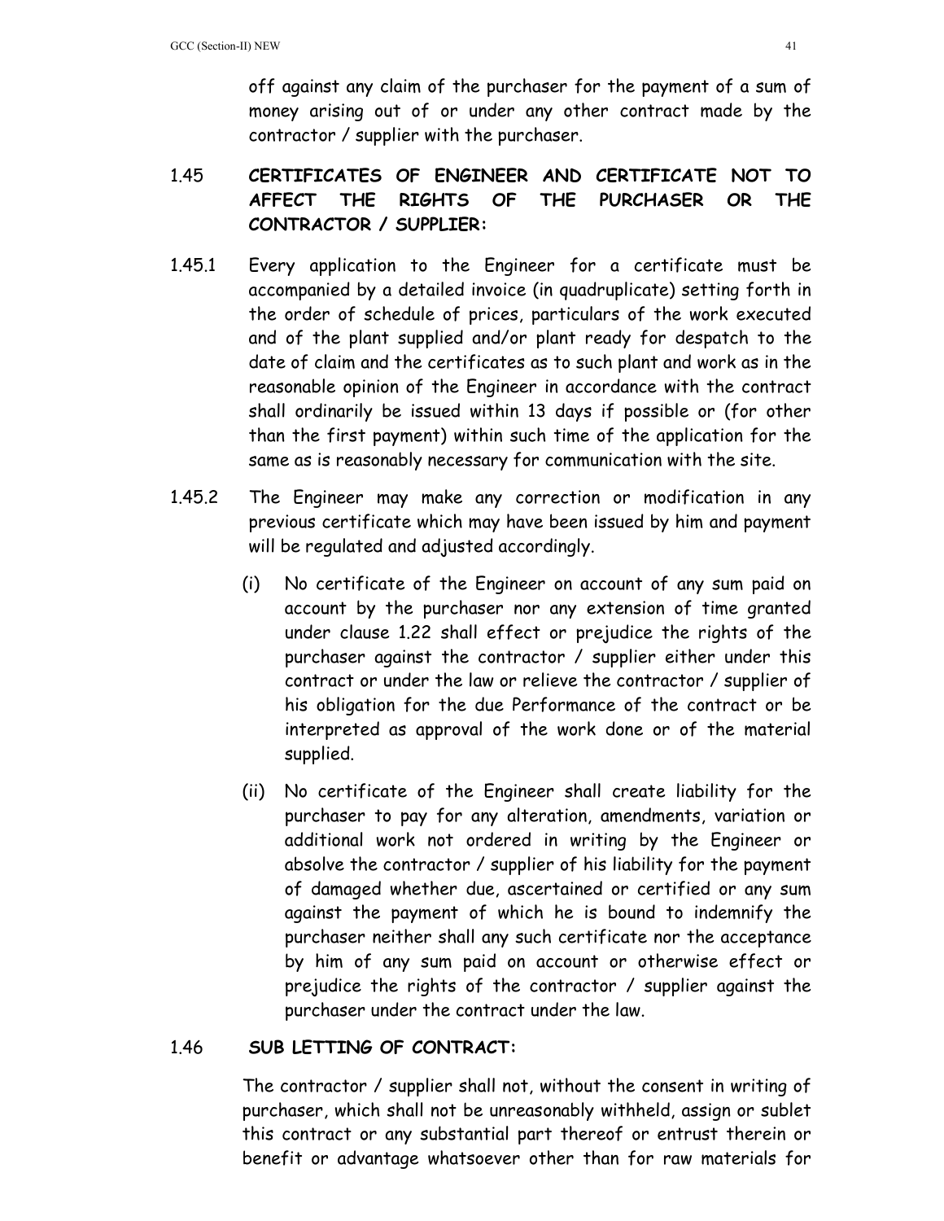off against any claim of the purchaser for the payment of a sum of money arising out of or under any other contract made by the contractor / supplier with the purchaser.

## 1.45 CERTIFICATES OF ENGINEER AND CERTIFICATE NOT TO AFFECT THE RIGHTS OF THE PURCHASER OR THE CONTRACTOR / SUPPLIER:

1.45.1 Every application to the Engineer for a certificate must be accompanied by a detailed invoice (in quadruplicate) setting forth in the order of schedule of prices, particulars of the work executed and of the plant supplied and/or plant ready for despatch to the date of claim and the certificates as to such plant and work as in the reasonable opinion of the Engineer in accordance with the contract shall ordinarily be issued within 13 days if possible or (for other than the first payment) within such time of the application for the same as is reasonably necessary for communication with the site.

1.45.2 The Engineer may make any correction or modification in any previous certificate which may have been issued by him and payment will be regulated and adjusted accordingly.

(i) No certificate of the Engineer on account of any sum paid on account by the purchaser nor any extension of time granted under clause 1.22 shall effect or prejudice the rights of the purchaser against the contractor / supplier either under this contract or under the law or relieve the contractor / supplier of his obligation for the due Performance of the contract or be interpreted as approval of the work done or of the material supplied.

(ii) No certificate of the Engineer shall create liability for the purchaser to pay for any alteration, amendments, variation or additional work not ordered in writing by the Engineer or absolve the contractor / supplier of his liability for the payment of damaged whether due, ascertained or certified or any sum against the payment of which he is bound to indemnify the purchaser neither shall any such certificate nor the acceptance by him of any sum paid on account or otherwise effect or prejudice the rights of the contractor / supplier against the purchaser under the contract under the law.

## 1.46 SUB LETTING OF CONTRACT:

The contractor / supplier shall not, without the consent in writing of purchaser, which shall not be unreasonably withheld, assign or sublet this contract or any substantial part thereof or entrust therein or benefit or advantage whatsoever other than for raw materials for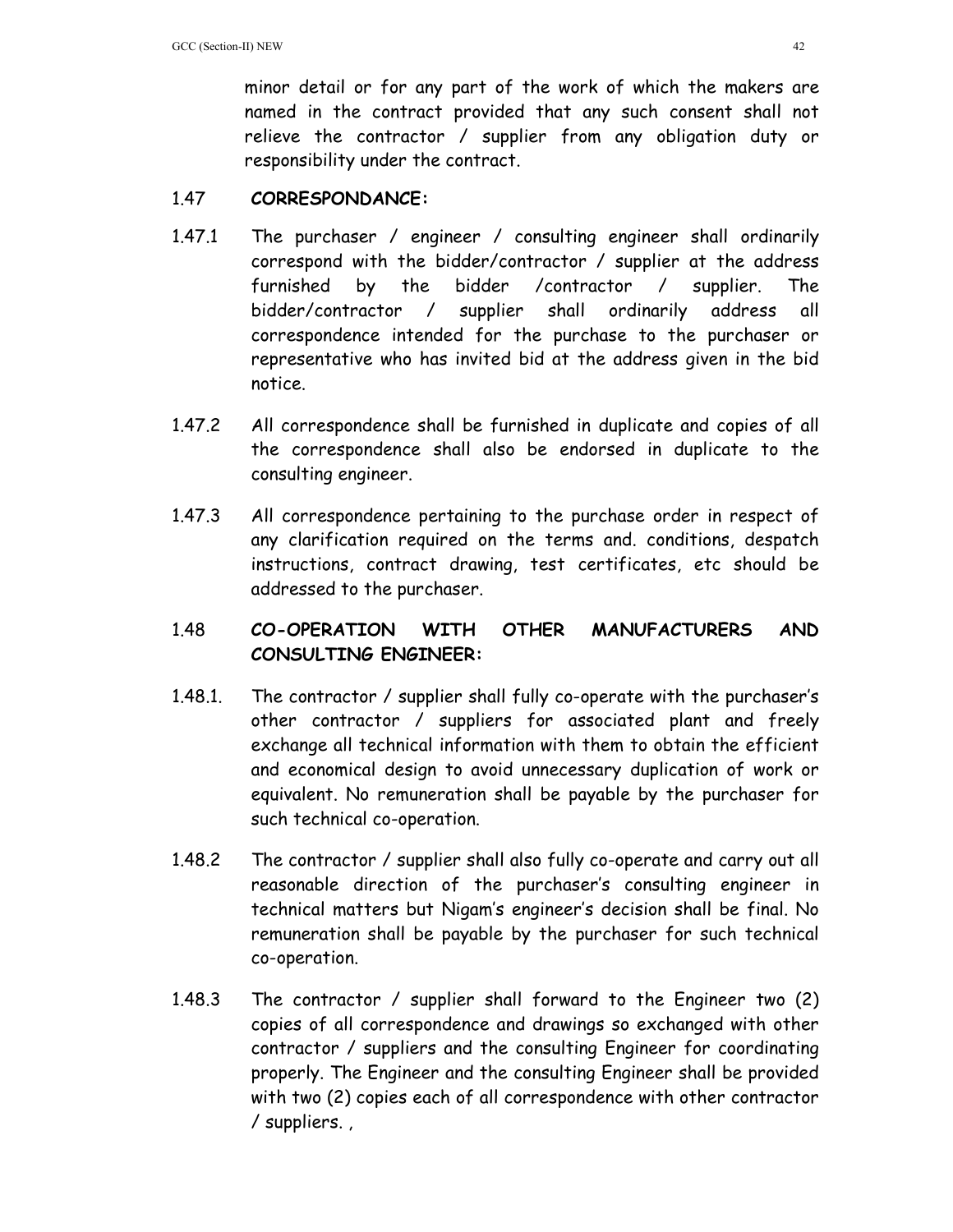minor detail or for any part of the work of which the makers are named in the contract provided that any such consent shall not relieve the contractor / supplier from any obligation duty or responsibility under the contract.

1.47 **CORRESPONDANCE:**

1.47.1 The purchaser / engineer / consulting engineer shall ordinarily correspond with the bidder/contractor / supplier at the address furnished by the bidder /contractor / supplier. The bidder/contractor / supplier shall ordinarily address all correspondence intended for the purchase to the purchaser or representative who has invited bid at the address given in the bid notice.

1.47.2 All correspondence shall be furnished in duplicate and copies of all the correspondence shall also be endorsed in duplicate to the consulting engineer.

1.47.3 All correspondence pertaining to the purchase order in respect of any clarification required on the terms and. conditions, despatch instructions, contract drawing, test certificates, etc should be addressed to the purchaser.

1.48 **CO-OPERATION WITH OTHER MANUFACTURERS AND CONSULTING ENGINEER:**

1.48.1. The contractor / supplier shall fully co-operate with the purchaser's other contractor / suppliers for associated plant and freely exchange all technical information with them to obtain the efficient and economical design to avoid unnecessary duplication of work or equivalent. No remuneration shall be payable by the purchaser for such technical co-operation.

1.48.2 The contractor / supplier shall also fully co-operate and carry out all reasonable direction of the purchaser's consulting engineer in technical matters but Nigam's engineer's decision shall be final. No remuneration shall be payable by the purchaser for such technical co-operation.

1.48.3 The contractor / supplier shall forward to the Engineer two (2) copies of all correspondence and drawings so exchanged with other contractor / suppliers and the consulting Engineer for coordinating properly. The Engineer and the consulting Engineer shall be provided with two (2) copies each of all correspondence with other contractor / suppliers. ,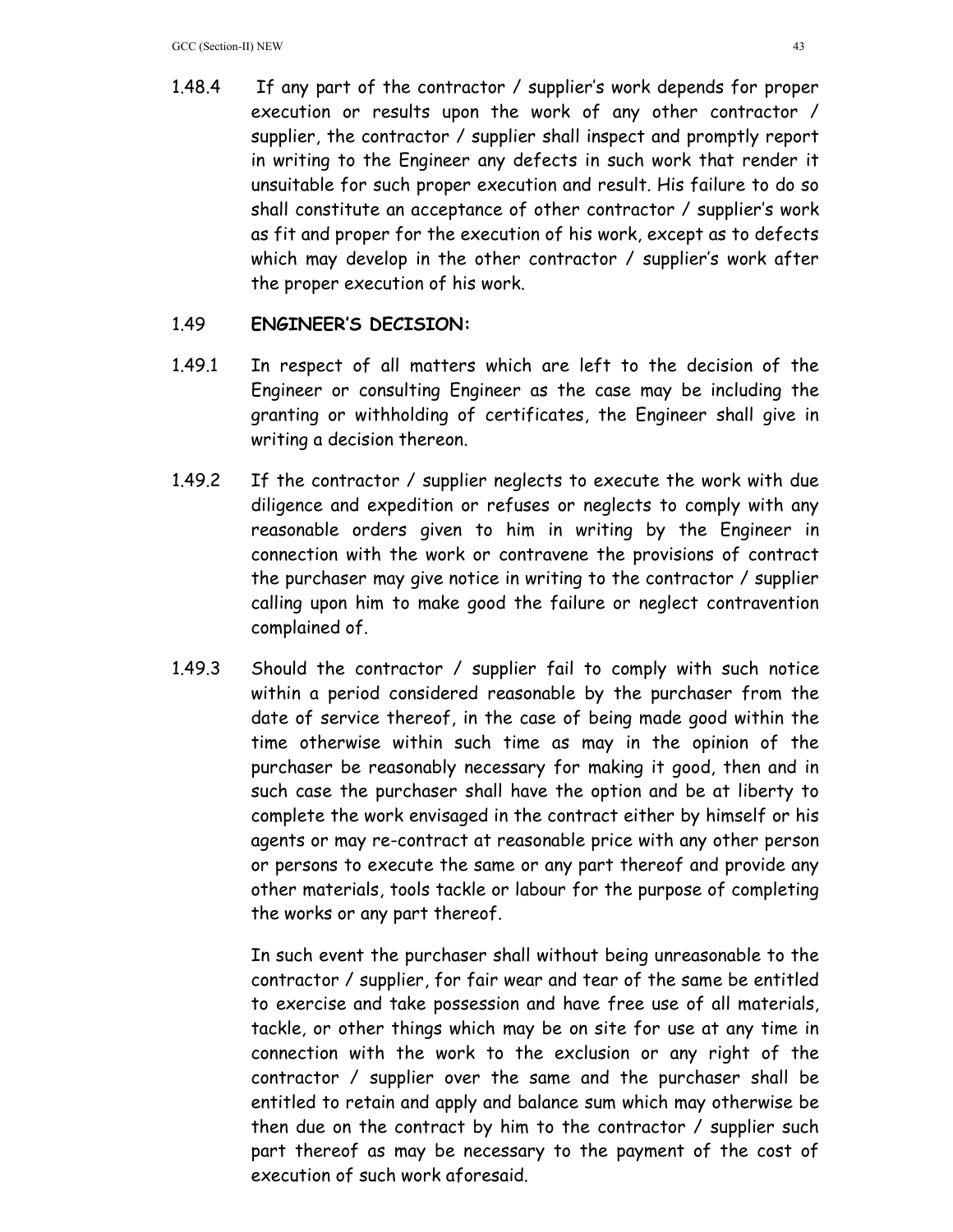1.48.4 If any part of the contractor / supplier's work depends for proper execution or results upon the work of any other contractor / supplier, the contractor / supplier shall inspect and promptly report in writing to the Engineer any defects in such work that render it unsuitable for such proper execution and result. His failure to do so shall constitute an acceptance of other contractor / supplier's work as fit and proper for the execution of his work, except as to defects which may develop in the other contractor / supplier's work after the proper execution of his work.

### 1.49 ENGINEER'S DECISION:

1.49.1 In respect of all matters which are left to the decision of the Engineer or consulting Engineer as the case may be including the granting or withholding of certificates, the Engineer shall give in writing a decision thereon.

1.49.2 If the contractor / supplier neglects to execute the work with due diligence and expedition or refuses or neglects to comply with any reasonable orders given to him in writing by the Engineer in connection with the work or contravene the provisions of contract the purchaser may give notice in writing to the contractor / supplier calling upon him to make good the failure or neglect contravention complained of.

1.49.3 Should the contractor / supplier fail to comply with such notice within a period considered reasonable by the purchaser from the date of service thereof, in the case of being made good within the time otherwise within such time as may in the opinion of the purchaser be reasonably necessary for making it good, then and in such case the purchaser shall have the option and be at liberty to complete the work envisaged in the contract either by himself or his agents or may re-contract at reasonable price with any other person or persons to execute the same or any part thereof and provide any other materials, tools tackle or labour for the purpose of completing the works or any part thereof.

In such event the purchaser shall without being unreasonable to the contractor / supplier, for fair wear and tear of the same be entitled to exercise and take possession and have free use of all materials, tackle, or other things which may be on site for use at any time in connection with the work to the exclusion or any right of the contractor / supplier over the same and the purchaser shall be entitled to retain and apply and balance sum which may otherwise be then due on the contract by him to the contractor / supplier such part thereof as may be necessary to the payment of the cost of execution of such work aforesaid.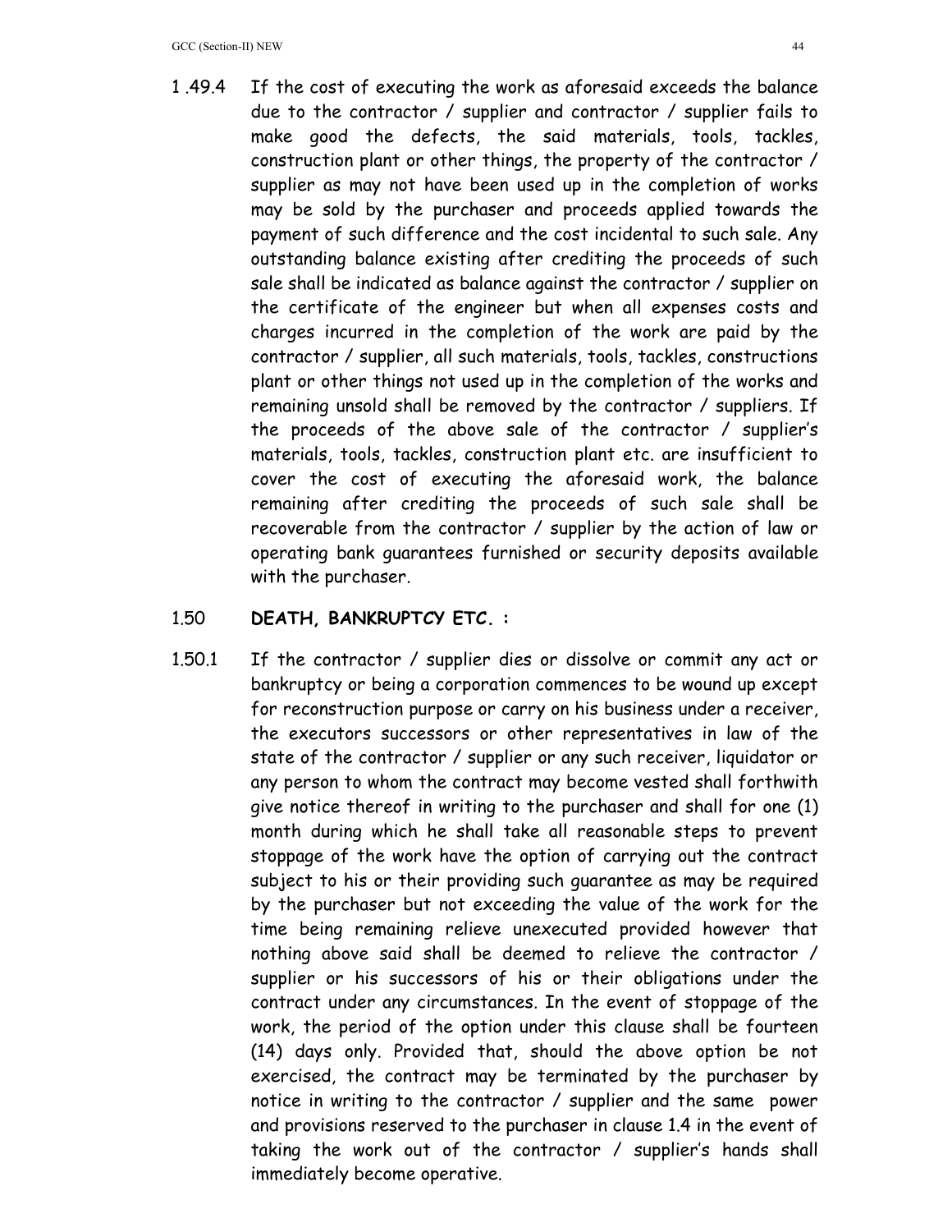1 .49.4 If the cost of executing the work as aforesaid exceeds the balance due to the contractor / supplier and contractor / supplier fails to make good the defects, the said materials, tools, tackles, construction plant or other things, the property of the contractor / supplier as may not have been used up in the completion of works may be sold by the purchaser and proceeds applied towards the payment of such difference and the cost incidental to such sale. Any outstanding balance existing after crediting the proceeds of such sale shall be indicated as balance against the contractor / supplier on the certificate of the engineer but when all expenses costs and charges incurred in the completion of the work are paid by the contractor / supplier, all such materials, tools, tackles, constructions plant or other things not used up in the completion of the works and remaining unsold shall be removed by the contractor / suppliers. If the proceeds of the above sale of the contractor / supplier's materials, tools, tackles, construction plant etc. are insufficient to cover the cost of executing the aforesaid work, the balance remaining after crediting the proceeds of such sale shall be recoverable from the contractor / supplier by the action of law or operating bank guarantees furnished or security deposits available with the purchaser.

1.50 **DEATH, BANKRUPTCY ETC. :**

1.50.1 If the contractor / supplier dies or dissolve or commit any act or bankruptcy or being a corporation commences to be wound up except for reconstruction purpose or carry on his business under a receiver, the executors successors or other representatives in law of the state of the contractor / supplier or any such receiver, liquidator or any person to whom the contract may become vested shall forthwith give notice thereof in writing to the purchaser and shall for one (1) month during which he shall take all reasonable steps to prevent stoppage of the work have the option of carrying out the contract subject to his or their providing such guarantee as may be required by the purchaser but not exceeding the value of the work for the time being remaining relieve unexecuted provided however that nothing above said shall be deemed to relieve the contractor / supplier or his successors of his or their obligations under the contract under any circumstances. In the event of stoppage of the work, the period of the option under this clause shall be fourteen (14) days only. Provided that, should the above option be not exercised, the contract may be terminated by the purchaser by notice in writing to the contractor / supplier and the same power and provisions reserved to the purchaser in clause 1.4 in the event of taking the work out of the contractor / supplier's hands shall immediately become operative.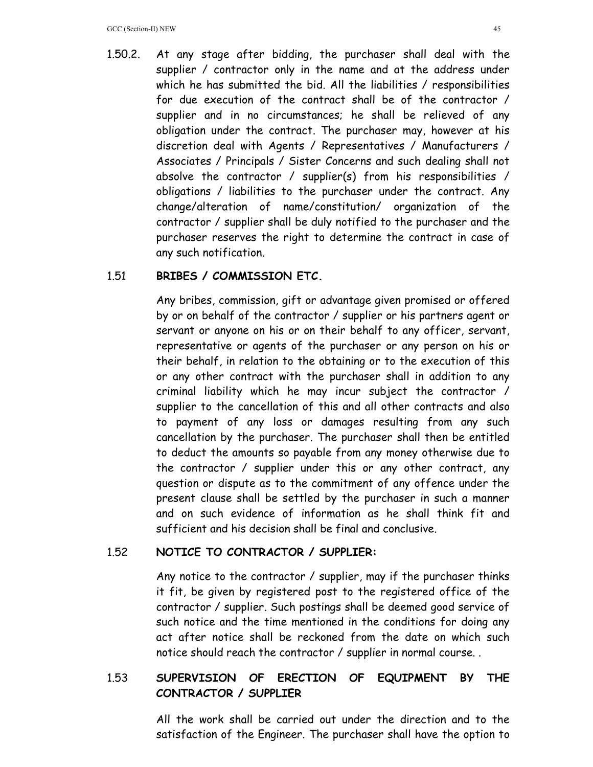1.50.2. At any stage after bidding, the purchaser shall deal with the supplier / contractor only in the name and at the address under which he has submitted the bid. All the liabilities / responsibilities for due execution of the contract shall be of the contractor / supplier and in no circumstances; he shall be relieved of any obligation under the contract. The purchaser may, however at his discretion deal with Agents / Representatives / Manufacturers / Associates / Principals / Sister Concerns and such dealing shall not absolve the contractor / supplier(s) from his responsibilities / obligations / liabilities to the purchaser under the contract. Any change/alteration of name/constitution/ organization of the contractor / supplier shall be duly notified to the purchaser and the purchaser reserves the right to determine the contract in case of any such notification.

## 1.51 BRIBES / COMMISSION ETC.

Any bribes, commission, gift or advantage given promised or offered by or on behalf of the contractor / supplier or his partners agent or servant or anyone on his or on their behalf to any officer, servant, representative or agents of the purchaser or any person on his or their behalf, in relation to the obtaining or to the execution of this or any other contract with the purchaser shall in addition to any criminal liability which he may incur subject the contractor / supplier to the cancellation of this and all other contracts and also to payment of any loss or damages resulting from any such cancellation by the purchaser. The purchaser shall then be entitled to deduct the amounts so payable from any money otherwise due to the contractor / supplier under this or any other contract, any question or dispute as to the commitment of any offence under the present clause shall be settled by the purchaser in such a manner and on such evidence of information as he shall think fit and sufficient and his decision shall be final and conclusive.

## 1.52 NOTICE TO CONTRACTOR / SUPPLIER:

Any notice to the contractor / supplier, may if the purchaser thinks it fit, be given by registered post to the registered office of the contractor / supplier. Such postings shall be deemed good service of such notice and the time mentioned in the conditions for doing any act after notice shall be reckoned from the date on which such notice should reach the contractor / supplier in normal course. .

## 1.53 SUPERVISION OF ERECTION OF EQUIPMENT BY THE CONTRACTOR / SUPPLIER

All the work shall be carried out under the direction and to the satisfaction of the Engineer. The purchaser shall have the option to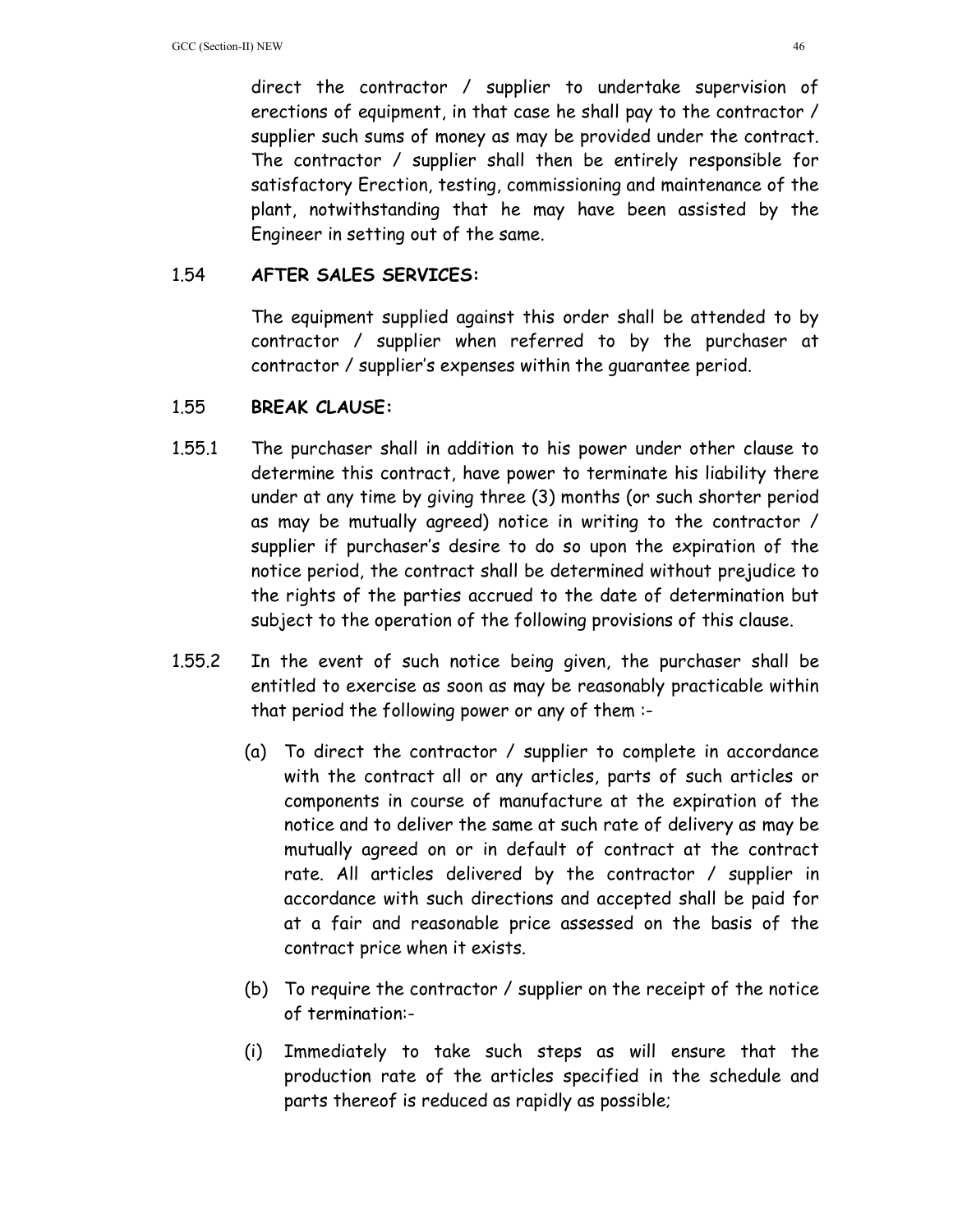direct the contractor / supplier to undertake supervision of erections of equipment, in that case he shall pay to the contractor / supplier such sums of money as may be provided under the contract. The contractor / supplier shall then be entirely responsible for satisfactory Erection, testing, commissioning and maintenance of the plant, notwithstanding that he may have been assisted by the Engineer in setting out of the same.

### 1.54 AFTER SALES SERVICES:

The equipment supplied against this order shall be attended to by contractor / supplier when referred to by the purchaser at contractor / supplier's expenses within the guarantee period.

### 1.55 BREAK CLAUSE:

1.55.1 The purchaser shall in addition to his power under other clause to determine this contract, have power to terminate his liability there under at any time by giving three (3) months (or such shorter period as may be mutually agreed) notice in writing to the contractor / supplier if purchaser's desire to do so upon the expiration of the notice period, the contract shall be determined without prejudice to the rights of the parties accrued to the date of determination but subject to the operation of the following provisions of this clause.

1.55.2 In the event of such notice being given, the purchaser shall be entitled to exercise as soon as may be reasonably practicable within that period the following power or any of them :-

(a) To direct the contractor / supplier to complete in accordance with the contract all or any articles, parts of such articles or components in course of manufacture at the expiration of the notice and to deliver the same at such rate of delivery as may be mutually agreed on or in default of contract at the contract rate. All articles delivered by the contractor / supplier in accordance with such directions and accepted shall be paid for at a fair and reasonable price assessed on the basis of the contract price when it exists.

(b) To require the contractor / supplier on the receipt of the notice of termination:-

(i) Immediately to take such steps as will ensure that the production rate of the articles specified in the schedule and parts thereof is reduced as rapidly as possible;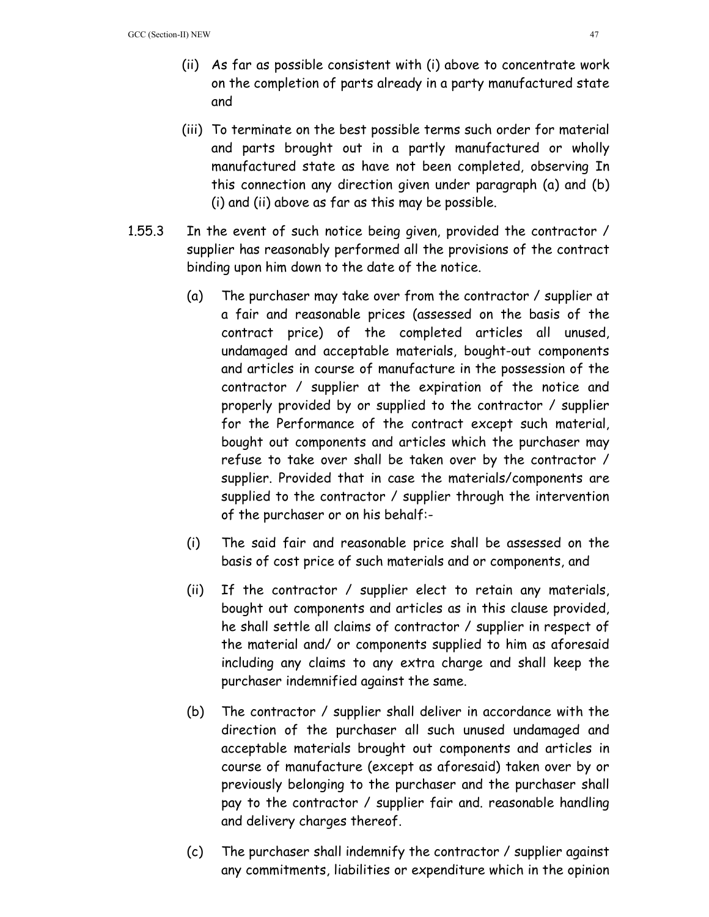(ii) As far as possible consistent with (i) above to concentrate work on the completion of parts already in a party manufactured state and

(iii) To terminate on the best possible terms such order for material and parts brought out in a partly manufactured or wholly manufactured state as have not been completed, observing In this connection any direction given under paragraph (a) and (b) (i) and (ii) above as far as this may be possible.

1.55.3 In the event of such notice being given, provided the contractor / supplier has reasonably performed all the provisions of the contract binding upon him down to the date of the notice.

(a) The purchaser may take over from the contractor / supplier at a fair and reasonable prices (assessed on the basis of the contract price) of the completed articles all unused, undamaged and acceptable materials, bought-out components and articles in course of manufacture in the possession of the contractor / supplier at the expiration of the notice and properly provided by or supplied to the contractor / supplier for the Performance of the contract except such material, bought out components and articles which the purchaser may refuse to take over shall be taken over by the contractor / supplier. Provided that in case the materials/components are supplied to the contractor / supplier through the intervention of the purchaser or on his behalf:-

(i) The said fair and reasonable price shall be assessed on the basis of cost price of such materials and or components, and

(ii) If the contractor / supplier elect to retain any materials, bought out components and articles as in this clause provided, he shall settle all claims of contractor / supplier in respect of the material and/ or components supplied to him as aforesaid including any claims to any extra charge and shall keep the purchaser indemnified against the same.

(b) The contractor / supplier shall deliver in accordance with the direction of the purchaser all such unused undamaged and acceptable materials brought out components and articles in course of manufacture (except as aforesaid) taken over by or previously belonging to the purchaser and the purchaser shall pay to the contractor / supplier fair and. reasonable handling and delivery charges thereof.

(c) The purchaser shall indemnify the contractor / supplier against any commitments, liabilities or expenditure which in the opinion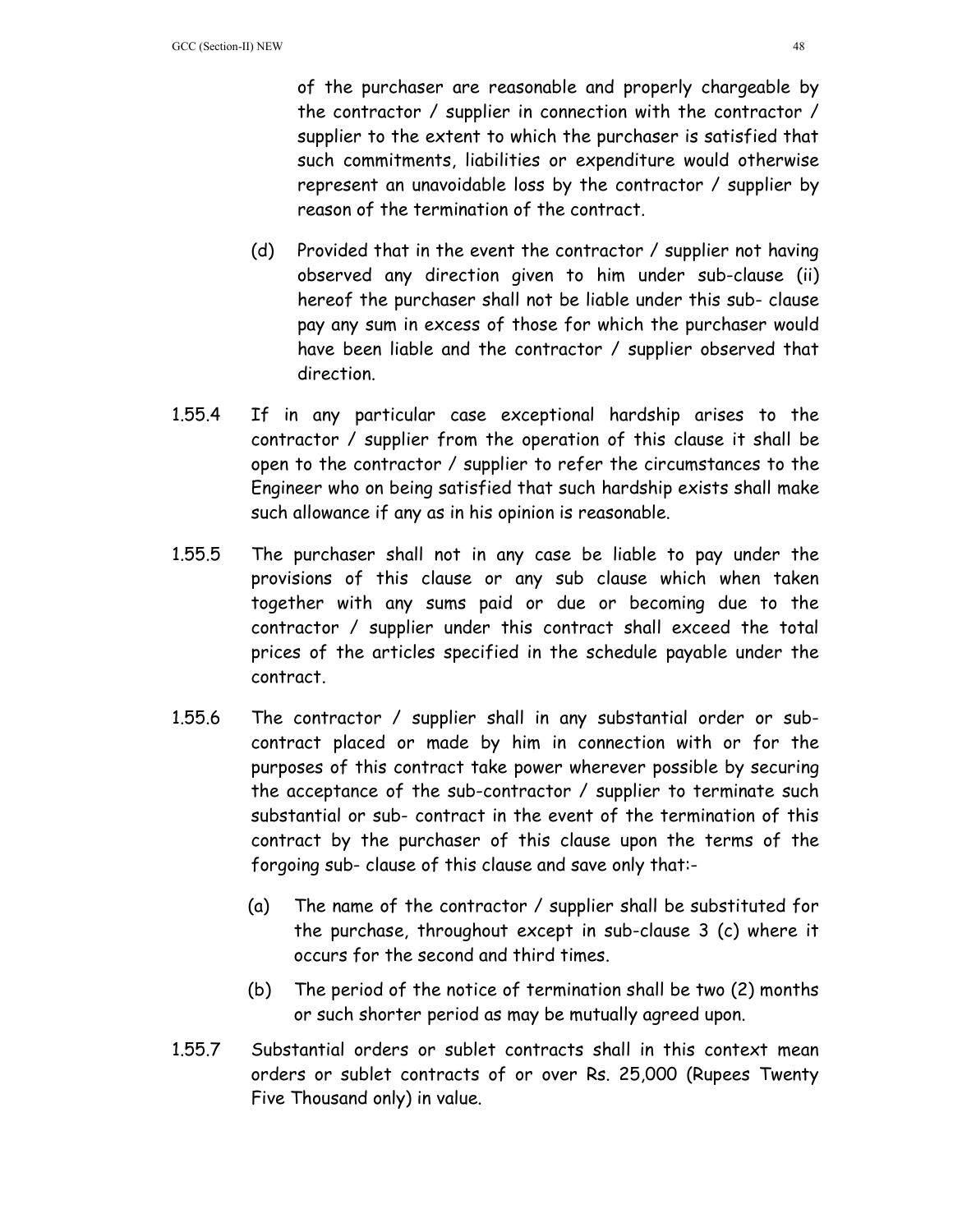of the purchaser are reasonable and properly chargeable by the contractor / supplier in connection with the contractor / supplier to the extent to which the purchaser is satisfied that such commitments, liabilities or expenditure would otherwise represent an unavoidable loss by the contractor / supplier by reason of the termination of the contract.

(d) Provided that in the event the contractor / supplier not having observed any direction given to him under sub-clause (ii) hereof the purchaser shall not be liable under this sub- clause pay any sum in excess of those for which the purchaser would have been liable and the contractor / supplier observed that direction.

1.55.4 If in any particular case exceptional hardship arises to the contractor / supplier from the operation of this clause it shall be open to the contractor / supplier to refer the circumstances to the Engineer who on being satisfied that such hardship exists shall make such allowance if any as in his opinion is reasonable.

1.55.5 The purchaser shall not in any case be liable to pay under the provisions of this clause or any sub clause which when taken together with any sums paid or due or becoming due to the contractor / supplier under this contract shall exceed the total prices of the articles specified in the schedule payable under the contract.

1.55.6 The contractor / supplier shall in any substantial order or sub-contract placed or made by him in connection with or for the purposes of this contract take power wherever possible by securing the acceptance of the sub-contractor / supplier to terminate such substantial or sub- contract in the event of the termination of this contract by the purchaser of this clause upon the terms of the forgoing sub- clause of this clause and save only that:-

(a) The name of the contractor / supplier shall be substituted for the purchase, throughout except in sub-clause 3 (c) where it occurs for the second and third times.

(b) The period of the notice of termination shall be two (2) months or such shorter period as may be mutually agreed upon.

1.55.7 Substantial orders or sublet contracts shall in this context mean orders or sublet contracts of or over Rs. 25,000 (Rupees Twenty Five Thousand only) in value.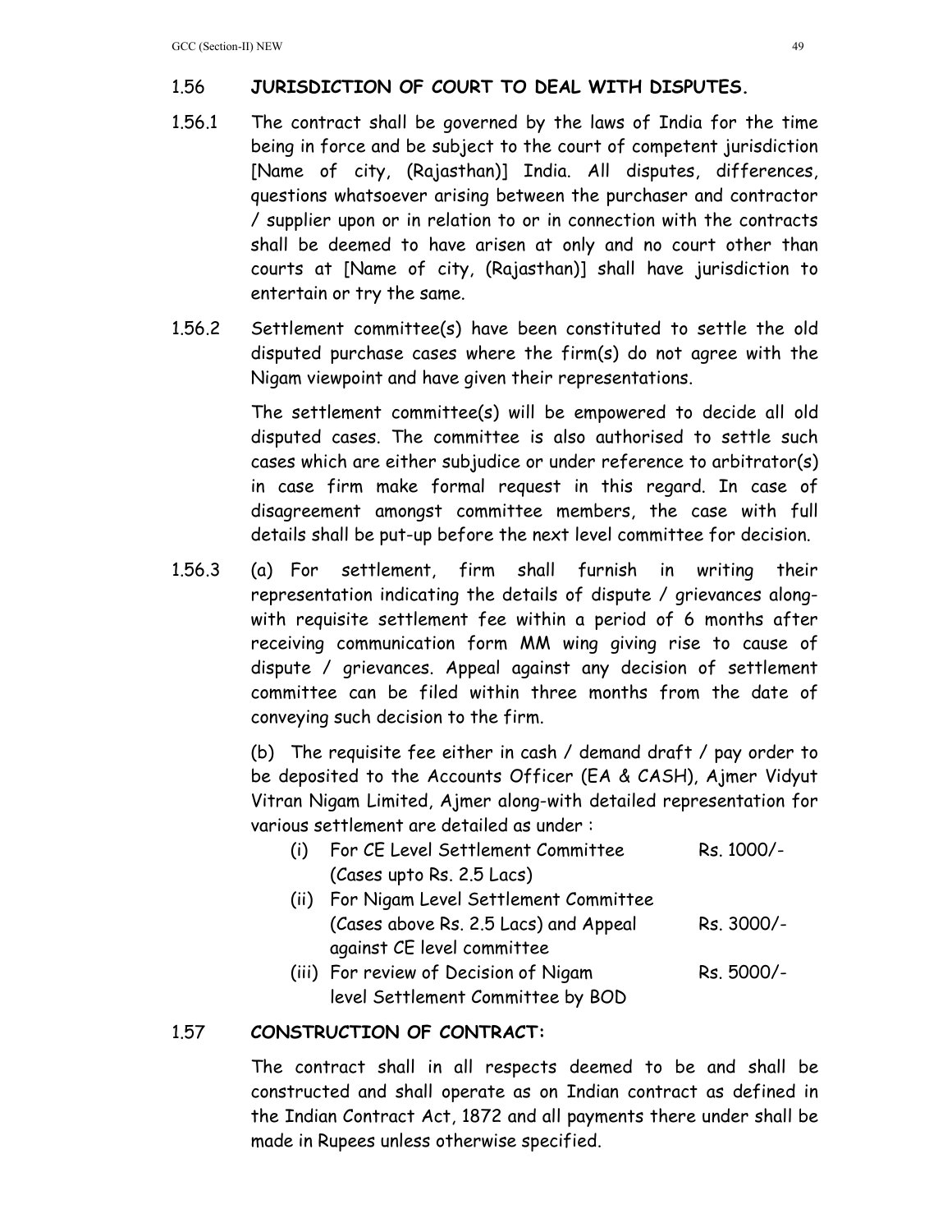## 1.56 JURISDICTION OF COURT TO DEAL WITH DISPUTES.

1.56.1 The contract shall be governed by the laws of India for the time being in force and be subject to the court of competent jurisdiction [Name of city, (Rajasthan)] India. All disputes, differences, questions whatsoever arising between the purchaser and contractor / supplier upon or in relation to or in connection with the contracts shall be deemed to have arisen at only and no court other than courts at [Name of city, (Rajasthan)] shall have jurisdiction to entertain or try the same.

1.56.2 Settlement committee(s) have been constituted to settle the old disputed purchase cases where the firm(s) do not agree with the Nigam viewpoint and have given their representations.

The settlement committee(s) will be empowered to decide all old disputed cases. The committee is also authorised to settle such cases which are either subjudice or under reference to arbitrator(s) in case firm make formal request in this regard. In case of disagreement amongst committee members, the case with full details shall be put-up before the next level committee for decision.

1.56.3 (a) For settlement, firm shall furnish in writing their representation indicating the details of dispute / grievances along-with requisite settlement fee within a period of 6 months after receiving communication form MM wing giving rise to cause of dispute / grievances. Appeal against any decision of settlement committee can be filed within three months from the date of conveying such decision to the firm.

(b) The requisite fee either in cash / demand draft / pay order to be deposited to the Accounts Officer (EA & CASH), Ajmer Vidyut Vitran Nigam Limited, Ajmer along-with detailed representation for various settlement are detailed as under :

| | | |
|---|---|---|
| (i) | For CE Level Settlement Committee (Cases upto Rs. 2.5 Lacs) | Rs. 1000/- |
| (ii) | For Nigam Level Settlement Committee (Cases above Rs. 2.5 Lacs) and Appeal against CE level committee | Rs. 3000/- |
| (iii) | For review of Decision of Nigam level Settlement Committee by BOD | Rs. 5000/- |

## 1.57 CONSTRUCTION OF CONTRACT:

The contract shall in all respects deemed to be and shall be constructed and shall operate as on Indian contract as defined in the Indian Contract Act, 1872 and all payments there under shall be made in Rupees unless otherwise specified.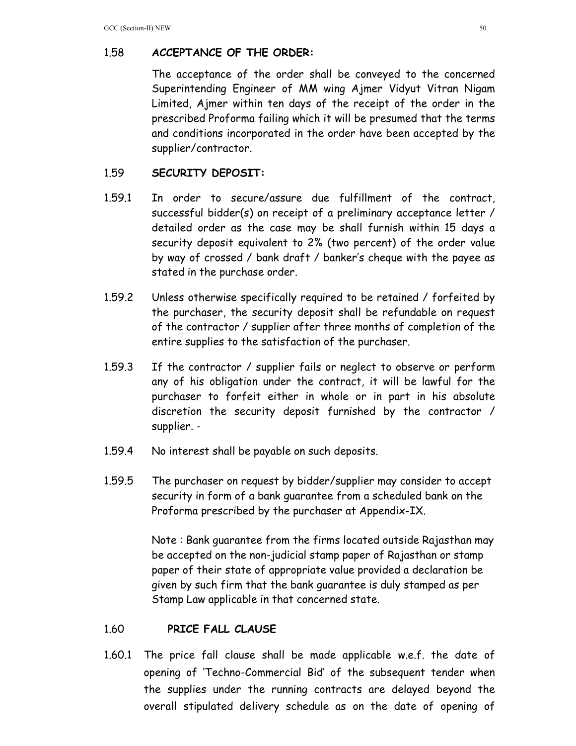## 1.58 ACCEPTANCE OF THE ORDER:

The acceptance of the order shall be conveyed to the concerned Superintending Engineer of MM wing Ajmer Vidyut Vitran Nigam Limited, Ajmer within ten days of the receipt of the order in the prescribed Proforma failing which it will be presumed that the terms and conditions incorporated in the order have been accepted by the supplier/contractor.

## 1.59 SECURITY DEPOSIT:

1.59.1 In order to secure/assure due fulfillment of the contract, successful bidder(s) on receipt of a preliminary acceptance letter / detailed order as the case may be shall furnish within 15 days a security deposit equivalent to 2% (two percent) of the order value by way of crossed / bank draft / banker's cheque with the payee as stated in the purchase order.

1.59.2 Unless otherwise specifically required to be retained / forfeited by the purchaser, the security deposit shall be refundable on request of the contractor / supplier after three months of completion of the entire supplies to the satisfaction of the purchaser.

1.59.3 If the contractor / supplier fails or neglect to observe or perform any of his obligation under the contract, it will be lawful for the purchaser to forfeit either in whole or in part in his absolute discretion the security deposit furnished by the contractor / supplier. -

1.59.4 No interest shall be payable on such deposits.

1.59.5 The purchaser on request by bidder/supplier may consider to accept security in form of a bank guarantee from a scheduled bank on the Proforma prescribed by the purchaser at Appendix-IX.

Note : Bank guarantee from the firms located outside Rajasthan may be accepted on the non-judicial stamp paper of Rajasthan or stamp paper of their state of appropriate value provided a declaration be given by such firm that the bank guarantee is duly stamped as per Stamp Law applicable in that concerned state.

## 1.60 PRICE FALL CLAUSE

1.60.1 The price fall clause shall be made applicable w.e.f. the date of opening of 'Techno-Commercial Bid' of the subsequent tender when the supplies under the running contracts are delayed beyond the overall stipulated delivery schedule as on the date of opening of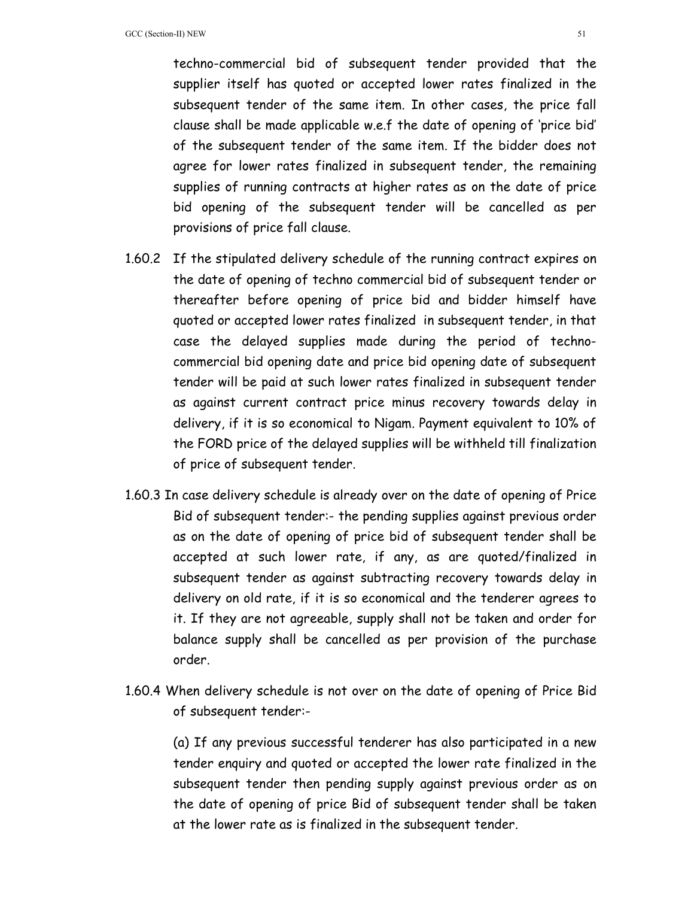techno-commercial bid of subsequent tender provided that the supplier itself has quoted or accepted lower rates finalized in the subsequent tender of the same item. In other cases, the price fall clause shall be made applicable w.e.f the date of opening of 'price bid' of the subsequent tender of the same item. If the bidder does not agree for lower rates finalized in subsequent tender, the remaining supplies of running contracts at higher rates as on the date of price bid opening of the subsequent tender will be cancelled as per provisions of price fall clause.

1.60.2 If the stipulated delivery schedule of the running contract expires on the date of opening of techno commercial bid of subsequent tender or thereafter before opening of price bid and bidder himself have quoted or accepted lower rates finalized in subsequent tender, in that case the delayed supplies made during the period of techno-commercial bid opening date and price bid opening date of subsequent tender will be paid at such lower rates finalized in subsequent tender as against current contract price minus recovery towards delay in delivery, if it is so economical to Nigam. Payment equivalent to 10% of the FORD price of the delayed supplies will be withheld till finalization of price of subsequent tender.

1.60.3 In case delivery schedule is already over on the date of opening of Price Bid of subsequent tender:- the pending supplies against previous order as on the date of opening of price bid of subsequent tender shall be accepted at such lower rate, if any, as are quoted/finalized in subsequent tender as against subtracting recovery towards delay in delivery on old rate, if it is so economical and the tenderer agrees to it. If they are not agreeable, supply shall not be taken and order for balance supply shall be cancelled as per provision of the purchase order.

1.60.4 When delivery schedule is not over on the date of opening of Price Bid of subsequent tender:-

(a) If any previous successful tenderer has also participated in a new tender enquiry and quoted or accepted the lower rate finalized in the subsequent tender then pending supply against previous order as on the date of opening of price Bid of subsequent tender shall be taken at the lower rate as is finalized in the subsequent tender.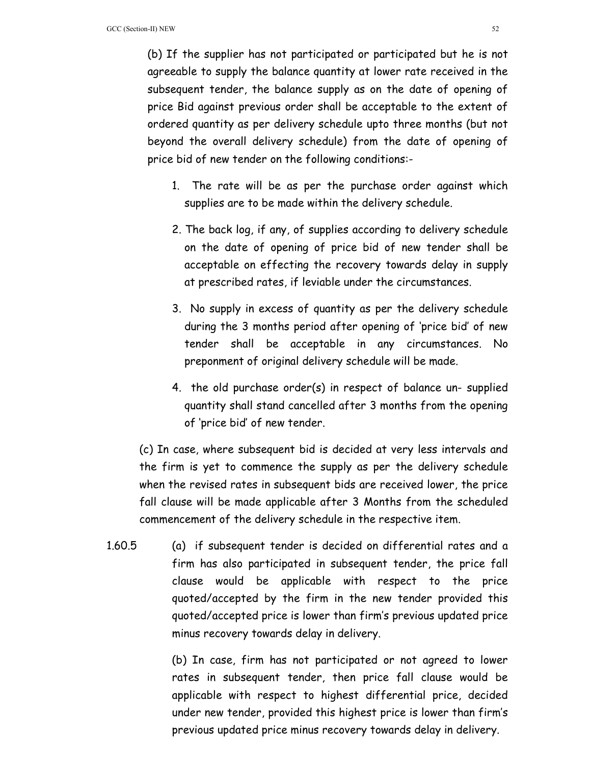(b) If the supplier has not participated or participated but he is not agreeable to supply the balance quantity at lower rate received in the subsequent tender, the balance supply as on the date of opening of price Bid against previous order shall be acceptable to the extent of ordered quantity as per delivery schedule upto three months (but not beyond the overall delivery schedule) from the date of opening of price bid of new tender on the following conditions:-

1. The rate will be as per the purchase order against which supplies are to be made within the delivery schedule.
2. The back log, if any, of supplies according to delivery schedule on the date of opening of price bid of new tender shall be acceptable on effecting the recovery towards delay in supply at prescribed rates, if leviable under the circumstances.
3. No supply in excess of quantity as per the delivery schedule during the 3 months period after opening of 'price bid' of new tender shall be acceptable in any circumstances. No preponment of original delivery schedule will be made.
4. the old purchase order(s) in respect of balance un- supplied quantity shall stand cancelled after 3 months from the opening of 'price bid' of new tender.

(c) In case, where subsequent bid is decided at very less intervals and the firm is yet to commence the supply as per the delivery schedule when the revised rates in subsequent bids are received lower, the price fall clause will be made applicable after 3 Months from the scheduled commencement of the delivery schedule in the respective item.

1.60.5 (a) if subsequent tender is decided on differential rates and a firm has also participated in subsequent tender, the price fall clause would be applicable with respect to the price quoted/accepted by the firm in the new tender provided this quoted/accepted price is lower than firm's previous updated price minus recovery towards delay in delivery.

(b) In case, firm has not participated or not agreed to lower rates in subsequent tender, then price fall clause would be applicable with respect to highest differential price, decided under new tender, provided this highest price is lower than firm's previous updated price minus recovery towards delay in delivery.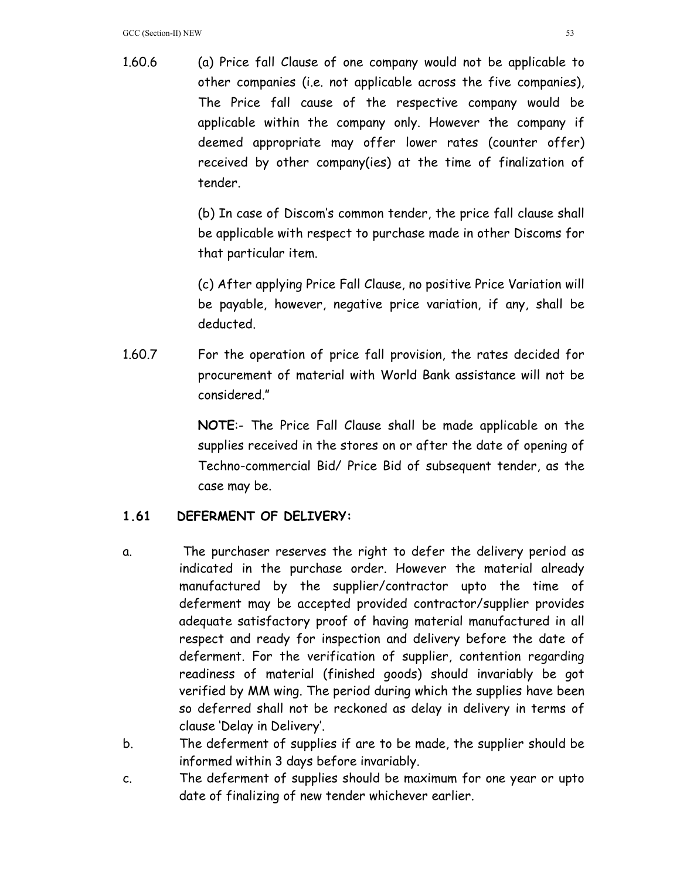1.60.6 (a) Price fall Clause of one company would not be applicable to other companies (i.e. not applicable across the five companies), The Price fall cause of the respective company would be applicable within the company only. However the company if deemed appropriate may offer lower rates (counter offer) received by other company(ies) at the time of finalization of tender.

(b) In case of Discom's common tender, the price fall clause shall be applicable with respect to purchase made in other Discoms for that particular item.

(c) After applying Price Fall Clause, no positive Price Variation will be payable, however, negative price variation, if any, shall be deducted.

1.60.7 For the operation of price fall provision, the rates decided for procurement of material with World Bank assistance will not be considered."

**NOTE**:- The Price Fall Clause shall be made applicable on the supplies received in the stores on or after the date of opening of Techno-commercial Bid/ Price Bid of subsequent tender, as the case may be.

## 1.61 DEFERMENT OF DELIVERY:

a. The purchaser reserves the right to defer the delivery period as indicated in the purchase order. However the material already manufactured by the supplier/contractor upto the time of deferment may be accepted provided contractor/supplier provides adequate satisfactory proof of having material manufactured in all respect and ready for inspection and delivery before the date of deferment. For the verification of supplier, contention regarding readiness of material (finished goods) should invariably be got verified by MM wing. The period during which the supplies have been so deferred shall not be reckoned as delay in delivery in terms of clause 'Delay in Delivery'.

b. The deferment of supplies if are to be made, the supplier should be informed within 3 days before invariably.

c. The deferment of supplies should be maximum for one year or upto date of finalizing of new tender whichever earlier.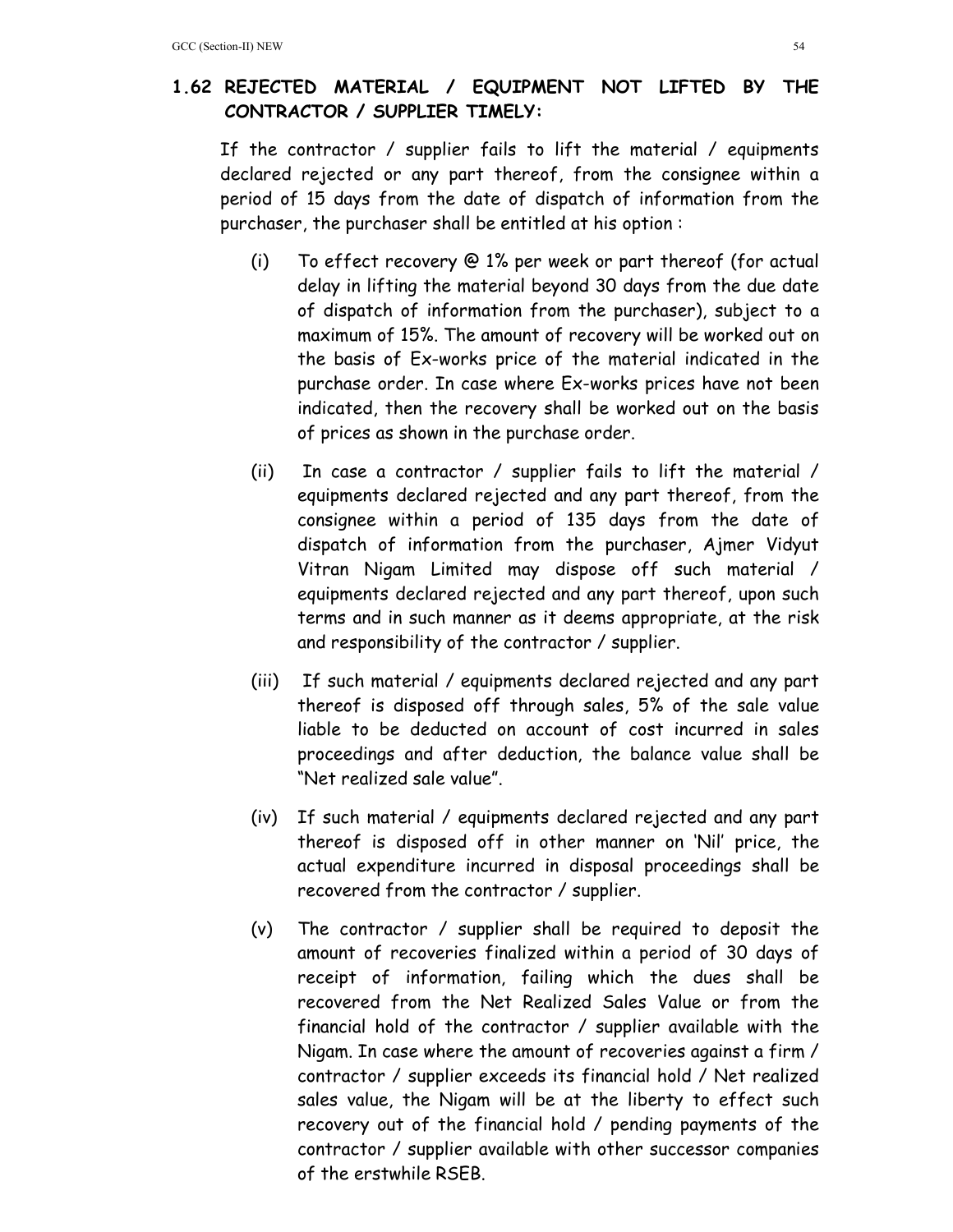## 1.62 REJECTED MATERIAL / EQUIPMENT NOT LIFTED BY THE CONTRACTOR / SUPPLIER TIMELY:

If the contractor / supplier fails to lift the material / equipments declared rejected or any part thereof, from the consignee within a period of 15 days from the date of dispatch of information from the purchaser, the purchaser shall be entitled at his option :

(i) To effect recovery @ 1% per week or part thereof (for actual delay in lifting the material beyond 30 days from the due date of dispatch of information from the purchaser), subject to a maximum of 15%. The amount of recovery will be worked out on the basis of Ex-works price of the material indicated in the purchase order. In case where Ex-works prices have not been indicated, then the recovery shall be worked out on the basis of prices as shown in the purchase order.

(ii) In case a contractor / supplier fails to lift the material / equipments declared rejected and any part thereof, from the consignee within a period of 135 days from the date of dispatch of information from the purchaser, Ajmer Vidyut Vitran Nigam Limited may dispose off such material / equipments declared rejected and any part thereof, upon such terms and in such manner as it deems appropriate, at the risk and responsibility of the contractor / supplier.

(iii) If such material / equipments declared rejected and any part thereof is disposed off through sales, 5% of the sale value liable to be deducted on account of cost incurred in sales proceedings and after deduction, the balance value shall be "Net realized sale value".

(iv) If such material / equipments declared rejected and any part thereof is disposed off in other manner on 'Nil' price, the actual expenditure incurred in disposal proceedings shall be recovered from the contractor / supplier.

(v) The contractor / supplier shall be required to deposit the amount of recoveries finalized within a period of 30 days of receipt of information, failing which the dues shall be recovered from the Net Realized Sales Value or from the financial hold of the contractor / supplier available with the Nigam. In case where the amount of recoveries against a firm / contractor / supplier exceeds its financial hold / Net realized sales value, the Nigam will be at the liberty to effect such recovery out of the financial hold / pending payments of the contractor / supplier available with other successor companies of the erstwhile RSEB.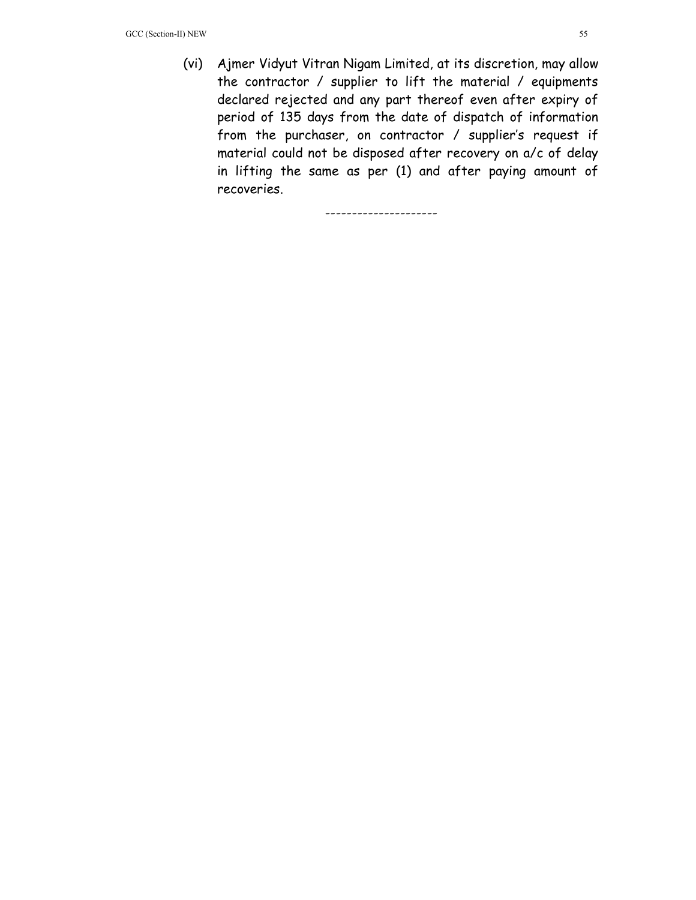(vi) Ajmer Vidyut Vitran Nigam Limited, at its discretion, may allow the contractor / supplier to lift the material / equipments declared rejected and any part thereof even after expiry of period of 135 days from the date of dispatch of information from the purchaser, on contractor / supplier's request if material could not be disposed after recovery on a/c of delay in lifting the same as per (1) and after paying amount of recoveries.

---------------------